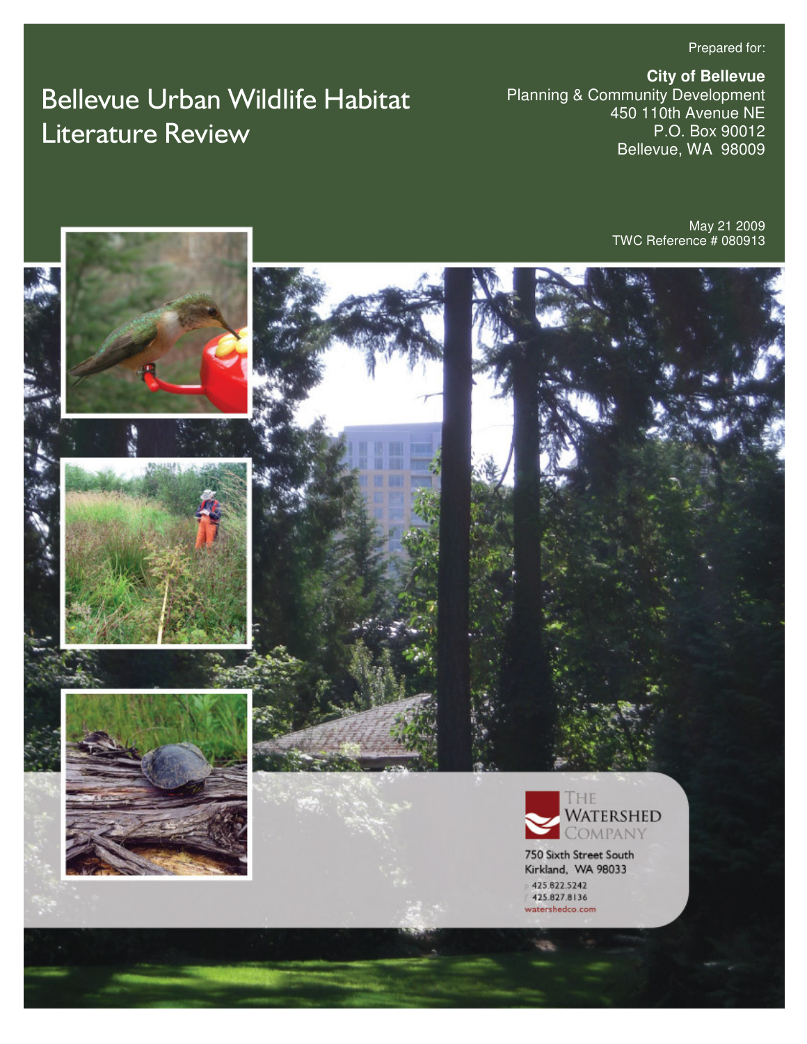# Bellevue Urban Wildlife Habitat Literature Review

Prepared for:

**City of Bellevue**
Planning & Community Development
450 110th Avenue NE
P.O. Box 90012
Bellevue, WA 98009

May 21 2009
TWC Reference # 080913

The Watershed Company
750 Sixth Street South
Kirkland, WA 98033
p 425.822.5242
f 425.827.8136
watershedco.com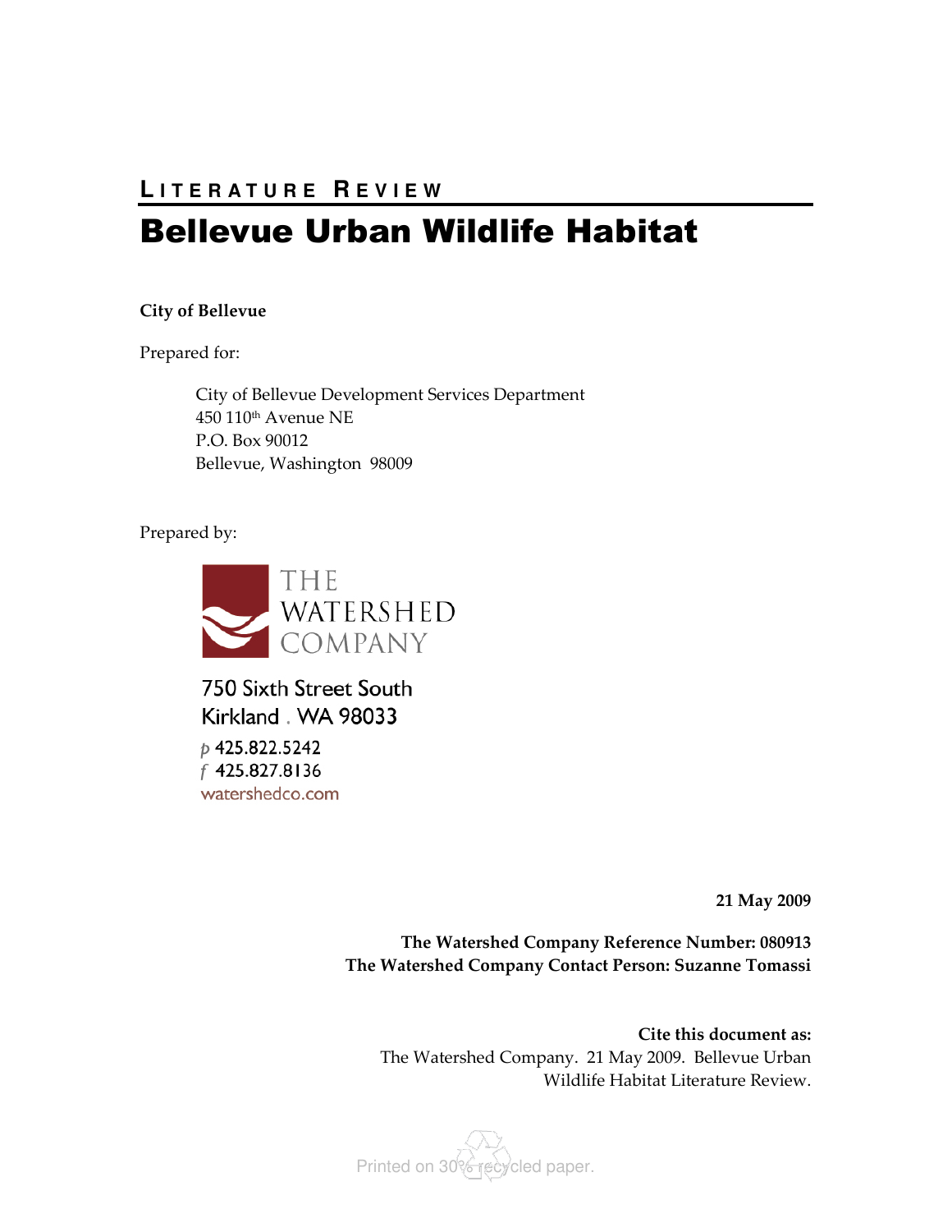# LITERATURE REVIEW

# Bellevue Urban Wildlife Habitat

**City of Bellevue**

Prepared for:

City of Bellevue Development Services Department
450 110th Avenue NE
P.O. Box 90012
Bellevue, Washington 98009

Prepared by:

THE WATERSHED COMPANY

750 Sixth Street South
Kirkland . WA 98033

p 425.822.5242
f 425.827.8136
watershedco.com

**21 May 2009**

**The Watershed Company Reference Number: 080913**
**The Watershed Company Contact Person: Suzanne Tomassi**

**Cite this document as:**
The Watershed Company. 21 May 2009. Bellevue Urban Wildlife Habitat Literature Review.

Printed on 30% recycled paper.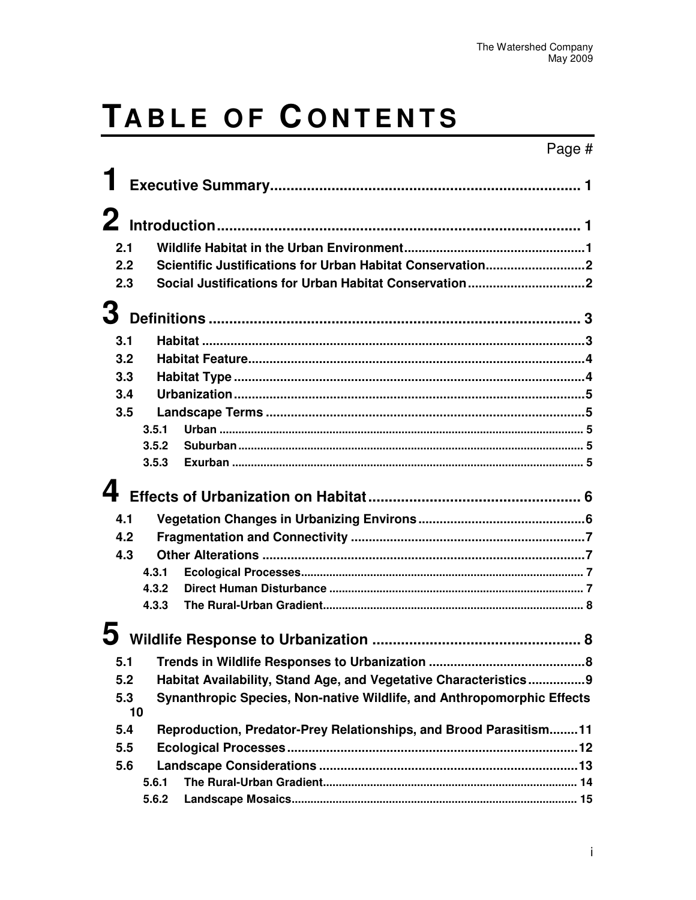# TABLE OF CONTENTS

Page #

**1 Executive Summary** ........................................................................ 1

**2 Introduction** ........................................................................ 1

- **2.1 Wildlife Habitat in the Urban Environment** ........................................ 1
- **2.2 Scientific Justifications for Urban Habitat Conservation** ........................ 2
- **2.3 Social Justifications for Urban Habitat Conservation** ........................... 2

**3 Definitions** ........................................................................ 3

- **3.1 Habitat** ........................................................................ 3
- **3.2 Habitat Feature** ........................................................................ 4
- **3.3 Habitat Type** ........................................................................ 4
- **3.4 Urbanization** ........................................................................ 5
- **3.5 Landscape Terms** ........................................................................ 5
  - **3.5.1 Urban** ........................................................................ 5
  - **3.5.2 Suburban** ........................................................................ 5
  - **3.5.3 Exurban** ........................................................................ 5

**4 Effects of Urbanization on Habitat** ................................................ 6

- **4.1 Vegetation Changes in Urbanizing Environs** ......................................... 6
- **4.2 Fragmentation and Connectivity** ........................................................ 7
- **4.3 Other Alterations** ........................................................................ 7
  - **4.3.1 Ecological Processes** ........................................................................ 7
  - **4.3.2 Direct Human Disturbance** ........................................................................ 7
  - **4.3.3 The Rural-Urban Gradient** ........................................................................ 8

**5 Wildlife Response to Urbanization** ................................................ 8

- **5.1 Trends in Wildlife Responses to Urbanization** ......................................... 8
- **5.2 Habitat Availability, Stand Age, and Vegetative Characteristics** ............... 9
- **5.3 Synanthropic Species, Non-native Wildlife, and Anthropomorphic Effects** 10
- **5.4 Reproduction, Predator-Prey Relationships, and Brood Parasitism** ........ 11
- **5.5 Ecological Processes** ........................................................................ 12
- **5.6 Landscape Considerations** ........................................................................ 13
  - **5.6.1 The Rural-Urban Gradient** ........................................................................ 14
  - **5.6.2 Landscape Mosaics** ........................................................................ 15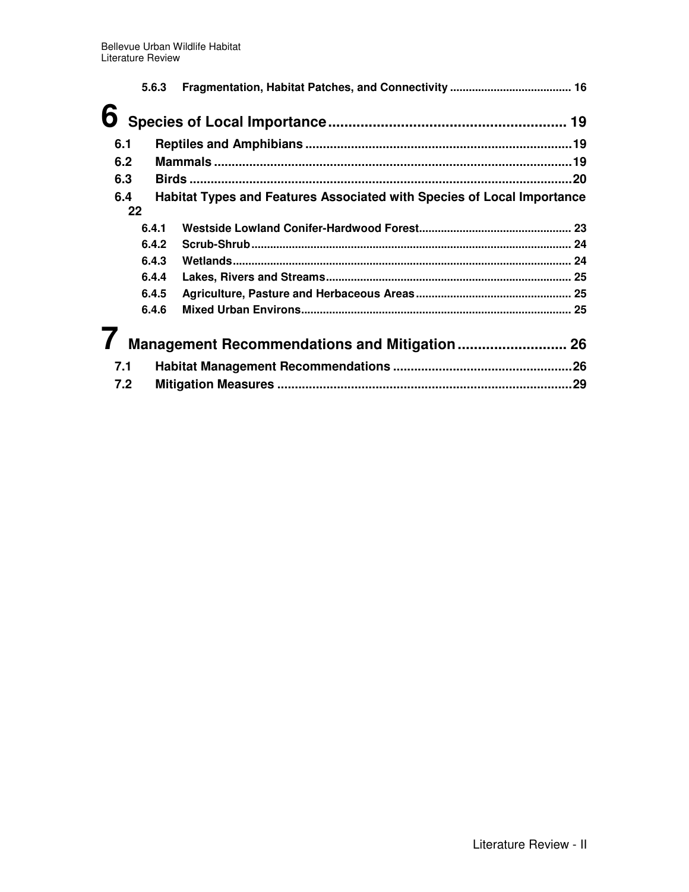5.6.3 Fragmentation, Habitat Patches, and Connectivity ....................................... 16

**6 Species of Local Importance ........................................................ 19**

**6.1 Reptiles and Amphibians ........................................................................ 19**

**6.2 Mammals ..................................................................................................... 19**

**6.3 Birds ............................................................................................................ 20**

**6.4 Habitat Types and Features Associated with Species of Local Importance 22**

6.4.1 Westside Lowland Conifer-Hardwood Forest ................................................. 23

6.4.2 Scrub-Shrub ..................................................................................................... 24

6.4.3 Wetlands .......................................................................................................... 24

6.4.4 Lakes, Rivers and Streams ............................................................................. 25

6.4.5 Agriculture, Pasture and Herbaceous Areas ................................................. 25

6.4.6 Mixed Urban Environs ..................................................................................... 25

**7 Management Recommendations and Mitigation ........................... 26**

**7.1 Habitat Management Recommendations ................................................. 26**

**7.2 Mitigation Measures ................................................................................... 29**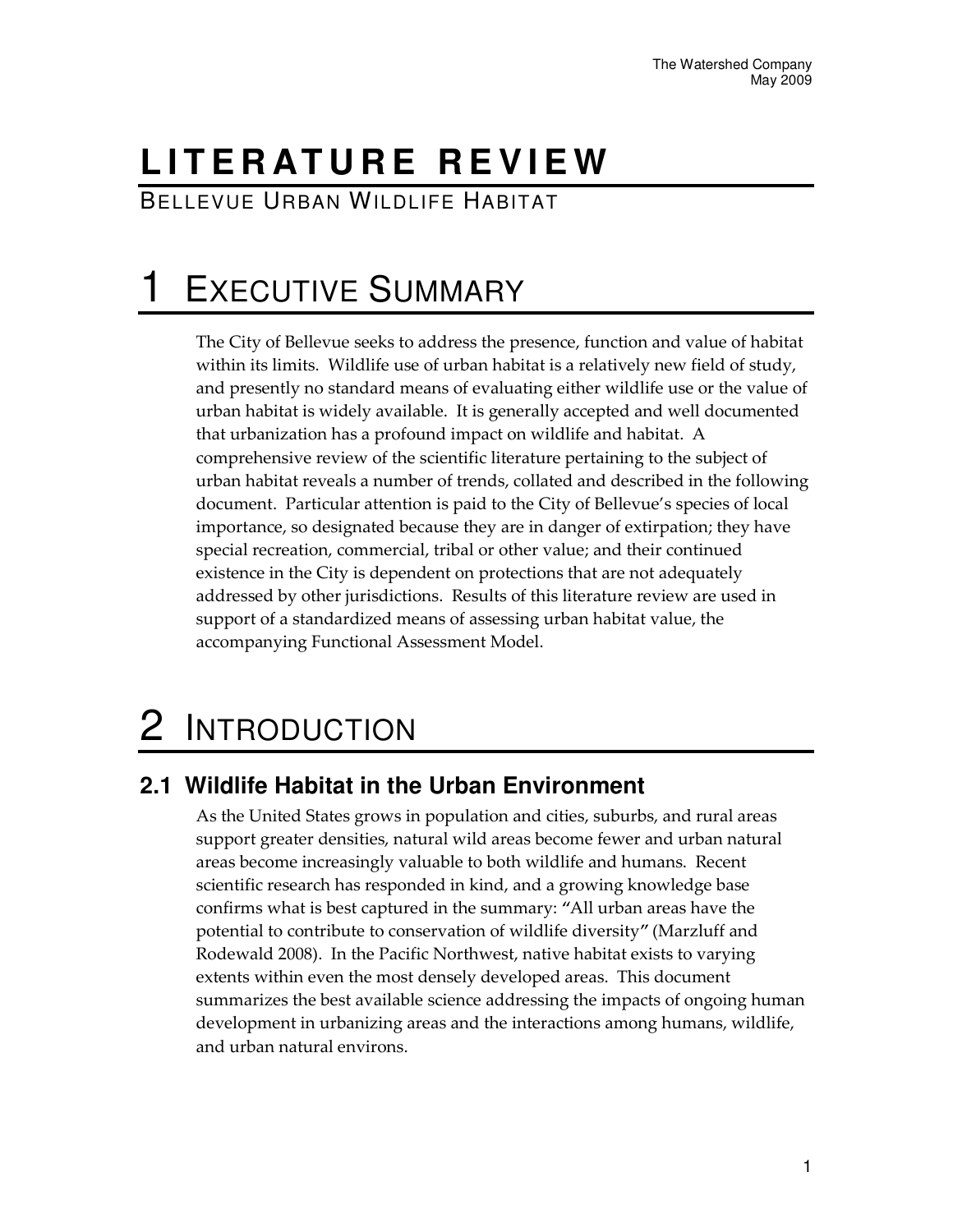# LITERATURE REVIEW

BELLEVUE URBAN WILDLIFE HABITAT

# 1 EXECUTIVE SUMMARY

The City of Bellevue seeks to address the presence, function and value of habitat within its limits. Wildlife use of urban habitat is a relatively new field of study, and presently no standard means of evaluating either wildlife use or the value of urban habitat is widely available. It is generally accepted and well documented that urbanization has a profound impact on wildlife and habitat. A comprehensive review of the scientific literature pertaining to the subject of urban habitat reveals a number of trends, collated and described in the following document. Particular attention is paid to the City of Bellevue's species of local importance, so designated because they are in danger of extirpation; they have special recreation, commercial, tribal or other value; and their continued existence in the City is dependent on protections that are not adequately addressed by other jurisdictions. Results of this literature review are used in support of a standardized means of assessing urban habitat value, the accompanying Functional Assessment Model.

# 2 INTRODUCTION

## 2.1 Wildlife Habitat in the Urban Environment

As the United States grows in population and cities, suburbs, and rural areas support greater densities, natural wild areas become fewer and urban natural areas become increasingly valuable to both wildlife and humans. Recent scientific research has responded in kind, and a growing knowledge base confirms what is best captured in the summary: "All urban areas have the potential to contribute to conservation of wildlife diversity" (Marzluff and Rodewald 2008). In the Pacific Northwest, native habitat exists to varying extents within even the most densely developed areas. This document summarizes the best available science addressing the impacts of ongoing human development in urbanizing areas and the interactions among humans, wildlife, and urban natural environs.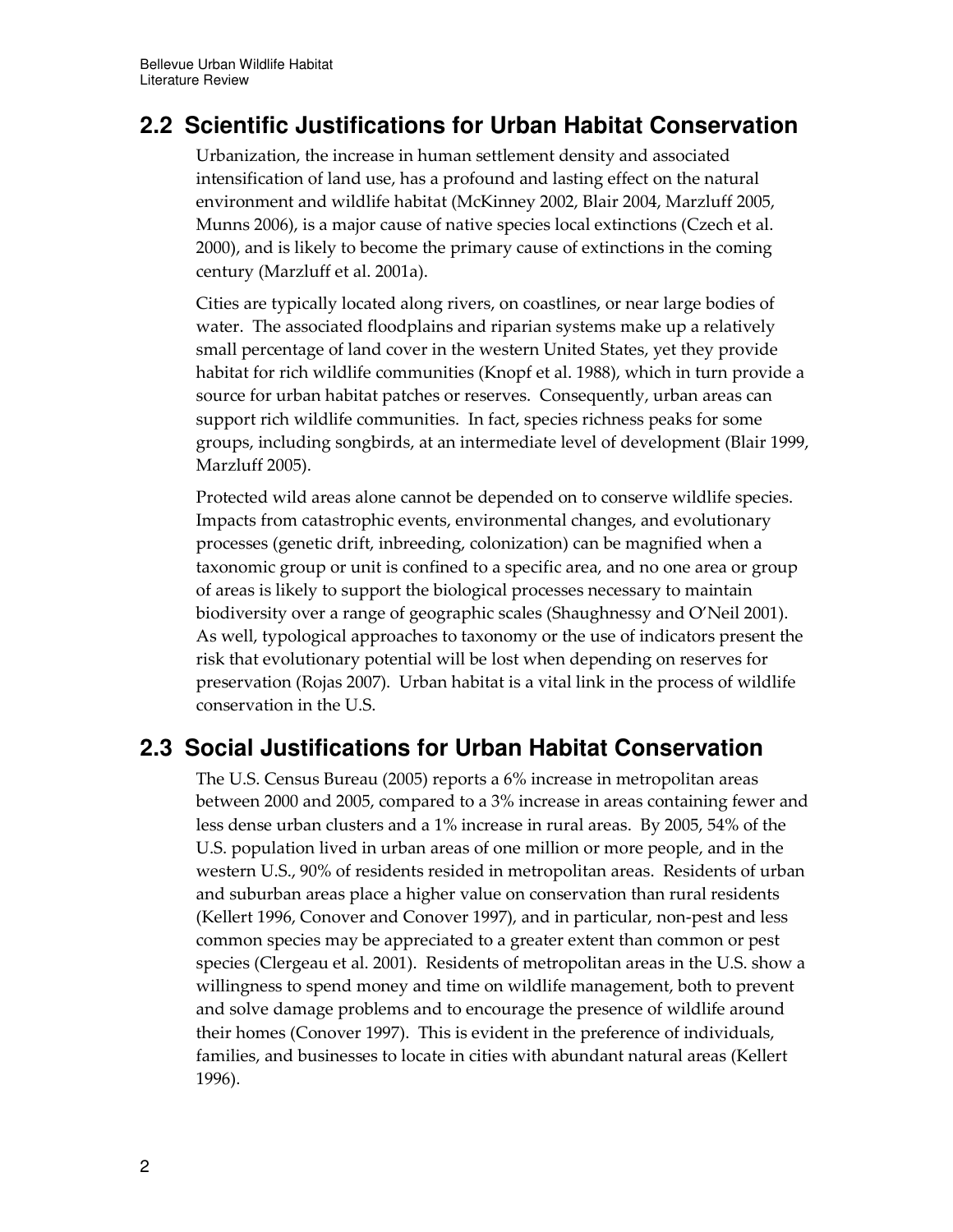## 2.2 Scientific Justifications for Urban Habitat Conservation

Urbanization, the increase in human settlement density and associated intensification of land use, has a profound and lasting effect on the natural environment and wildlife habitat (McKinney 2002, Blair 2004, Marzluff 2005, Munns 2006), is a major cause of native species local extinctions (Czech et al. 2000), and is likely to become the primary cause of extinctions in the coming century (Marzluff et al. 2001a).

Cities are typically located along rivers, on coastlines, or near large bodies of water. The associated floodplains and riparian systems make up a relatively small percentage of land cover in the western United States, yet they provide habitat for rich wildlife communities (Knopf et al. 1988), which in turn provide a source for urban habitat patches or reserves. Consequently, urban areas can support rich wildlife communities. In fact, species richness peaks for some groups, including songbirds, at an intermediate level of development (Blair 1999, Marzluff 2005).

Protected wild areas alone cannot be depended on to conserve wildlife species. Impacts from catastrophic events, environmental changes, and evolutionary processes (genetic drift, inbreeding, colonization) can be magnified when a taxonomic group or unit is confined to a specific area, and no one area or group of areas is likely to support the biological processes necessary to maintain biodiversity over a range of geographic scales (Shaughnessy and O'Neil 2001). As well, typological approaches to taxonomy or the use of indicators present the risk that evolutionary potential will be lost when depending on reserves for preservation (Rojas 2007). Urban habitat is a vital link in the process of wildlife conservation in the U.S.

## 2.3 Social Justifications for Urban Habitat Conservation

The U.S. Census Bureau (2005) reports a 6% increase in metropolitan areas between 2000 and 2005, compared to a 3% increase in areas containing fewer and less dense urban clusters and a 1% increase in rural areas. By 2005, 54% of the U.S. population lived in urban areas of one million or more people, and in the western U.S., 90% of residents resided in metropolitan areas. Residents of urban and suburban areas place a higher value on conservation than rural residents (Kellert 1996, Conover and Conover 1997), and in particular, non-pest and less common species may be appreciated to a greater extent than common or pest species (Clergeau et al. 2001). Residents of metropolitan areas in the U.S. show a willingness to spend money and time on wildlife management, both to prevent and solve damage problems and to encourage the presence of wildlife around their homes (Conover 1997). This is evident in the preference of individuals, families, and businesses to locate in cities with abundant natural areas (Kellert 1996).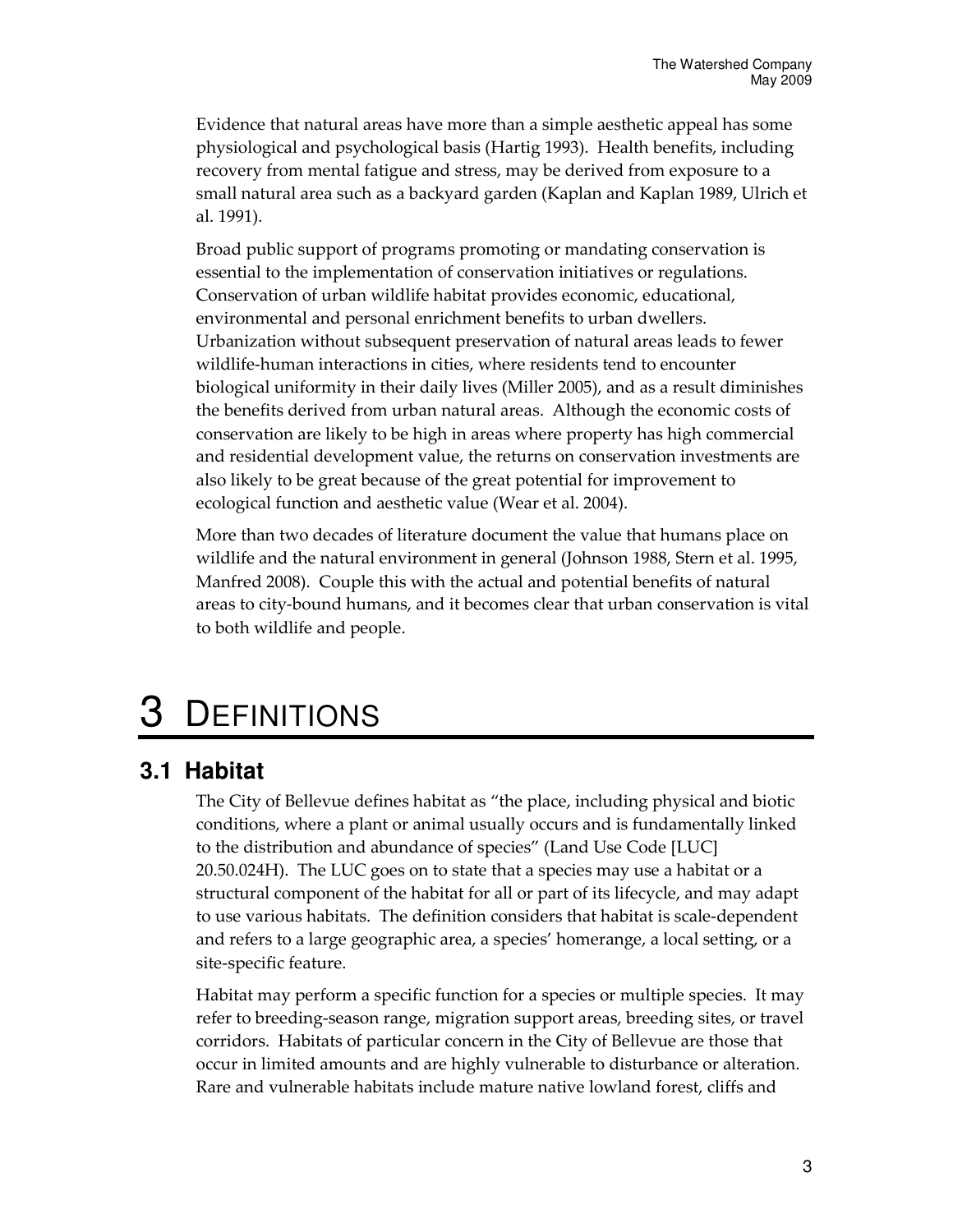Evidence that natural areas have more than a simple aesthetic appeal has some physiological and psychological basis (Hartig 1993). Health benefits, including recovery from mental fatigue and stress, may be derived from exposure to a small natural area such as a backyard garden (Kaplan and Kaplan 1989, Ulrich et al. 1991).

Broad public support of programs promoting or mandating conservation is essential to the implementation of conservation initiatives or regulations. Conservation of urban wildlife habitat provides economic, educational, environmental and personal enrichment benefits to urban dwellers. Urbanization without subsequent preservation of natural areas leads to fewer wildlife-human interactions in cities, where residents tend to encounter biological uniformity in their daily lives (Miller 2005), and as a result diminishes the benefits derived from urban natural areas. Although the economic costs of conservation are likely to be high in areas where property has high commercial and residential development value, the returns on conservation investments are also likely to be great because of the great potential for improvement to ecological function and aesthetic value (Wear et al. 2004).

More than two decades of literature document the value that humans place on wildlife and the natural environment in general (Johnson 1988, Stern et al. 1995, Manfred 2008). Couple this with the actual and potential benefits of natural areas to city-bound humans, and it becomes clear that urban conservation is vital to both wildlife and people.

# 3 DEFINITIONS

## 3.1 Habitat

The City of Bellevue defines habitat as "the place, including physical and biotic conditions, where a plant or animal usually occurs and is fundamentally linked to the distribution and abundance of species" (Land Use Code [LUC] 20.50.024H). The LUC goes on to state that a species may use a habitat or a structural component of the habitat for all or part of its lifecycle, and may adapt to use various habitats. The definition considers that habitat is scale-dependent and refers to a large geographic area, a species' homerange, a local setting, or a site-specific feature.

Habitat may perform a specific function for a species or multiple species. It may refer to breeding-season range, migration support areas, breeding sites, or travel corridors. Habitats of particular concern in the City of Bellevue are those that occur in limited amounts and are highly vulnerable to disturbance or alteration. Rare and vulnerable habitats include mature native lowland forest, cliffs and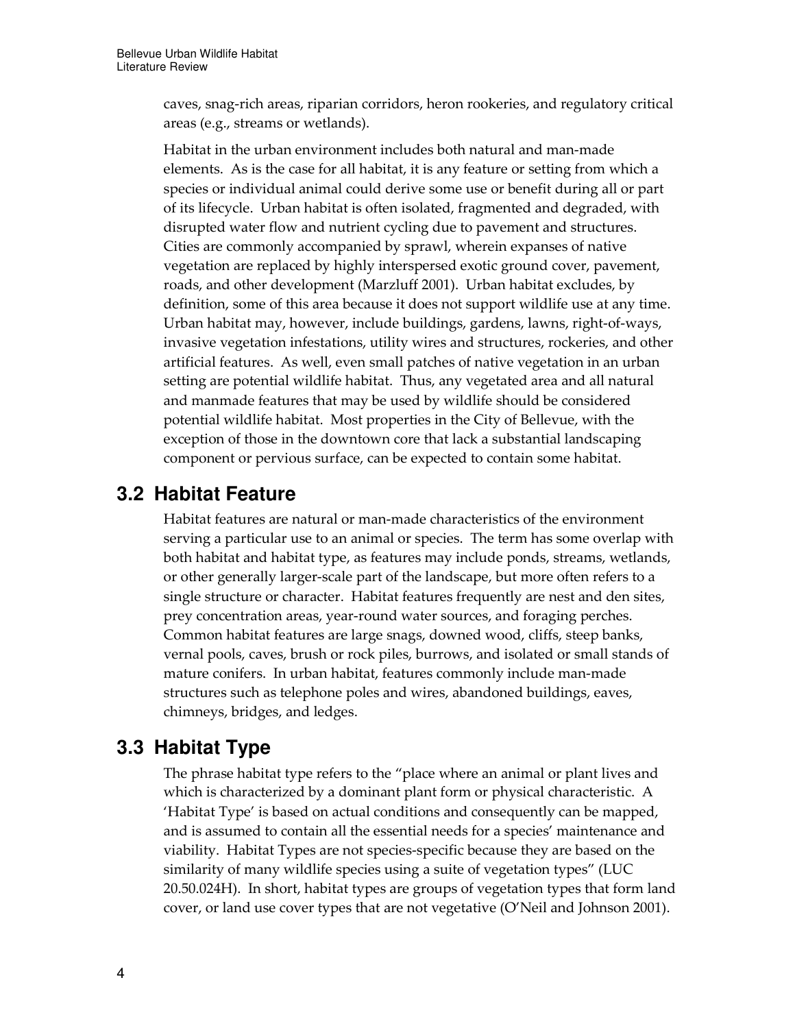caves, snag-rich areas, riparian corridors, heron rookeries, and regulatory critical areas (e.g., streams or wetlands).

Habitat in the urban environment includes both natural and man-made elements. As is the case for all habitat, it is any feature or setting from which a species or individual animal could derive some use or benefit during all or part of its lifecycle. Urban habitat is often isolated, fragmented and degraded, with disrupted water flow and nutrient cycling due to pavement and structures. Cities are commonly accompanied by sprawl, wherein expanses of native vegetation are replaced by highly interspersed exotic ground cover, pavement, roads, and other development (Marzluff 2001). Urban habitat excludes, by definition, some of this area because it does not support wildlife use at any time. Urban habitat may, however, include buildings, gardens, lawns, right-of-ways, invasive vegetation infestations, utility wires and structures, rockeries, and other artificial features. As well, even small patches of native vegetation in an urban setting are potential wildlife habitat. Thus, any vegetated area and all natural and manmade features that may be used by wildlife should be considered potential wildlife habitat. Most properties in the City of Bellevue, with the exception of those in the downtown core that lack a substantial landscaping component or pervious surface, can be expected to contain some habitat.

## 3.2 Habitat Feature

Habitat features are natural or man-made characteristics of the environment serving a particular use to an animal or species. The term has some overlap with both habitat and habitat type, as features may include ponds, streams, wetlands, or other generally larger-scale part of the landscape, but more often refers to a single structure or character. Habitat features frequently are nest and den sites, prey concentration areas, year-round water sources, and foraging perches. Common habitat features are large snags, downed wood, cliffs, steep banks, vernal pools, caves, brush or rock piles, burrows, and isolated or small stands of mature conifers. In urban habitat, features commonly include man-made structures such as telephone poles and wires, abandoned buildings, eaves, chimneys, bridges, and ledges.

## 3.3 Habitat Type

The phrase habitat type refers to the "place where an animal or plant lives and which is characterized by a dominant plant form or physical characteristic. A 'Habitat Type' is based on actual conditions and consequently can be mapped, and is assumed to contain all the essential needs for a species' maintenance and viability. Habitat Types are not species-specific because they are based on the similarity of many wildlife species using a suite of vegetation types" (LUC 20.50.024H). In short, habitat types are groups of vegetation types that form land cover, or land use cover types that are not vegetative (O'Neil and Johnson 2001).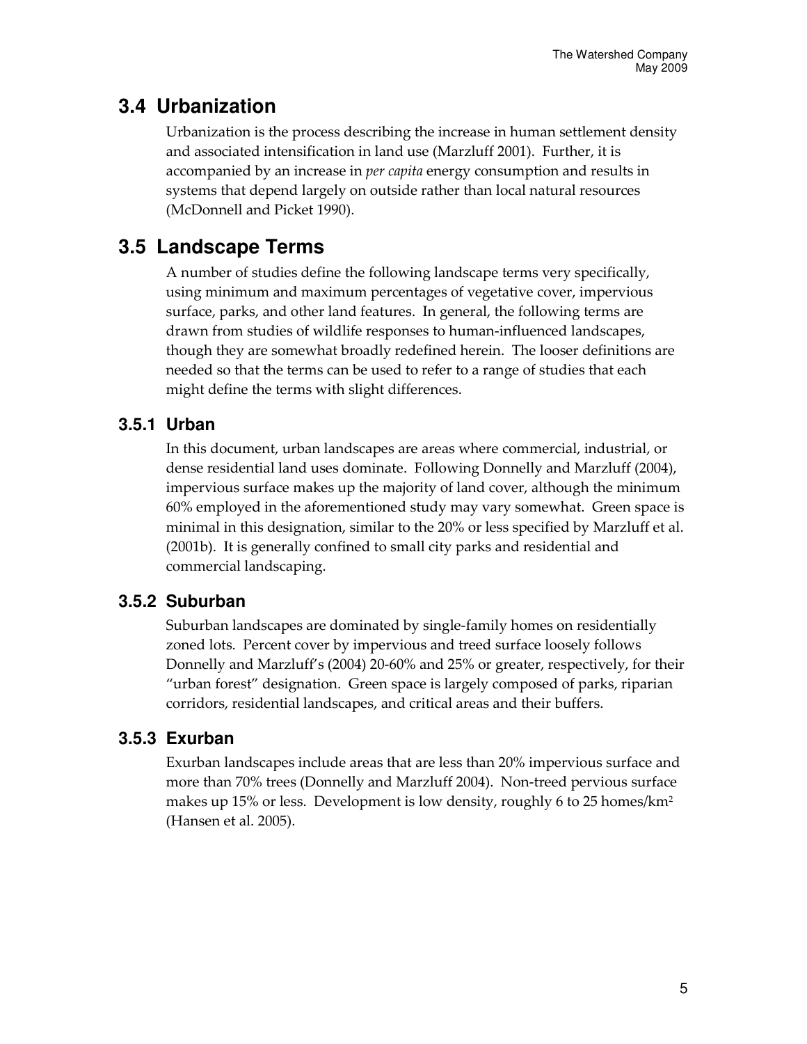## 3.4 Urbanization

Urbanization is the process describing the increase in human settlement density and associated intensification in land use (Marzluff 2001). Further, it is accompanied by an increase in *per capita* energy consumption and results in systems that depend largely on outside rather than local natural resources (McDonnell and Picket 1990).

## 3.5 Landscape Terms

A number of studies define the following landscape terms very specifically, using minimum and maximum percentages of vegetative cover, impervious surface, parks, and other land features. In general, the following terms are drawn from studies of wildlife responses to human-influenced landscapes, though they are somewhat broadly redefined herein. The looser definitions are needed so that the terms can be used to refer to a range of studies that each might define the terms with slight differences.

### 3.5.1 Urban

In this document, urban landscapes are areas where commercial, industrial, or dense residential land uses dominate. Following Donnelly and Marzluff (2004), impervious surface makes up the majority of land cover, although the minimum 60% employed in the aforementioned study may vary somewhat. Green space is minimal in this designation, similar to the 20% or less specified by Marzluff et al. (2001b). It is generally confined to small city parks and residential and commercial landscaping.

### 3.5.2 Suburban

Suburban landscapes are dominated by single-family homes on residentially zoned lots. Percent cover by impervious and treed surface loosely follows Donnelly and Marzluff's (2004) 20-60% and 25% or greater, respectively, for their "urban forest" designation. Green space is largely composed of parks, riparian corridors, residential landscapes, and critical areas and their buffers.

### 3.5.3 Exurban

Exurban landscapes include areas that are less than 20% impervious surface and more than 70% trees (Donnelly and Marzluff 2004). Non-treed pervious surface makes up 15% or less. Development is low density, roughly 6 to 25 homes/$km^2$ (Hansen et al. 2005).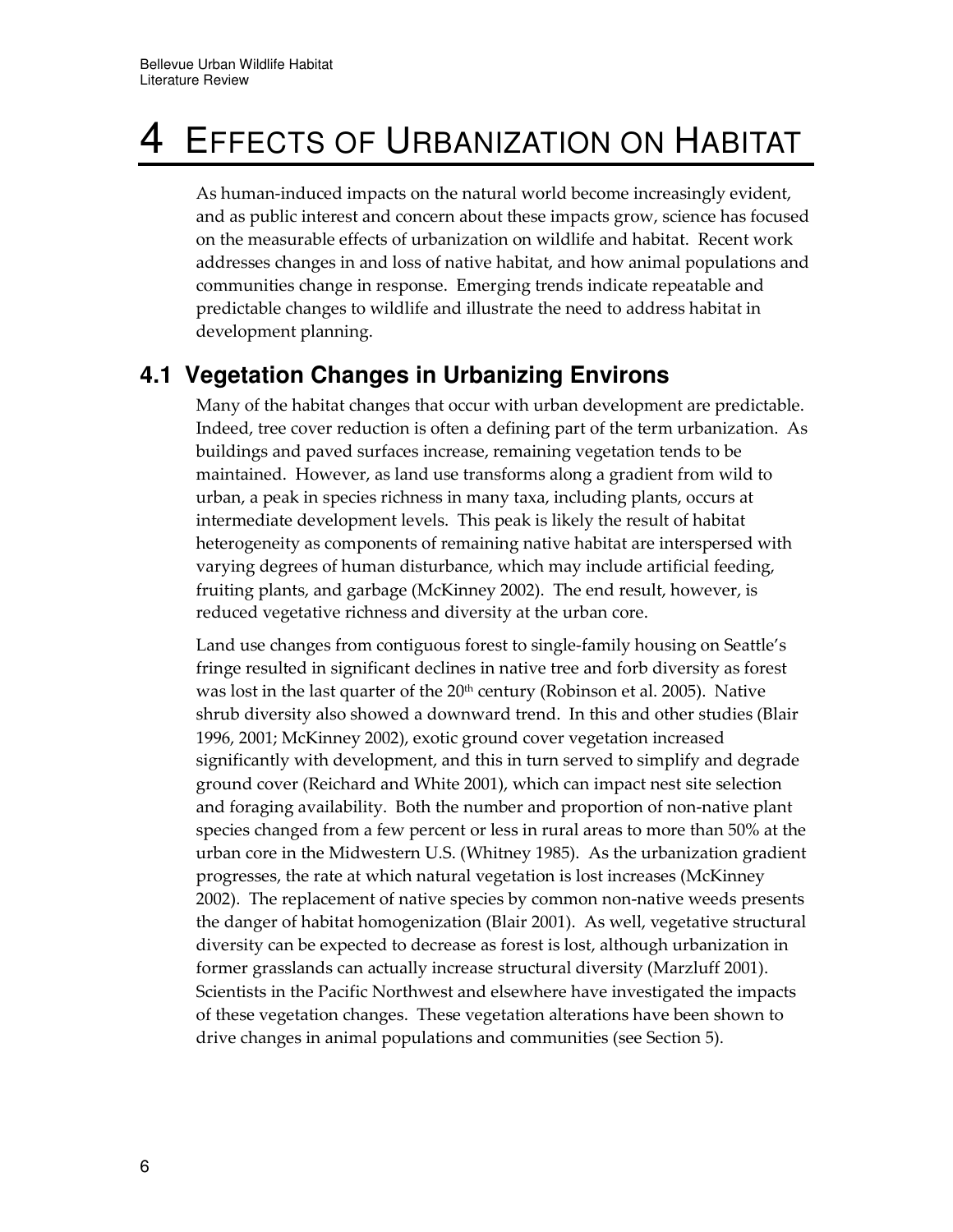# 4 EFFECTS OF URBANIZATION ON HABITAT

As human-induced impacts on the natural world become increasingly evident, and as public interest and concern about these impacts grow, science has focused on the measurable effects of urbanization on wildlife and habitat. Recent work addresses changes in and loss of native habitat, and how animal populations and communities change in response. Emerging trends indicate repeatable and predictable changes to wildlife and illustrate the need to address habitat in development planning.

## 4.1 Vegetation Changes in Urbanizing Environs

Many of the habitat changes that occur with urban development are predictable. Indeed, tree cover reduction is often a defining part of the term urbanization. As buildings and paved surfaces increase, remaining vegetation tends to be maintained. However, as land use transforms along a gradient from wild to urban, a peak in species richness in many taxa, including plants, occurs at intermediate development levels. This peak is likely the result of habitat heterogeneity as components of remaining native habitat are interspersed with varying degrees of human disturbance, which may include artificial feeding, fruiting plants, and garbage (McKinney 2002). The end result, however, is reduced vegetative richness and diversity at the urban core.

Land use changes from contiguous forest to single-family housing on Seattle's fringe resulted in significant declines in native tree and forb diversity as forest was lost in the last quarter of the 20th century (Robinson et al. 2005). Native shrub diversity also showed a downward trend. In this and other studies (Blair 1996, 2001; McKinney 2002), exotic ground cover vegetation increased significantly with development, and this in turn served to simplify and degrade ground cover (Reichard and White 2001), which can impact nest site selection and foraging availability. Both the number and proportion of non-native plant species changed from a few percent or less in rural areas to more than 50% at the urban core in the Midwestern U.S. (Whitney 1985). As the urbanization gradient progresses, the rate at which natural vegetation is lost increases (McKinney 2002). The replacement of native species by common non-native weeds presents the danger of habitat homogenization (Blair 2001). As well, vegetative structural diversity can be expected to decrease as forest is lost, although urbanization in former grasslands can actually increase structural diversity (Marzluff 2001). Scientists in the Pacific Northwest and elsewhere have investigated the impacts of these vegetation changes. These vegetation alterations have been shown to drive changes in animal populations and communities (see Section 5).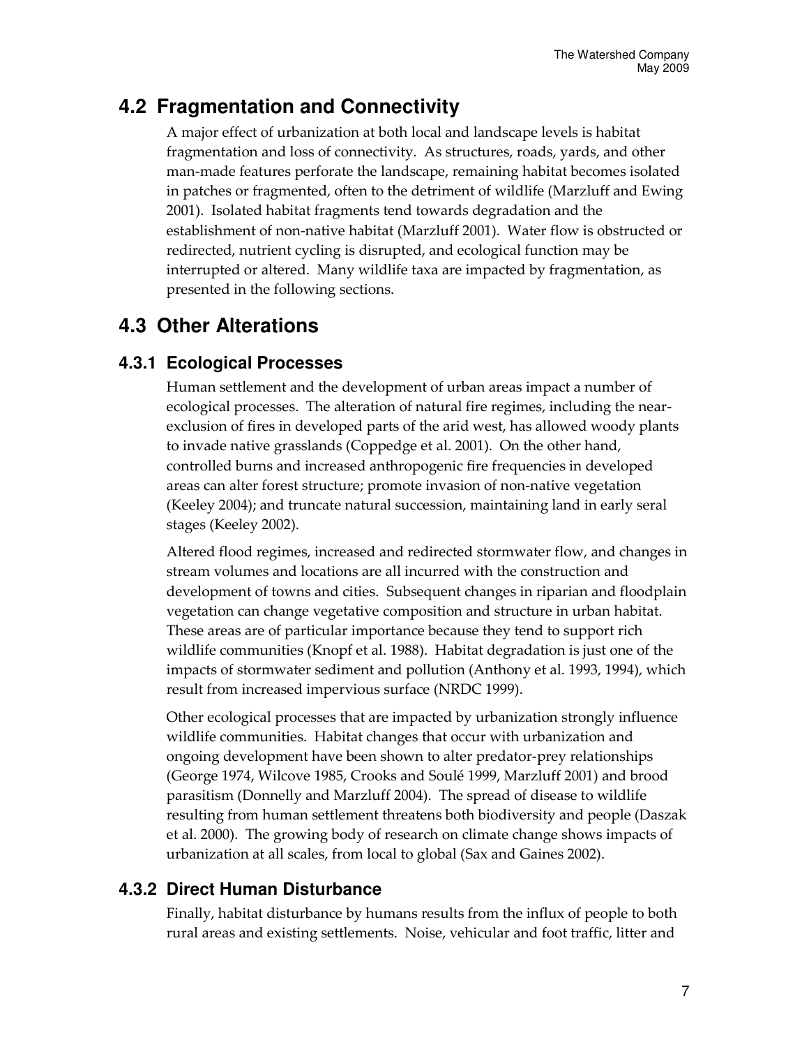## 4.2 Fragmentation and Connectivity

A major effect of urbanization at both local and landscape levels is habitat fragmentation and loss of connectivity. As structures, roads, yards, and other man-made features perforate the landscape, remaining habitat becomes isolated in patches or fragmented, often to the detriment of wildlife (Marzluff and Ewing 2001). Isolated habitat fragments tend towards degradation and the establishment of non-native habitat (Marzluff 2001). Water flow is obstructed or redirected, nutrient cycling is disrupted, and ecological function may be interrupted or altered. Many wildlife taxa are impacted by fragmentation, as presented in the following sections.

## 4.3 Other Alterations

### 4.3.1 Ecological Processes

Human settlement and the development of urban areas impact a number of ecological processes. The alteration of natural fire regimes, including the near-exclusion of fires in developed parts of the arid west, has allowed woody plants to invade native grasslands (Coppedge et al. 2001). On the other hand, controlled burns and increased anthropogenic fire frequencies in developed areas can alter forest structure; promote invasion of non-native vegetation (Keeley 2004); and truncate natural succession, maintaining land in early seral stages (Keeley 2002).

Altered flood regimes, increased and redirected stormwater flow, and changes in stream volumes and locations are all incurred with the construction and development of towns and cities. Subsequent changes in riparian and floodplain vegetation can change vegetative composition and structure in urban habitat. These areas are of particular importance because they tend to support rich wildlife communities (Knopf et al. 1988). Habitat degradation is just one of the impacts of stormwater sediment and pollution (Anthony et al. 1993, 1994), which result from increased impervious surface (NRDC 1999).

Other ecological processes that are impacted by urbanization strongly influence wildlife communities. Habitat changes that occur with urbanization and ongoing development have been shown to alter predator-prey relationships (George 1974, Wilcove 1985, Crooks and Soulé 1999, Marzluff 2001) and brood parasitism (Donnelly and Marzluff 2004). The spread of disease to wildlife resulting from human settlement threatens both biodiversity and people (Daszak et al. 2000). The growing body of research on climate change shows impacts of urbanization at all scales, from local to global (Sax and Gaines 2002).

### 4.3.2 Direct Human Disturbance

Finally, habitat disturbance by humans results from the influx of people to both rural areas and existing settlements. Noise, vehicular and foot traffic, litter and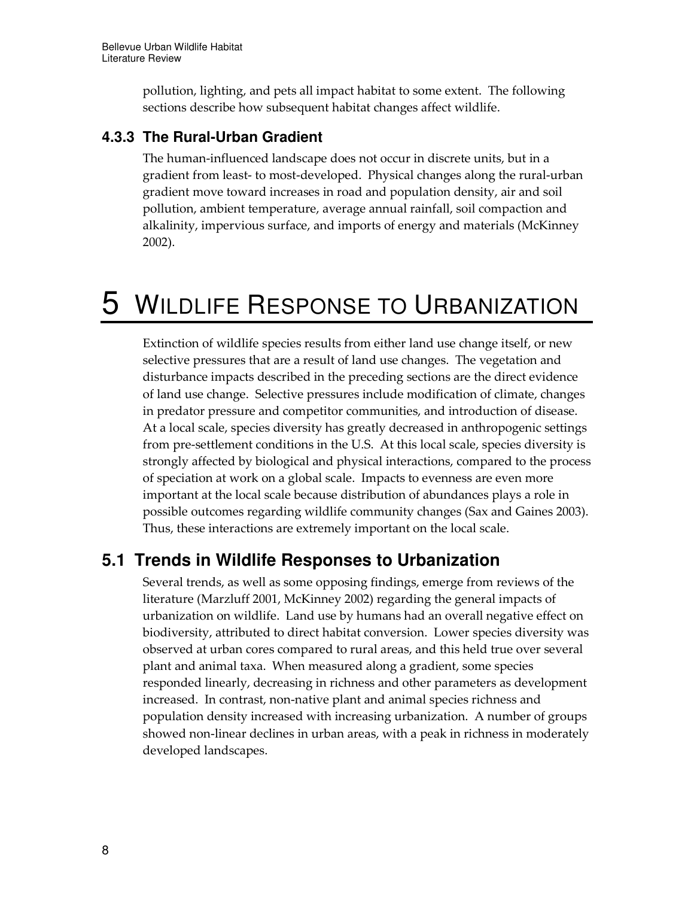pollution, lighting, and pets all impact habitat to some extent. The following sections describe how subsequent habitat changes affect wildlife.

### 4.3.3 The Rural-Urban Gradient

The human-influenced landscape does not occur in discrete units, but in a gradient from least- to most-developed. Physical changes along the rural-urban gradient move toward increases in road and population density, air and soil pollution, ambient temperature, average annual rainfall, soil compaction and alkalinity, impervious surface, and imports of energy and materials (McKinney 2002).

# 5 WILDLIFE RESPONSE TO URBANIZATION

Extinction of wildlife species results from either land use change itself, or new selective pressures that are a result of land use changes. The vegetation and disturbance impacts described in the preceding sections are the direct evidence of land use change. Selective pressures include modification of climate, changes in predator pressure and competitor communities, and introduction of disease. At a local scale, species diversity has greatly decreased in anthropogenic settings from pre-settlement conditions in the U.S. At this local scale, species diversity is strongly affected by biological and physical interactions, compared to the process of speciation at work on a global scale. Impacts to evenness are even more important at the local scale because distribution of abundances plays a role in possible outcomes regarding wildlife community changes (Sax and Gaines 2003). Thus, these interactions are extremely important on the local scale.

## 5.1 Trends in Wildlife Responses to Urbanization

Several trends, as well as some opposing findings, emerge from reviews of the literature (Marzluff 2001, McKinney 2002) regarding the general impacts of urbanization on wildlife. Land use by humans had an overall negative effect on biodiversity, attributed to direct habitat conversion. Lower species diversity was observed at urban cores compared to rural areas, and this held true over several plant and animal taxa. When measured along a gradient, some species responded linearly, decreasing in richness and other parameters as development increased. In contrast, non-native plant and animal species richness and population density increased with increasing urbanization. A number of groups showed non-linear declines in urban areas, with a peak in richness in moderately developed landscapes.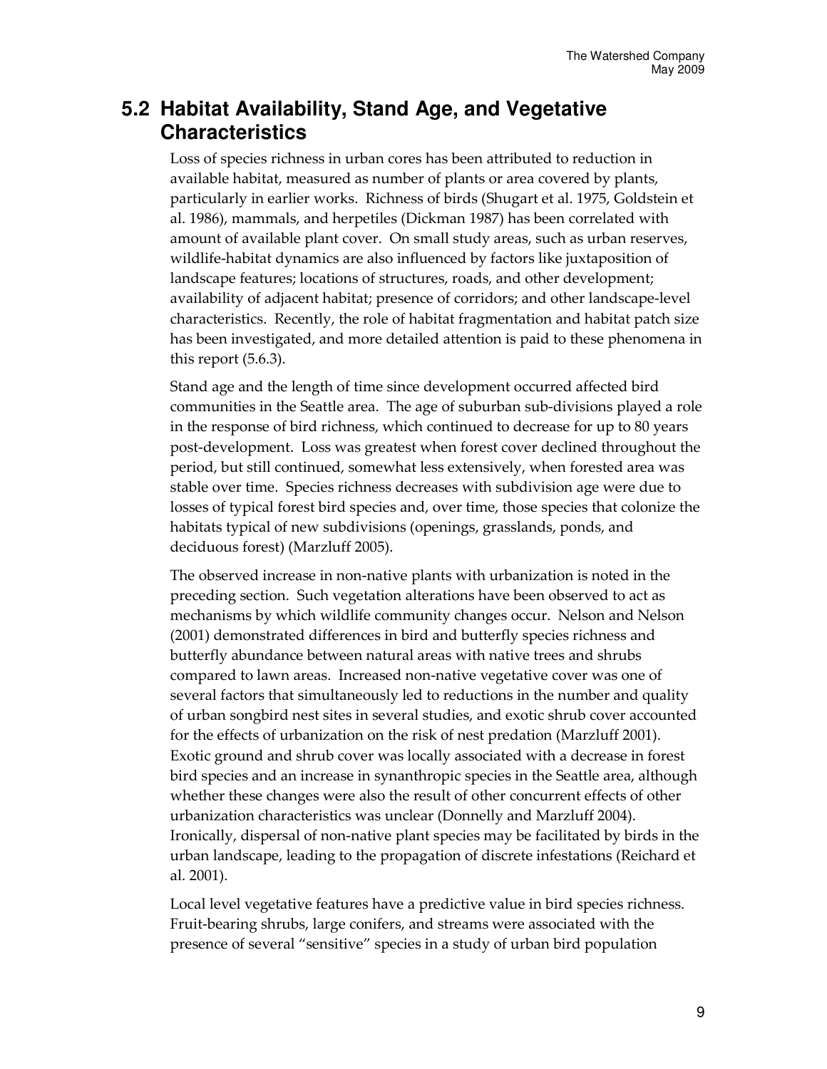## 5.2 Habitat Availability, Stand Age, and Vegetative Characteristics

Loss of species richness in urban cores has been attributed to reduction in available habitat, measured as number of plants or area covered by plants, particularly in earlier works. Richness of birds (Shugart et al. 1975, Goldstein et al. 1986), mammals, and herpetiles (Dickman 1987) has been correlated with amount of available plant cover. On small study areas, such as urban reserves, wildlife-habitat dynamics are also influenced by factors like juxtaposition of landscape features; locations of structures, roads, and other development; availability of adjacent habitat; presence of corridors; and other landscape-level characteristics. Recently, the role of habitat fragmentation and habitat patch size has been investigated, and more detailed attention is paid to these phenomena in this report (5.6.3).

Stand age and the length of time since development occurred affected bird communities in the Seattle area. The age of suburban sub-divisions played a role in the response of bird richness, which continued to decrease for up to 80 years post-development. Loss was greatest when forest cover declined throughout the period, but still continued, somewhat less extensively, when forested area was stable over time. Species richness decreases with subdivision age were due to losses of typical forest bird species and, over time, those species that colonize the habitats typical of new subdivisions (openings, grasslands, ponds, and deciduous forest) (Marzluff 2005).

The observed increase in non-native plants with urbanization is noted in the preceding section. Such vegetation alterations have been observed to act as mechanisms by which wildlife community changes occur. Nelson and Nelson (2001) demonstrated differences in bird and butterfly species richness and butterfly abundance between natural areas with native trees and shrubs compared to lawn areas. Increased non-native vegetative cover was one of several factors that simultaneously led to reductions in the number and quality of urban songbird nest sites in several studies, and exotic shrub cover accounted for the effects of urbanization on the risk of nest predation (Marzluff 2001). Exotic ground and shrub cover was locally associated with a decrease in forest bird species and an increase in synanthropic species in the Seattle area, although whether these changes were also the result of other concurrent effects of other urbanization characteristics was unclear (Donnelly and Marzluff 2004). Ironically, dispersal of non-native plant species may be facilitated by birds in the urban landscape, leading to the propagation of discrete infestations (Reichard et al. 2001).

Local level vegetative features have a predictive value in bird species richness. Fruit-bearing shrubs, large conifers, and streams were associated with the presence of several "sensitive" species in a study of urban bird population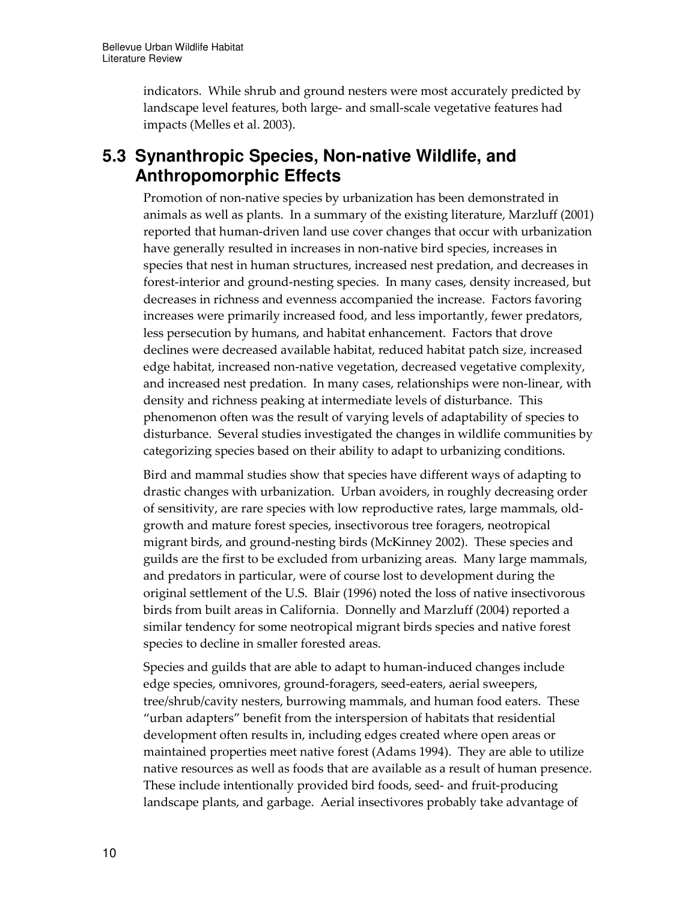indicators. While shrub and ground nesters were most accurately predicted by landscape level features, both large- and small-scale vegetative features had impacts (Melles et al. 2003).

## 5.3 Synanthropic Species, Non-native Wildlife, and Anthropomorphic Effects

Promotion of non-native species by urbanization has been demonstrated in animals as well as plants. In a summary of the existing literature, Marzluff (2001) reported that human-driven land use cover changes that occur with urbanization have generally resulted in increases in non-native bird species, increases in species that nest in human structures, increased nest predation, and decreases in forest-interior and ground-nesting species. In many cases, density increased, but decreases in richness and evenness accompanied the increase. Factors favoring increases were primarily increased food, and less importantly, fewer predators, less persecution by humans, and habitat enhancement. Factors that drove declines were decreased available habitat, reduced habitat patch size, increased edge habitat, increased non-native vegetation, decreased vegetative complexity, and increased nest predation. In many cases, relationships were non-linear, with density and richness peaking at intermediate levels of disturbance. This phenomenon often was the result of varying levels of adaptability of species to disturbance. Several studies investigated the changes in wildlife communities by categorizing species based on their ability to adapt to urbanizing conditions.

Bird and mammal studies show that species have different ways of adapting to drastic changes with urbanization. Urban avoiders, in roughly decreasing order of sensitivity, are rare species with low reproductive rates, large mammals, old-growth and mature forest species, insectivorous tree foragers, neotropical migrant birds, and ground-nesting birds (McKinney 2002). These species and guilds are the first to be excluded from urbanizing areas. Many large mammals, and predators in particular, were of course lost to development during the original settlement of the U.S. Blair (1996) noted the loss of native insectivorous birds from built areas in California. Donnelly and Marzluff (2004) reported a similar tendency for some neotropical migrant birds species and native forest species to decline in smaller forested areas.

Species and guilds that are able to adapt to human-induced changes include edge species, omnivores, ground-foragers, seed-eaters, aerial sweepers, tree/shrub/cavity nesters, burrowing mammals, and human food eaters. These "urban adapters" benefit from the interspersion of habitats that residential development often results in, including edges created where open areas or maintained properties meet native forest (Adams 1994). They are able to utilize native resources as well as foods that are available as a result of human presence. These include intentionally provided bird foods, seed- and fruit-producing landscape plants, and garbage. Aerial insectivores probably take advantage of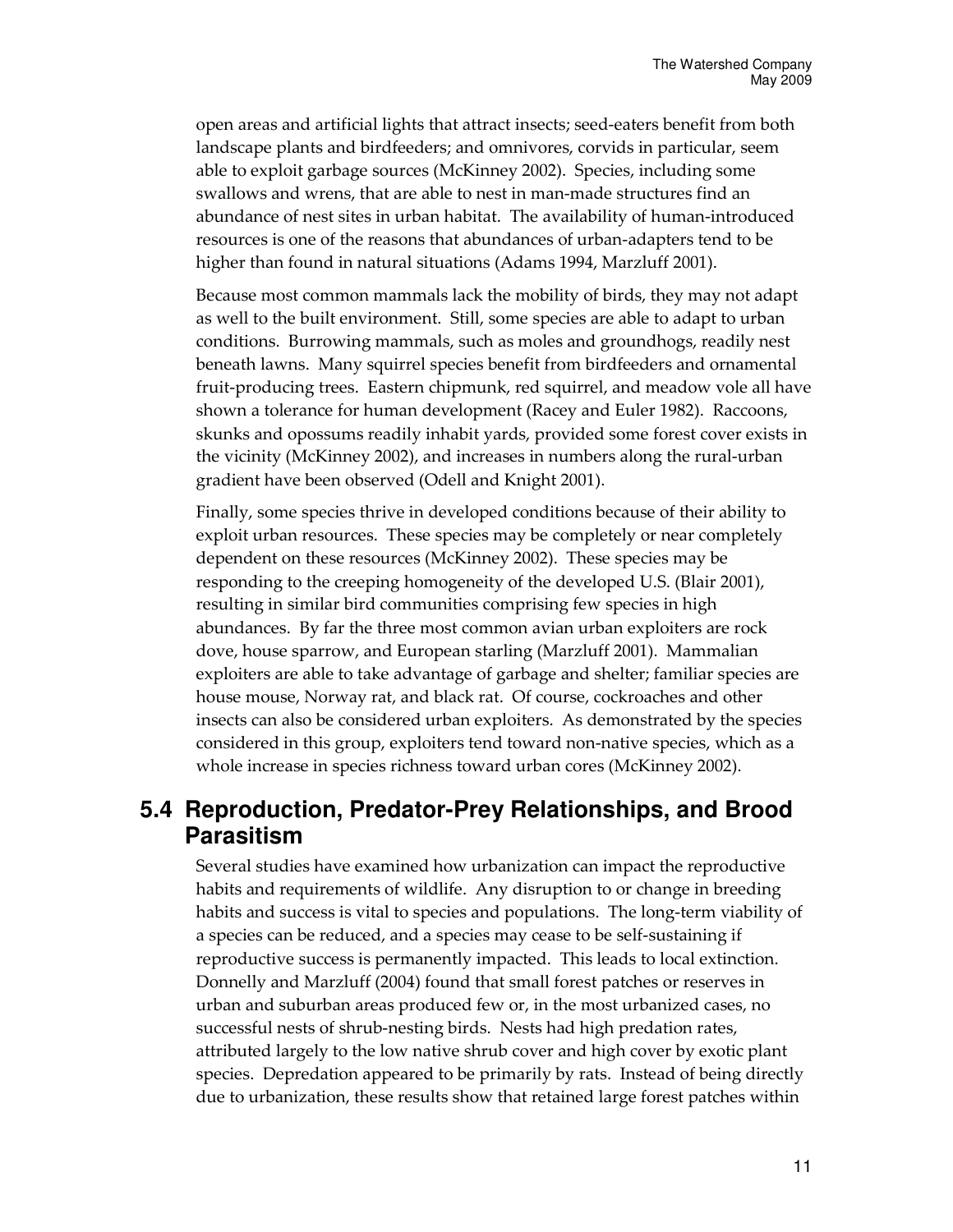open areas and artificial lights that attract insects; seed-eaters benefit from both landscape plants and birdfeeders; and omnivores, corvids in particular, seem able to exploit garbage sources (McKinney 2002). Species, including some swallows and wrens, that are able to nest in man-made structures find an abundance of nest sites in urban habitat. The availability of human-introduced resources is one of the reasons that abundances of urban-adapters tend to be higher than found in natural situations (Adams 1994, Marzluff 2001).

Because most common mammals lack the mobility of birds, they may not adapt as well to the built environment. Still, some species are able to adapt to urban conditions. Burrowing mammals, such as moles and groundhogs, readily nest beneath lawns. Many squirrel species benefit from birdfeeders and ornamental fruit-producing trees. Eastern chipmunk, red squirrel, and meadow vole all have shown a tolerance for human development (Racey and Euler 1982). Raccoons, skunks and opossums readily inhabit yards, provided some forest cover exists in the vicinity (McKinney 2002), and increases in numbers along the rural-urban gradient have been observed (Odell and Knight 2001).

Finally, some species thrive in developed conditions because of their ability to exploit urban resources. These species may be completely or near completely dependent on these resources (McKinney 2002). These species may be responding to the creeping homogeneity of the developed U.S. (Blair 2001), resulting in similar bird communities comprising few species in high abundances. By far the three most common avian urban exploiters are rock dove, house sparrow, and European starling (Marzluff 2001). Mammalian exploiters are able to take advantage of garbage and shelter; familiar species are house mouse, Norway rat, and black rat. Of course, cockroaches and other insects can also be considered urban exploiters. As demonstrated by the species considered in this group, exploiters tend toward non-native species, which as a whole increase in species richness toward urban cores (McKinney 2002).

## 5.4 Reproduction, Predator-Prey Relationships, and Brood Parasitism

Several studies have examined how urbanization can impact the reproductive habits and requirements of wildlife. Any disruption to or change in breeding habits and success is vital to species and populations. The long-term viability of a species can be reduced, and a species may cease to be self-sustaining if reproductive success is permanently impacted. This leads to local extinction. Donnelly and Marzluff (2004) found that small forest patches or reserves in urban and suburban areas produced few or, in the most urbanized cases, no successful nests of shrub-nesting birds. Nests had high predation rates, attributed largely to the low native shrub cover and high cover by exotic plant species. Depredation appeared to be primarily by rats. Instead of being directly due to urbanization, these results show that retained large forest patches within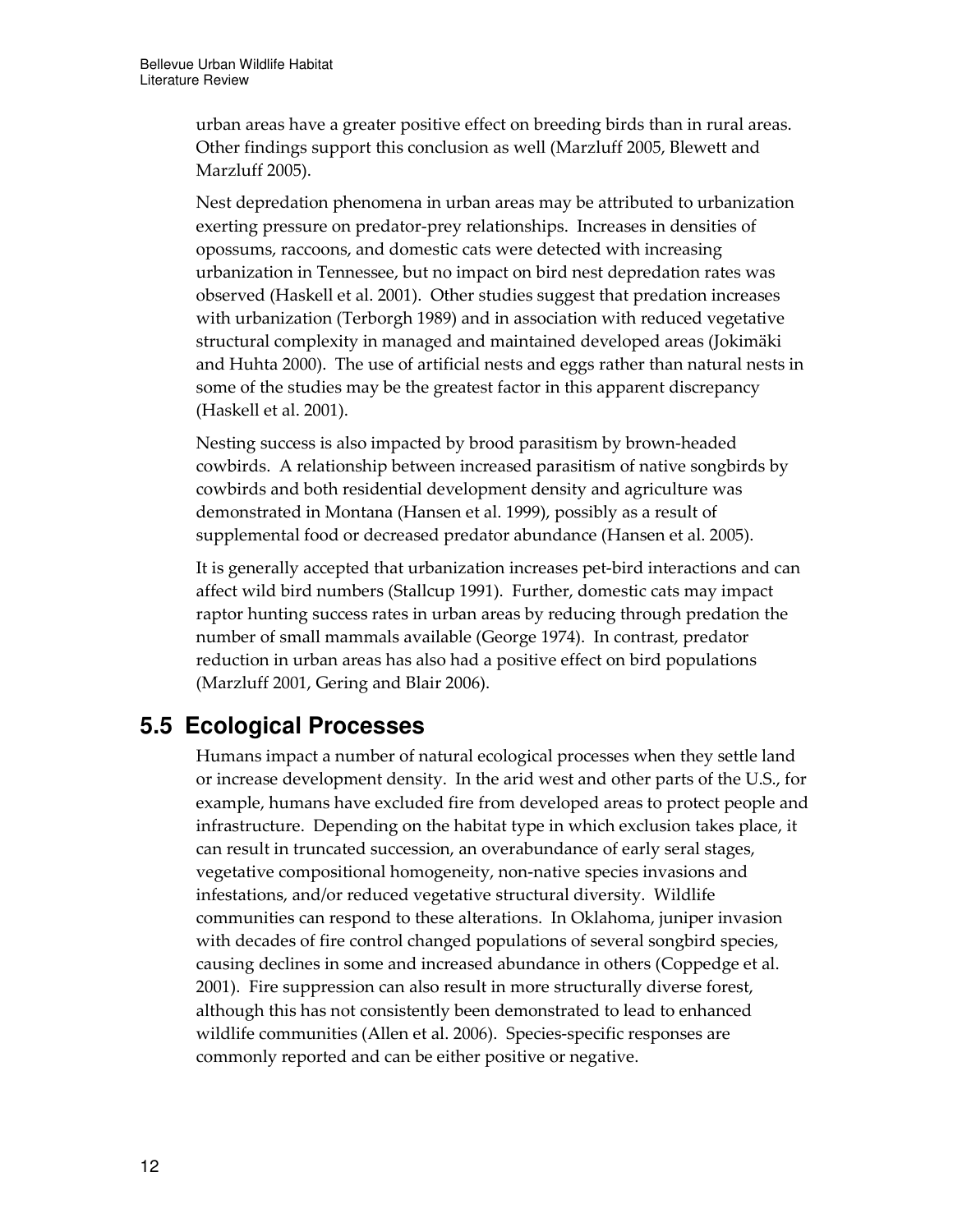urban areas have a greater positive effect on breeding birds than in rural areas. Other findings support this conclusion as well (Marzluff 2005, Blewett and Marzluff 2005).

Nest depredation phenomena in urban areas may be attributed to urbanization exerting pressure on predator-prey relationships. Increases in densities of opossums, raccoons, and domestic cats were detected with increasing urbanization in Tennessee, but no impact on bird nest depredation rates was observed (Haskell et al. 2001). Other studies suggest that predation increases with urbanization (Terborgh 1989) and in association with reduced vegetative structural complexity in managed and maintained developed areas (Jokimäki and Huhta 2000). The use of artificial nests and eggs rather than natural nests in some of the studies may be the greatest factor in this apparent discrepancy (Haskell et al. 2001).

Nesting success is also impacted by brood parasitism by brown-headed cowbirds. A relationship between increased parasitism of native songbirds by cowbirds and both residential development density and agriculture was demonstrated in Montana (Hansen et al. 1999), possibly as a result of supplemental food or decreased predator abundance (Hansen et al. 2005).

It is generally accepted that urbanization increases pet-bird interactions and can affect wild bird numbers (Stallcup 1991). Further, domestic cats may impact raptor hunting success rates in urban areas by reducing through predation the number of small mammals available (George 1974). In contrast, predator reduction in urban areas has also had a positive effect on bird populations (Marzluff 2001, Gering and Blair 2006).

## 5.5 Ecological Processes

Humans impact a number of natural ecological processes when they settle land or increase development density. In the arid west and other parts of the U.S., for example, humans have excluded fire from developed areas to protect people and infrastructure. Depending on the habitat type in which exclusion takes place, it can result in truncated succession, an overabundance of early seral stages, vegetative compositional homogeneity, non-native species invasions and infestations, and/or reduced vegetative structural diversity. Wildlife communities can respond to these alterations. In Oklahoma, juniper invasion with decades of fire control changed populations of several songbird species, causing declines in some and increased abundance in others (Coppedge et al. 2001). Fire suppression can also result in more structurally diverse forest, although this has not consistently been demonstrated to lead to enhanced wildlife communities (Allen et al. 2006). Species-specific responses are commonly reported and can be either positive or negative.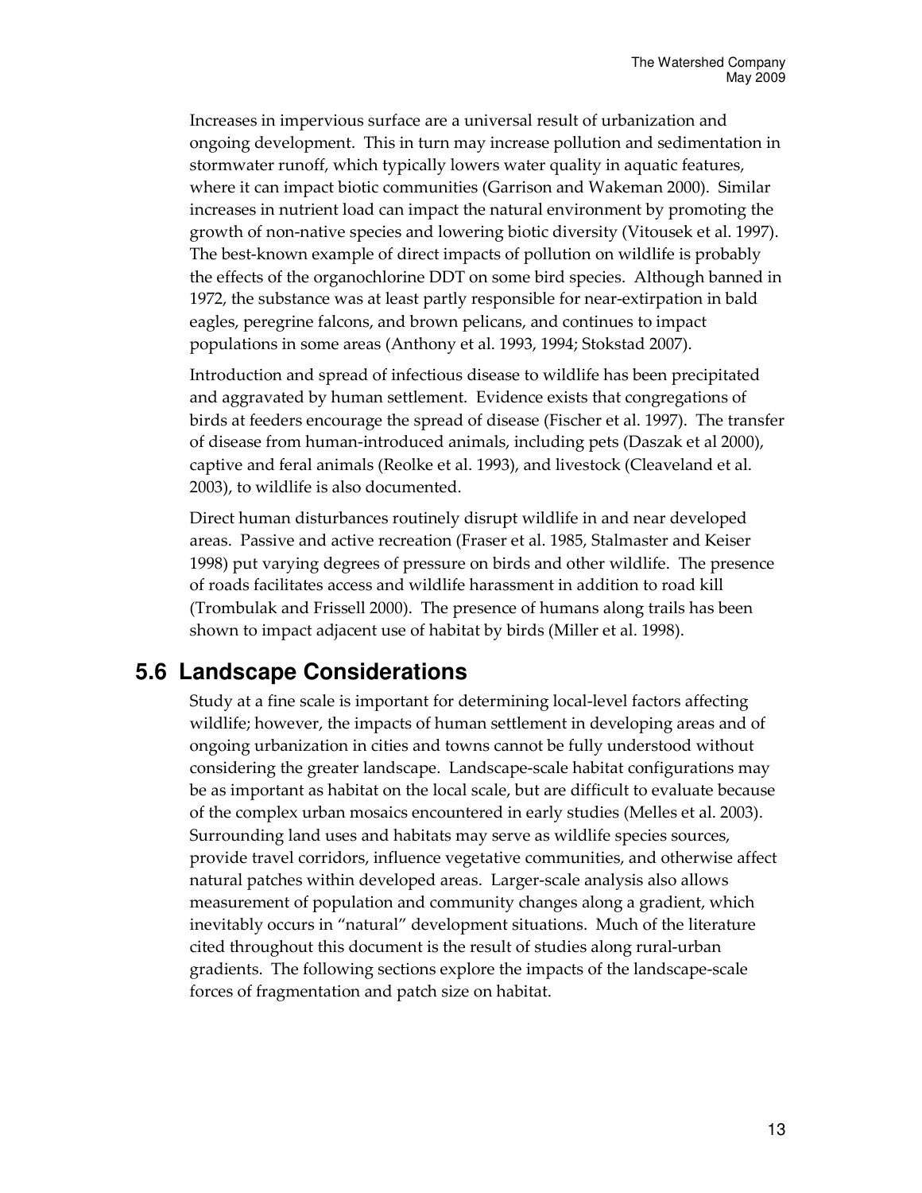Increases in impervious surface are a universal result of urbanization and ongoing development. This in turn may increase pollution and sedimentation in stormwater runoff, which typically lowers water quality in aquatic features, where it can impact biotic communities (Garrison and Wakeman 2000). Similar increases in nutrient load can impact the natural environment by promoting the growth of non-native species and lowering biotic diversity (Vitousek et al. 1997). The best-known example of direct impacts of pollution on wildlife is probably the effects of the organochlorine DDT on some bird species. Although banned in 1972, the substance was at least partly responsible for near-extirpation in bald eagles, peregrine falcons, and brown pelicans, and continues to impact populations in some areas (Anthony et al. 1993, 1994; Stokstad 2007).

Introduction and spread of infectious disease to wildlife has been precipitated and aggravated by human settlement. Evidence exists that congregations of birds at feeders encourage the spread of disease (Fischer et al. 1997). The transfer of disease from human-introduced animals, including pets (Daszak et al 2000), captive and feral animals (Reolke et al. 1993), and livestock (Cleaveland et al. 2003), to wildlife is also documented.

Direct human disturbances routinely disrupt wildlife in and near developed areas. Passive and active recreation (Fraser et al. 1985, Stalmaster and Keiser 1998) put varying degrees of pressure on birds and other wildlife. The presence of roads facilitates access and wildlife harassment in addition to road kill (Trombulak and Frissell 2000). The presence of humans along trails has been shown to impact adjacent use of habitat by birds (Miller et al. 1998).

## 5.6 Landscape Considerations

Study at a fine scale is important for determining local-level factors affecting wildlife; however, the impacts of human settlement in developing areas and of ongoing urbanization in cities and towns cannot be fully understood without considering the greater landscape. Landscape-scale habitat configurations may be as important as habitat on the local scale, but are difficult to evaluate because of the complex urban mosaics encountered in early studies (Melles et al. 2003). Surrounding land uses and habitats may serve as wildlife species sources, provide travel corridors, influence vegetative communities, and otherwise affect natural patches within developed areas. Larger-scale analysis also allows measurement of population and community changes along a gradient, which inevitably occurs in "natural" development situations. Much of the literature cited throughout this document is the result of studies along rural-urban gradients. The following sections explore the impacts of the landscape-scale forces of fragmentation and patch size on habitat.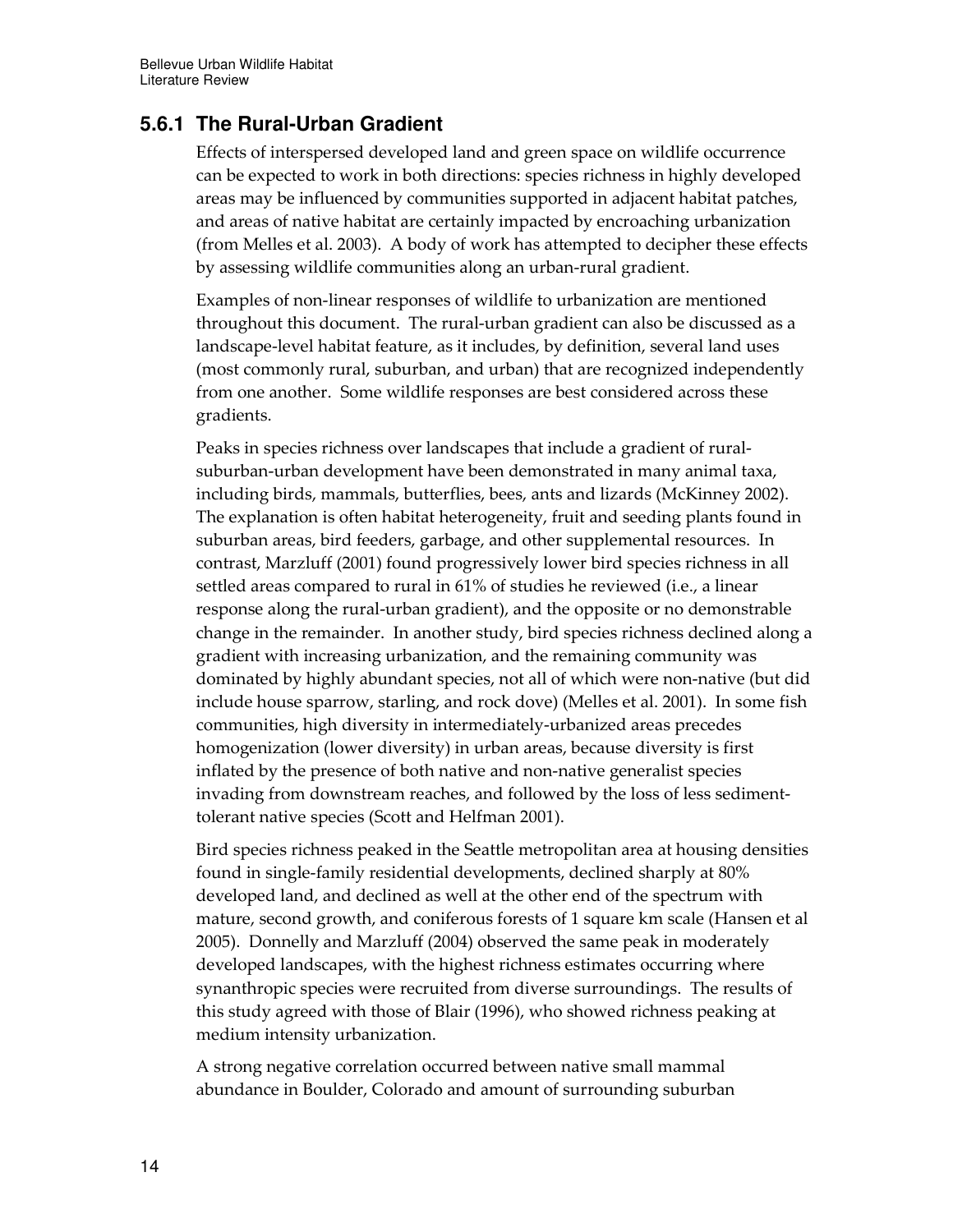### 5.6.1 The Rural-Urban Gradient

Effects of interspersed developed land and green space on wildlife occurrence can be expected to work in both directions: species richness in highly developed areas may be influenced by communities supported in adjacent habitat patches, and areas of native habitat are certainly impacted by encroaching urbanization (from Melles et al. 2003). A body of work has attempted to decipher these effects by assessing wildlife communities along an urban-rural gradient.

Examples of non-linear responses of wildlife to urbanization are mentioned throughout this document. The rural-urban gradient can also be discussed as a landscape-level habitat feature, as it includes, by definition, several land uses (most commonly rural, suburban, and urban) that are recognized independently from one another. Some wildlife responses are best considered across these gradients.

Peaks in species richness over landscapes that include a gradient of rural-suburban-urban development have been demonstrated in many animal taxa, including birds, mammals, butterflies, bees, ants and lizards (McKinney 2002). The explanation is often habitat heterogeneity, fruit and seeding plants found in suburban areas, bird feeders, garbage, and other supplemental resources. In contrast, Marzluff (2001) found progressively lower bird species richness in all settled areas compared to rural in 61% of studies he reviewed (i.e., a linear response along the rural-urban gradient), and the opposite or no demonstrable change in the remainder. In another study, bird species richness declined along a gradient with increasing urbanization, and the remaining community was dominated by highly abundant species, not all of which were non-native (but did include house sparrow, starling, and rock dove) (Melles et al. 2001). In some fish communities, high diversity in intermediately-urbanized areas precedes homogenization (lower diversity) in urban areas, because diversity is first inflated by the presence of both native and non-native generalist species invading from downstream reaches, and followed by the loss of less sediment-tolerant native species (Scott and Helfman 2001).

Bird species richness peaked in the Seattle metropolitan area at housing densities found in single-family residential developments, declined sharply at 80% developed land, and declined as well at the other end of the spectrum with mature, second growth, and coniferous forests of 1 square km scale (Hansen et al 2005). Donnelly and Marzluff (2004) observed the same peak in moderately developed landscapes, with the highest richness estimates occurring where synanthropic species were recruited from diverse surroundings. The results of this study agreed with those of Blair (1996), who showed richness peaking at medium intensity urbanization.

A strong negative correlation occurred between native small mammal abundance in Boulder, Colorado and amount of surrounding suburban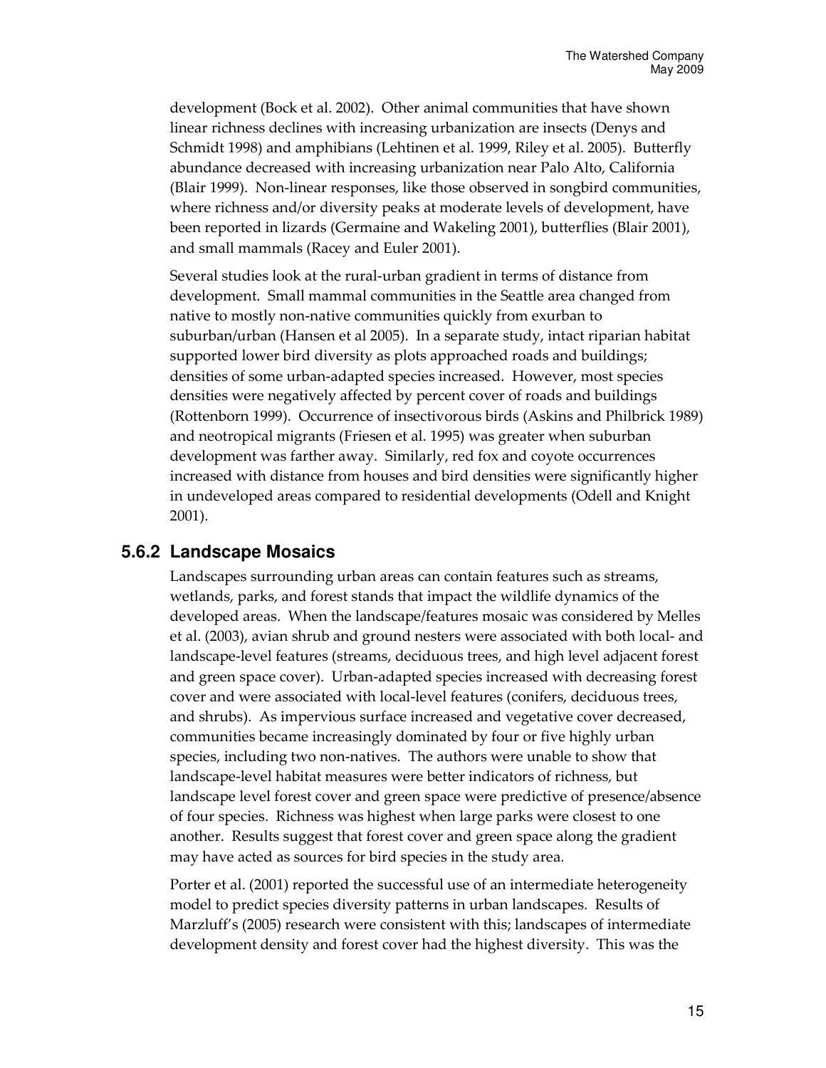development (Bock et al. 2002). Other animal communities that have shown linear richness declines with increasing urbanization are insects (Denys and Schmidt 1998) and amphibians (Lehtinen et al. 1999, Riley et al. 2005). Butterfly abundance decreased with increasing urbanization near Palo Alto, California (Blair 1999). Non-linear responses, like those observed in songbird communities, where richness and/or diversity peaks at moderate levels of development, have been reported in lizards (Germaine and Wakeling 2001), butterflies (Blair 2001), and small mammals (Racey and Euler 2001).

Several studies look at the rural-urban gradient in terms of distance from development. Small mammal communities in the Seattle area changed from native to mostly non-native communities quickly from exurban to suburban/urban (Hansen et al 2005). In a separate study, intact riparian habitat supported lower bird diversity as plots approached roads and buildings; densities of some urban-adapted species increased. However, most species densities were negatively affected by percent cover of roads and buildings (Rottenborn 1999). Occurrence of insectivorous birds (Askins and Philbrick 1989) and neotropical migrants (Friesen et al. 1995) was greater when suburban development was farther away. Similarly, red fox and coyote occurrences increased with distance from houses and bird densities were significantly higher in undeveloped areas compared to residential developments (Odell and Knight 2001).

### 5.6.2 Landscape Mosaics

Landscapes surrounding urban areas can contain features such as streams, wetlands, parks, and forest stands that impact the wildlife dynamics of the developed areas. When the landscape/features mosaic was considered by Melles et al. (2003), avian shrub and ground nesters were associated with both local- and landscape-level features (streams, deciduous trees, and high level adjacent forest and green space cover). Urban-adapted species increased with decreasing forest cover and were associated with local-level features (conifers, deciduous trees, and shrubs). As impervious surface increased and vegetative cover decreased, communities became increasingly dominated by four or five highly urban species, including two non-natives. The authors were unable to show that landscape-level habitat measures were better indicators of richness, but landscape level forest cover and green space were predictive of presence/absence of four species. Richness was highest when large parks were closest to one another. Results suggest that forest cover and green space along the gradient may have acted as sources for bird species in the study area.

Porter et al. (2001) reported the successful use of an intermediate heterogeneity model to predict species diversity patterns in urban landscapes. Results of Marzluff's (2005) research were consistent with this; landscapes of intermediate development density and forest cover had the highest diversity. This was the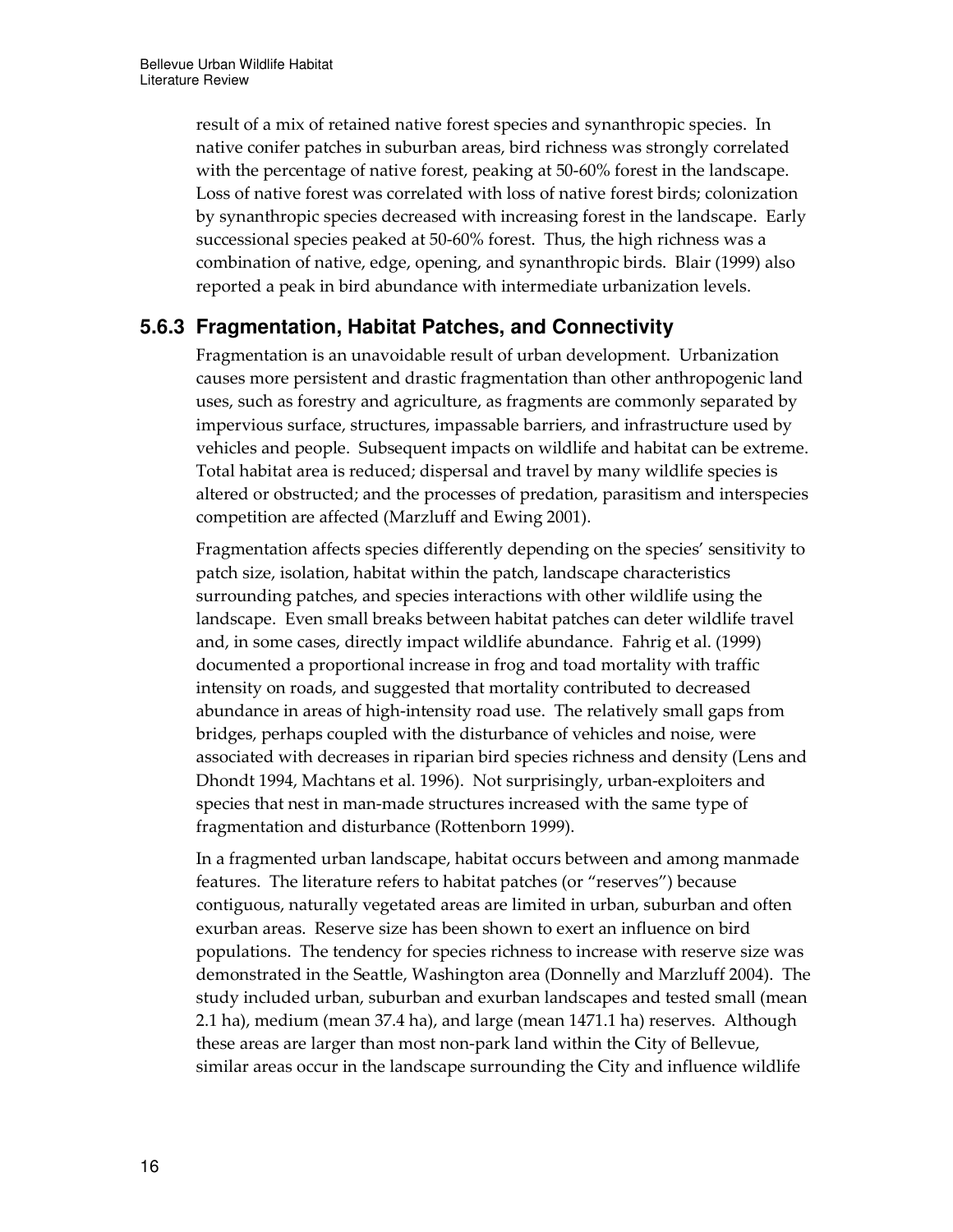result of a mix of retained native forest species and synanthropic species. In native conifer patches in suburban areas, bird richness was strongly correlated with the percentage of native forest, peaking at 50-60% forest in the landscape. Loss of native forest was correlated with loss of native forest birds; colonization by synanthropic species decreased with increasing forest in the landscape. Early successional species peaked at 50-60% forest. Thus, the high richness was a combination of native, edge, opening, and synanthropic birds. Blair (1999) also reported a peak in bird abundance with intermediate urbanization levels.

### 5.6.3 Fragmentation, Habitat Patches, and Connectivity

Fragmentation is an unavoidable result of urban development. Urbanization causes more persistent and drastic fragmentation than other anthropogenic land uses, such as forestry and agriculture, as fragments are commonly separated by impervious surface, structures, impassable barriers, and infrastructure used by vehicles and people. Subsequent impacts on wildlife and habitat can be extreme. Total habitat area is reduced; dispersal and travel by many wildlife species is altered or obstructed; and the processes of predation, parasitism and interspecies competition are affected (Marzluff and Ewing 2001).

Fragmentation affects species differently depending on the species' sensitivity to patch size, isolation, habitat within the patch, landscape characteristics surrounding patches, and species interactions with other wildlife using the landscape. Even small breaks between habitat patches can deter wildlife travel and, in some cases, directly impact wildlife abundance. Fahrig et al. (1999) documented a proportional increase in frog and toad mortality with traffic intensity on roads, and suggested that mortality contributed to decreased abundance in areas of high-intensity road use. The relatively small gaps from bridges, perhaps coupled with the disturbance of vehicles and noise, were associated with decreases in riparian bird species richness and density (Lens and Dhondt 1994, Machtans et al. 1996). Not surprisingly, urban-exploiters and species that nest in man-made structures increased with the same type of fragmentation and disturbance (Rottenborn 1999).

In a fragmented urban landscape, habitat occurs between and among manmade features. The literature refers to habitat patches (or "reserves") because contiguous, naturally vegetated areas are limited in urban, suburban and often exurban areas. Reserve size has been shown to exert an influence on bird populations. The tendency for species richness to increase with reserve size was demonstrated in the Seattle, Washington area (Donnelly and Marzluff 2004). The study included urban, suburban and exurban landscapes and tested small (mean 2.1 ha), medium (mean 37.4 ha), and large (mean 1471.1 ha) reserves. Although these areas are larger than most non-park land within the City of Bellevue, similar areas occur in the landscape surrounding the City and influence wildlife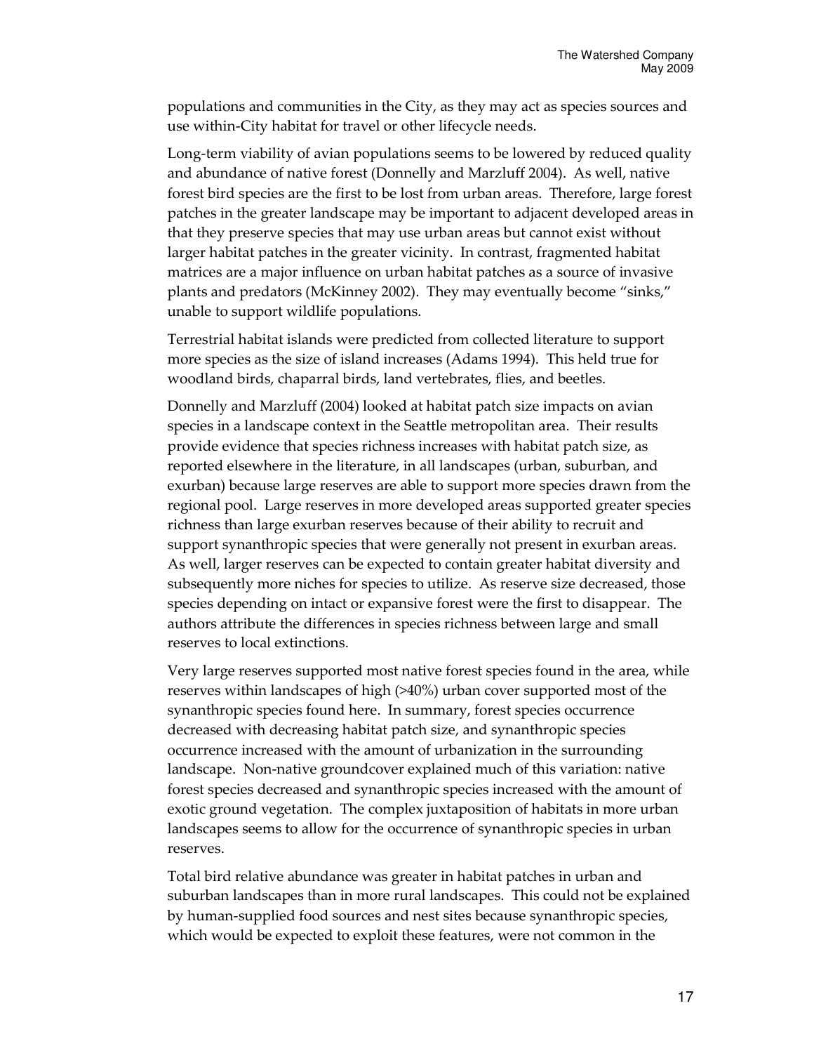populations and communities in the City, as they may act as species sources and use within-City habitat for travel or other lifecycle needs.

Long-term viability of avian populations seems to be lowered by reduced quality and abundance of native forest (Donnelly and Marzluff 2004). As well, native forest bird species are the first to be lost from urban areas. Therefore, large forest patches in the greater landscape may be important to adjacent developed areas in that they preserve species that may use urban areas but cannot exist without larger habitat patches in the greater vicinity. In contrast, fragmented habitat matrices are a major influence on urban habitat patches as a source of invasive plants and predators (McKinney 2002). They may eventually become "sinks," unable to support wildlife populations.

Terrestrial habitat islands were predicted from collected literature to support more species as the size of island increases (Adams 1994). This held true for woodland birds, chaparral birds, land vertebrates, flies, and beetles.

Donnelly and Marzluff (2004) looked at habitat patch size impacts on avian species in a landscape context in the Seattle metropolitan area. Their results provide evidence that species richness increases with habitat patch size, as reported elsewhere in the literature, in all landscapes (urban, suburban, and exurban) because large reserves are able to support more species drawn from the regional pool. Large reserves in more developed areas supported greater species richness than large exurban reserves because of their ability to recruit and support synanthropic species that were generally not present in exurban areas. As well, larger reserves can be expected to contain greater habitat diversity and subsequently more niches for species to utilize. As reserve size decreased, those species depending on intact or expansive forest were the first to disappear. The authors attribute the differences in species richness between large and small reserves to local extinctions.

Very large reserves supported most native forest species found in the area, while reserves within landscapes of high (>40%) urban cover supported most of the synanthropic species found here. In summary, forest species occurrence decreased with decreasing habitat patch size, and synanthropic species occurrence increased with the amount of urbanization in the surrounding landscape. Non-native groundcover explained much of this variation: native forest species decreased and synanthropic species increased with the amount of exotic ground vegetation. The complex juxtaposition of habitats in more urban landscapes seems to allow for the occurrence of synanthropic species in urban reserves.

Total bird relative abundance was greater in habitat patches in urban and suburban landscapes than in more rural landscapes. This could not be explained by human-supplied food sources and nest sites because synanthropic species, which would be expected to exploit these features, were not common in the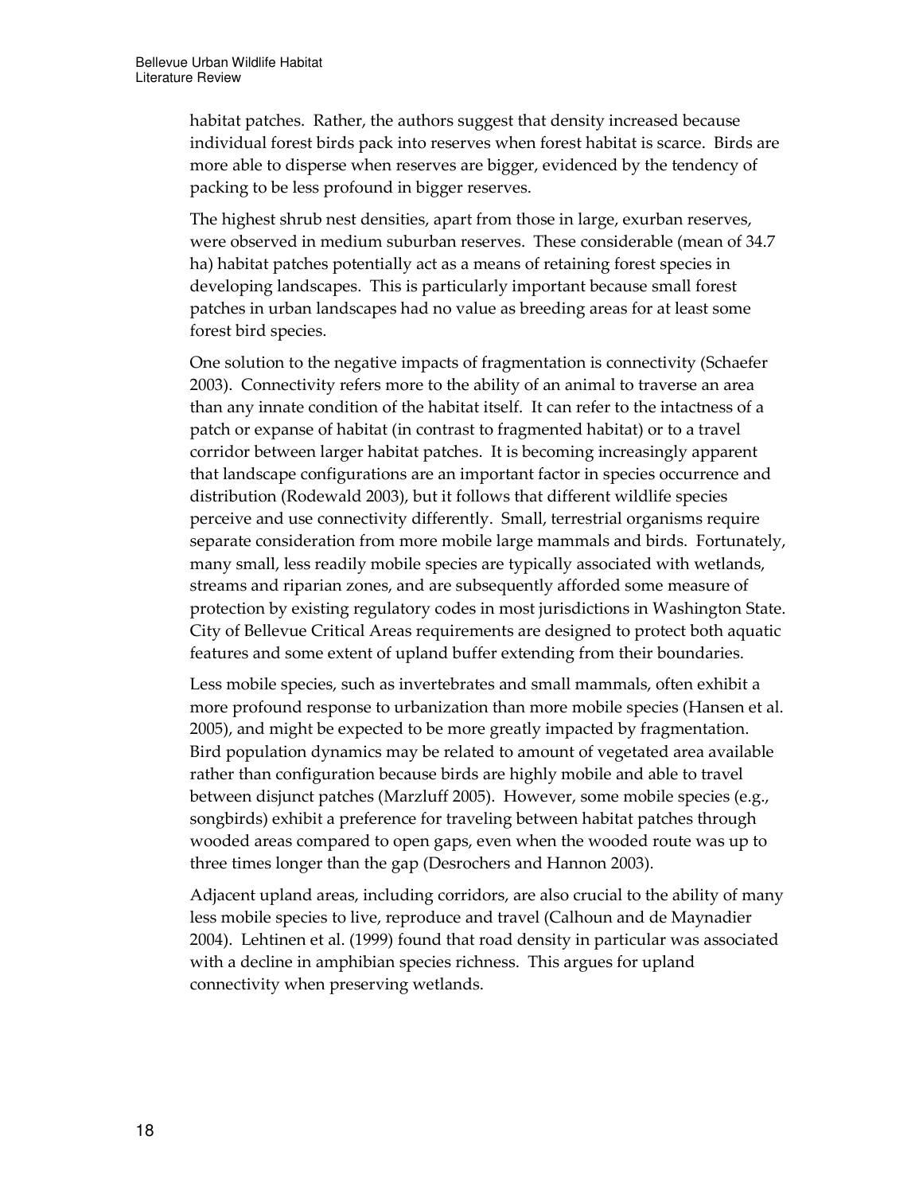habitat patches. Rather, the authors suggest that density increased because individual forest birds pack into reserves when forest habitat is scarce. Birds are more able to disperse when reserves are bigger, evidenced by the tendency of packing to be less profound in bigger reserves.

The highest shrub nest densities, apart from those in large, exurban reserves, were observed in medium suburban reserves. These considerable (mean of 34.7 ha) habitat patches potentially act as a means of retaining forest species in developing landscapes. This is particularly important because small forest patches in urban landscapes had no value as breeding areas for at least some forest bird species.

One solution to the negative impacts of fragmentation is connectivity (Schaefer 2003). Connectivity refers more to the ability of an animal to traverse an area than any innate condition of the habitat itself. It can refer to the intactness of a patch or expanse of habitat (in contrast to fragmented habitat) or to a travel corridor between larger habitat patches. It is becoming increasingly apparent that landscape configurations are an important factor in species occurrence and distribution (Rodewald 2003), but it follows that different wildlife species perceive and use connectivity differently. Small, terrestrial organisms require separate consideration from more mobile large mammals and birds. Fortunately, many small, less readily mobile species are typically associated with wetlands, streams and riparian zones, and are subsequently afforded some measure of protection by existing regulatory codes in most jurisdictions in Washington State. City of Bellevue Critical Areas requirements are designed to protect both aquatic features and some extent of upland buffer extending from their boundaries.

Less mobile species, such as invertebrates and small mammals, often exhibit a more profound response to urbanization than more mobile species (Hansen et al. 2005), and might be expected to be more greatly impacted by fragmentation. Bird population dynamics may be related to amount of vegetated area available rather than configuration because birds are highly mobile and able to travel between disjunct patches (Marzluff 2005). However, some mobile species (e.g., songbirds) exhibit a preference for traveling between habitat patches through wooded areas compared to open gaps, even when the wooded route was up to three times longer than the gap (Desrochers and Hannon 2003).

Adjacent upland areas, including corridors, are also crucial to the ability of many less mobile species to live, reproduce and travel (Calhoun and de Maynadier 2004). Lehtinen et al. (1999) found that road density in particular was associated with a decline in amphibian species richness. This argues for upland connectivity when preserving wetlands.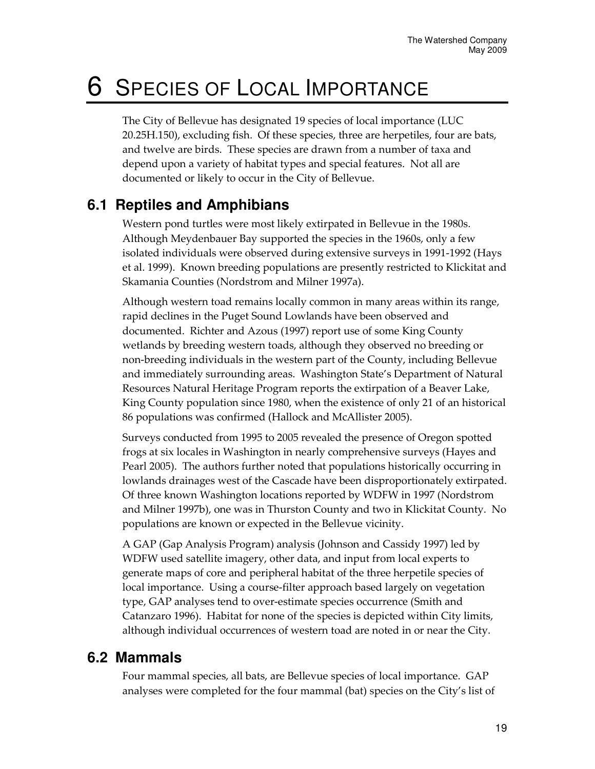# 6 Species of Local Importance

The City of Bellevue has designated 19 species of local importance (LUC 20.25H.150), excluding fish. Of these species, three are herpetiles, four are bats, and twelve are birds. These species are drawn from a number of taxa and depend upon a variety of habitat types and special features. Not all are documented or likely to occur in the City of Bellevue.

## 6.1 Reptiles and Amphibians

Western pond turtles were most likely extirpated in Bellevue in the 1980s. Although Meydenbauer Bay supported the species in the 1960s, only a few isolated individuals were observed during extensive surveys in 1991-1992 (Hays et al. 1999). Known breeding populations are presently restricted to Klickitat and Skamania Counties (Nordstrom and Milner 1997a).

Although western toad remains locally common in many areas within its range, rapid declines in the Puget Sound Lowlands have been observed and documented. Richter and Azous (1997) report use of some King County wetlands by breeding western toads, although they observed no breeding or non-breeding individuals in the western part of the County, including Bellevue and immediately surrounding areas. Washington State's Department of Natural Resources Natural Heritage Program reports the extirpation of a Beaver Lake, King County population since 1980, when the existence of only 21 of an historical 86 populations was confirmed (Hallock and McAllister 2005).

Surveys conducted from 1995 to 2005 revealed the presence of Oregon spotted frogs at six locales in Washington in nearly comprehensive surveys (Hayes and Pearl 2005). The authors further noted that populations historically occurring in lowlands drainages west of the Cascade have been disproportionately extirpated. Of three known Washington locations reported by WDFW in 1997 (Nordstrom and Milner 1997b), one was in Thurston County and two in Klickitat County. No populations are known or expected in the Bellevue vicinity.

A GAP (Gap Analysis Program) analysis (Johnson and Cassidy 1997) led by WDFW used satellite imagery, other data, and input from local experts to generate maps of core and peripheral habitat of the three herpetile species of local importance. Using a course-filter approach based largely on vegetation type, GAP analyses tend to over-estimate species occurrence (Smith and Catanzaro 1996). Habitat for none of the species is depicted within City limits, although individual occurrences of western toad are noted in or near the City.

## 6.2 Mammals

Four mammal species, all bats, are Bellevue species of local importance. GAP analyses were completed for the four mammal (bat) species on the City's list of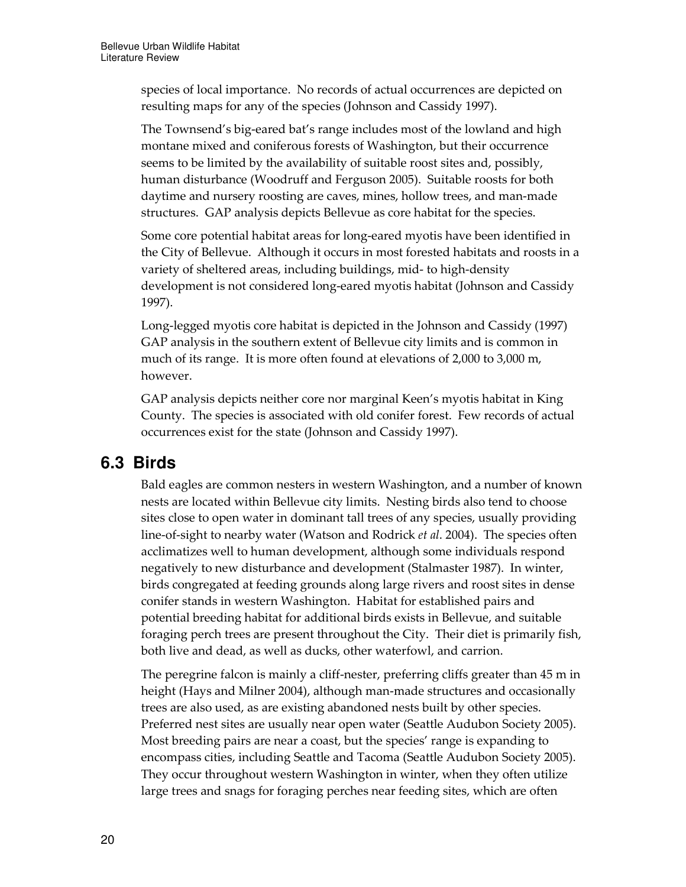species of local importance. No records of actual occurrences are depicted on resulting maps for any of the species (Johnson and Cassidy 1997).

The Townsend's big-eared bat's range includes most of the lowland and high montane mixed and coniferous forests of Washington, but their occurrence seems to be limited by the availability of suitable roost sites and, possibly, human disturbance (Woodruff and Ferguson 2005). Suitable roosts for both daytime and nursery roosting are caves, mines, hollow trees, and man-made structures. GAP analysis depicts Bellevue as core habitat for the species.

Some core potential habitat areas for long-eared myotis have been identified in the City of Bellevue. Although it occurs in most forested habitats and roosts in a variety of sheltered areas, including buildings, mid- to high-density development is not considered long-eared myotis habitat (Johnson and Cassidy 1997).

Long-legged myotis core habitat is depicted in the Johnson and Cassidy (1997) GAP analysis in the southern extent of Bellevue city limits and is common in much of its range. It is more often found at elevations of 2,000 to 3,000 m, however.

GAP analysis depicts neither core nor marginal Keen's myotis habitat in King County. The species is associated with old conifer forest. Few records of actual occurrences exist for the state (Johnson and Cassidy 1997).

## 6.3 Birds

Bald eagles are common nesters in western Washington, and a number of known nests are located within Bellevue city limits. Nesting birds also tend to choose sites close to open water in dominant tall trees of any species, usually providing line-of-sight to nearby water (Watson and Rodrick *et al*. 2004). The species often acclimatizes well to human development, although some individuals respond negatively to new disturbance and development (Stalmaster 1987). In winter, birds congregated at feeding grounds along large rivers and roost sites in dense conifer stands in western Washington. Habitat for established pairs and potential breeding habitat for additional birds exists in Bellevue, and suitable foraging perch trees are present throughout the City. Their diet is primarily fish, both live and dead, as well as ducks, other waterfowl, and carrion.

The peregrine falcon is mainly a cliff-nester, preferring cliffs greater than 45 m in height (Hays and Milner 2004), although man-made structures and occasionally trees are also used, as are existing abandoned nests built by other species. Preferred nest sites are usually near open water (Seattle Audubon Society 2005). Most breeding pairs are near a coast, but the species' range is expanding to encompass cities, including Seattle and Tacoma (Seattle Audubon Society 2005). They occur throughout western Washington in winter, when they often utilize large trees and snags for foraging perches near feeding sites, which are often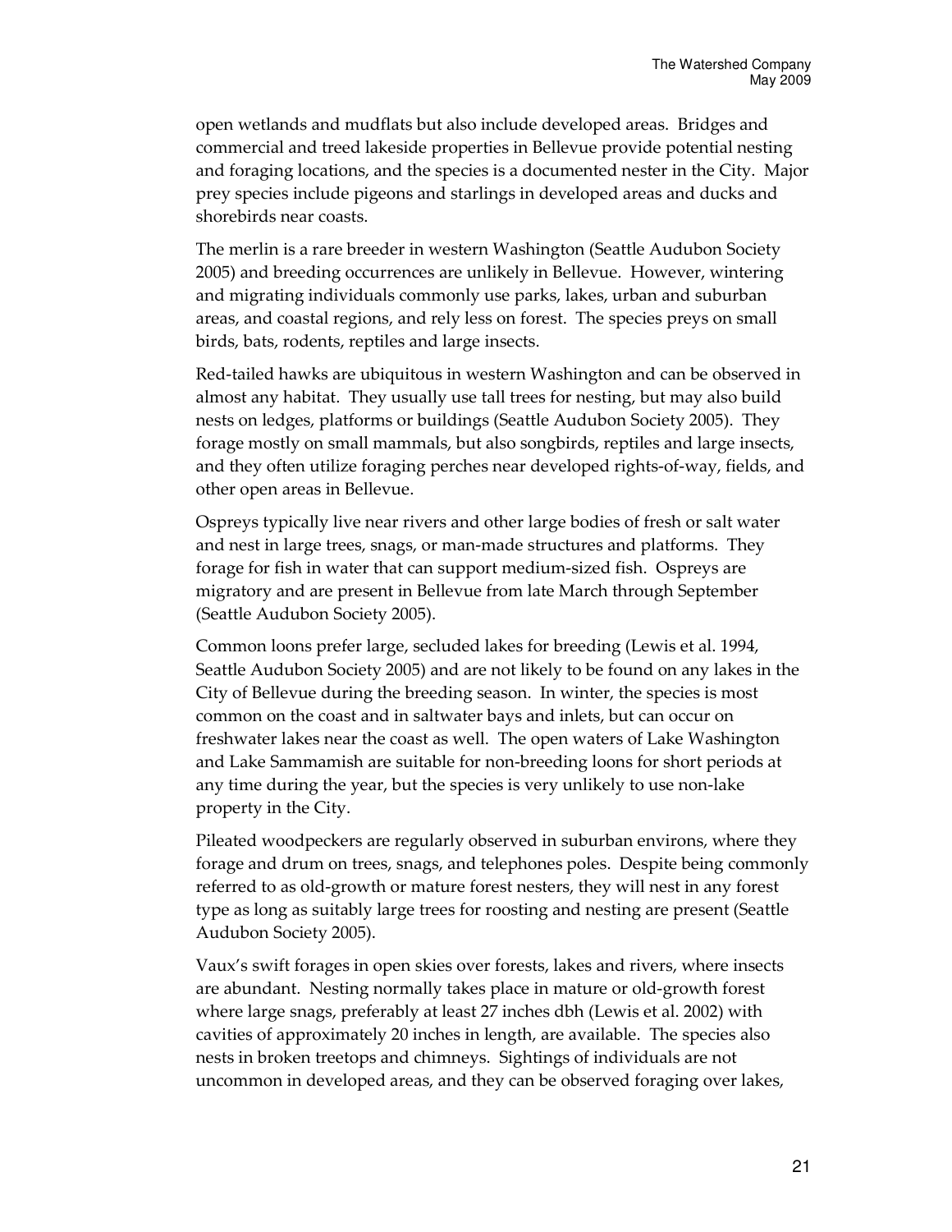open wetlands and mudflats but also include developed areas. Bridges and commercial and treed lakeside properties in Bellevue provide potential nesting and foraging locations, and the species is a documented nester in the City. Major prey species include pigeons and starlings in developed areas and ducks and shorebirds near coasts.

The merlin is a rare breeder in western Washington (Seattle Audubon Society 2005) and breeding occurrences are unlikely in Bellevue. However, wintering and migrating individuals commonly use parks, lakes, urban and suburban areas, and coastal regions, and rely less on forest. The species preys on small birds, bats, rodents, reptiles and large insects.

Red-tailed hawks are ubiquitous in western Washington and can be observed in almost any habitat. They usually use tall trees for nesting, but may also build nests on ledges, platforms or buildings (Seattle Audubon Society 2005). They forage mostly on small mammals, but also songbirds, reptiles and large insects, and they often utilize foraging perches near developed rights-of-way, fields, and other open areas in Bellevue.

Ospreys typically live near rivers and other large bodies of fresh or salt water and nest in large trees, snags, or man-made structures and platforms. They forage for fish in water that can support medium-sized fish. Ospreys are migratory and are present in Bellevue from late March through September (Seattle Audubon Society 2005).

Common loons prefer large, secluded lakes for breeding (Lewis et al. 1994, Seattle Audubon Society 2005) and are not likely to be found on any lakes in the City of Bellevue during the breeding season. In winter, the species is most common on the coast and in saltwater bays and inlets, but can occur on freshwater lakes near the coast as well. The open waters of Lake Washington and Lake Sammamish are suitable for non-breeding loons for short periods at any time during the year, but the species is very unlikely to use non-lake property in the City.

Pileated woodpeckers are regularly observed in suburban environs, where they forage and drum on trees, snags, and telephones poles. Despite being commonly referred to as old-growth or mature forest nesters, they will nest in any forest type as long as suitably large trees for roosting and nesting are present (Seattle Audubon Society 2005).

Vaux's swift forages in open skies over forests, lakes and rivers, where insects are abundant. Nesting normally takes place in mature or old-growth forest where large snags, preferably at least 27 inches dbh (Lewis et al. 2002) with cavities of approximately 20 inches in length, are available. The species also nests in broken treetops and chimneys. Sightings of individuals are not uncommon in developed areas, and they can be observed foraging over lakes,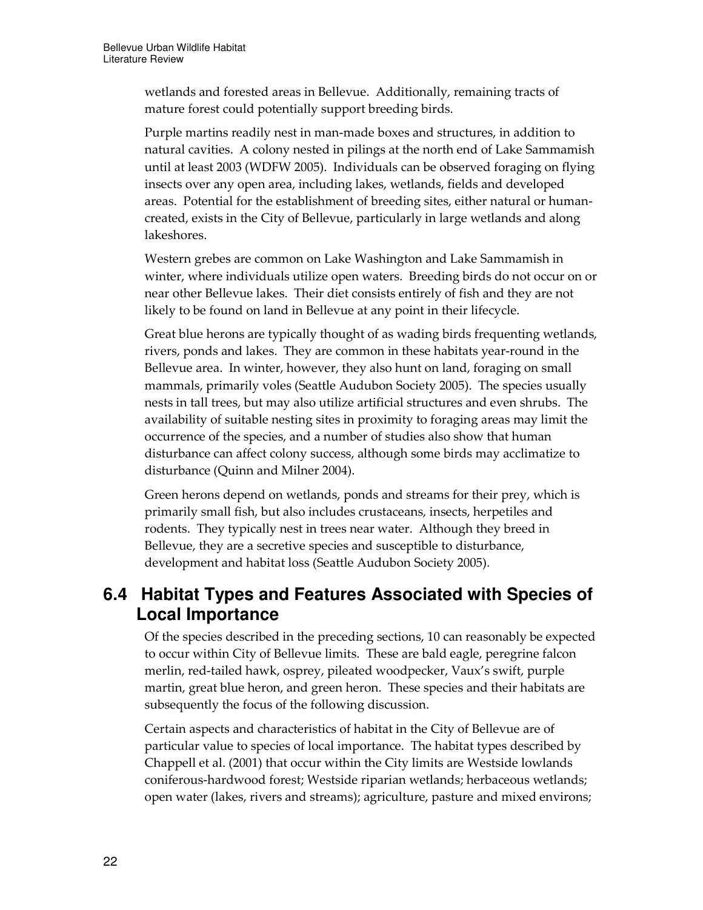wetlands and forested areas in Bellevue. Additionally, remaining tracts of mature forest could potentially support breeding birds.

Purple martins readily nest in man-made boxes and structures, in addition to natural cavities. A colony nested in pilings at the north end of Lake Sammamish until at least 2003 (WDFW 2005). Individuals can be observed foraging on flying insects over any open area, including lakes, wetlands, fields and developed areas. Potential for the establishment of breeding sites, either natural or human-created, exists in the City of Bellevue, particularly in large wetlands and along lakeshores.

Western grebes are common on Lake Washington and Lake Sammamish in winter, where individuals utilize open waters. Breeding birds do not occur on or near other Bellevue lakes. Their diet consists entirely of fish and they are not likely to be found on land in Bellevue at any point in their lifecycle.

Great blue herons are typically thought of as wading birds frequenting wetlands, rivers, ponds and lakes. They are common in these habitats year-round in the Bellevue area. In winter, however, they also hunt on land, foraging on small mammals, primarily voles (Seattle Audubon Society 2005). The species usually nests in tall trees, but may also utilize artificial structures and even shrubs. The availability of suitable nesting sites in proximity to foraging areas may limit the occurrence of the species, and a number of studies also show that human disturbance can affect colony success, although some birds may acclimatize to disturbance (Quinn and Milner 2004).

Green herons depend on wetlands, ponds and streams for their prey, which is primarily small fish, but also includes crustaceans, insects, herpetiles and rodents. They typically nest in trees near water. Although they breed in Bellevue, they are a secretive species and susceptible to disturbance, development and habitat loss (Seattle Audubon Society 2005).

## 6.4 Habitat Types and Features Associated with Species of Local Importance

Of the species described in the preceding sections, 10 can reasonably be expected to occur within City of Bellevue limits. These are bald eagle, peregrine falcon merlin, red-tailed hawk, osprey, pileated woodpecker, Vaux's swift, purple martin, great blue heron, and green heron. These species and their habitats are subsequently the focus of the following discussion.

Certain aspects and characteristics of habitat in the City of Bellevue are of particular value to species of local importance. The habitat types described by Chappell et al. (2001) that occur within the City limits are Westside lowlands coniferous-hardwood forest; Westside riparian wetlands; herbaceous wetlands; open water (lakes, rivers and streams); agriculture, pasture and mixed environs;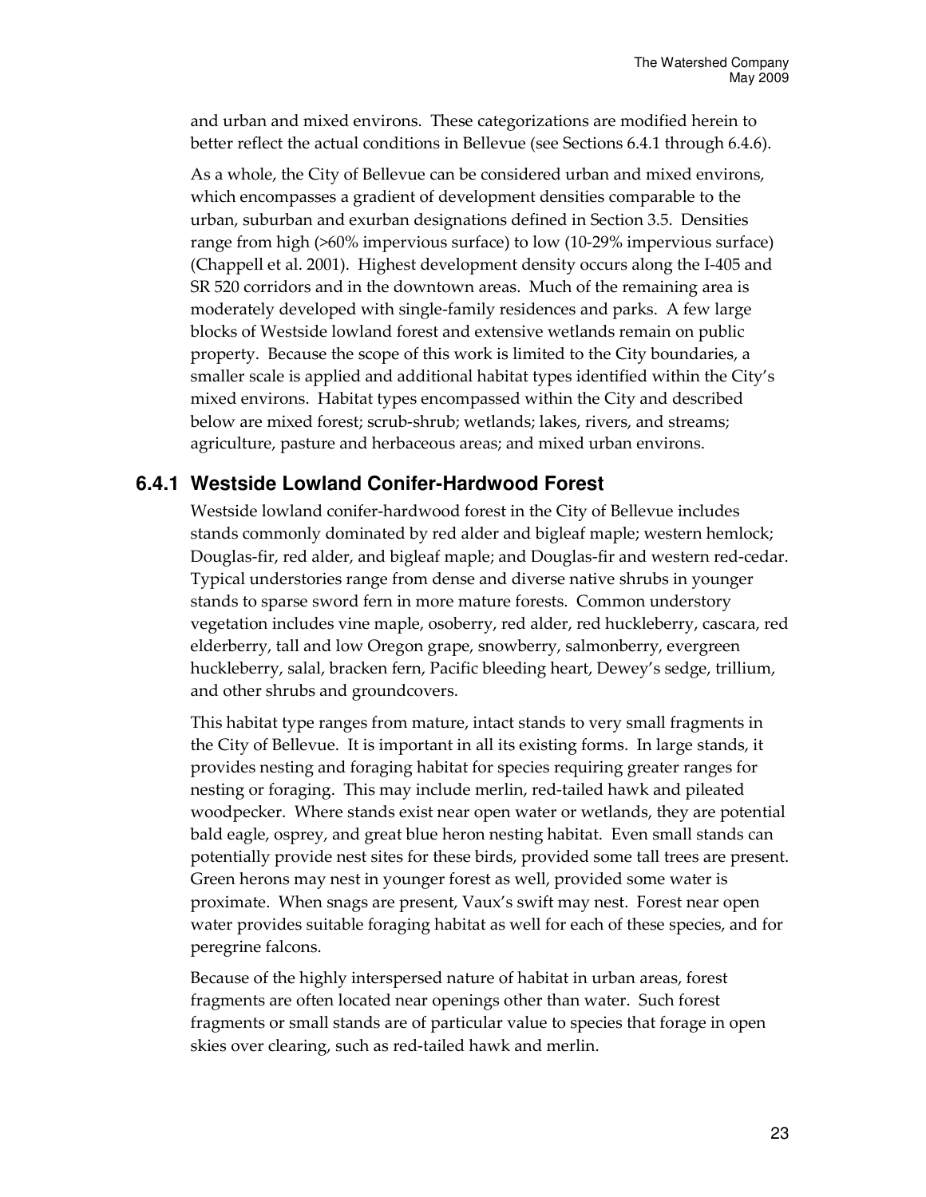and urban and mixed environs. These categorizations are modified herein to better reflect the actual conditions in Bellevue (see Sections 6.4.1 through 6.4.6).

As a whole, the City of Bellevue can be considered urban and mixed environs, which encompasses a gradient of development densities comparable to the urban, suburban and exurban designations defined in Section 3.5. Densities range from high (>60% impervious surface) to low (10-29% impervious surface) (Chappell et al. 2001). Highest development density occurs along the I-405 and SR 520 corridors and in the downtown areas. Much of the remaining area is moderately developed with single-family residences and parks. A few large blocks of Westside lowland forest and extensive wetlands remain on public property. Because the scope of this work is limited to the City boundaries, a smaller scale is applied and additional habitat types identified within the City's mixed environs. Habitat types encompassed within the City and described below are mixed forest; scrub-shrub; wetlands; lakes, rivers, and streams; agriculture, pasture and herbaceous areas; and mixed urban environs.

### 6.4.1 Westside Lowland Conifer-Hardwood Forest

Westside lowland conifer-hardwood forest in the City of Bellevue includes stands commonly dominated by red alder and bigleaf maple; western hemlock; Douglas-fir, red alder, and bigleaf maple; and Douglas-fir and western red-cedar. Typical understories range from dense and diverse native shrubs in younger stands to sparse sword fern in more mature forests. Common understory vegetation includes vine maple, osoberry, red alder, red huckleberry, cascara, red elderberry, tall and low Oregon grape, snowberry, salmonberry, evergreen huckleberry, salal, bracken fern, Pacific bleeding heart, Dewey's sedge, trillium, and other shrubs and groundcovers.

This habitat type ranges from mature, intact stands to very small fragments in the City of Bellevue. It is important in all its existing forms. In large stands, it provides nesting and foraging habitat for species requiring greater ranges for nesting or foraging. This may include merlin, red-tailed hawk and pileated woodpecker. Where stands exist near open water or wetlands, they are potential bald eagle, osprey, and great blue heron nesting habitat. Even small stands can potentially provide nest sites for these birds, provided some tall trees are present. Green herons may nest in younger forest as well, provided some water is proximate. When snags are present, Vaux's swift may nest. Forest near open water provides suitable foraging habitat as well for each of these species, and for peregrine falcons.

Because of the highly interspersed nature of habitat in urban areas, forest fragments are often located near openings other than water. Such forest fragments or small stands are of particular value to species that forage in open skies over clearing, such as red-tailed hawk and merlin.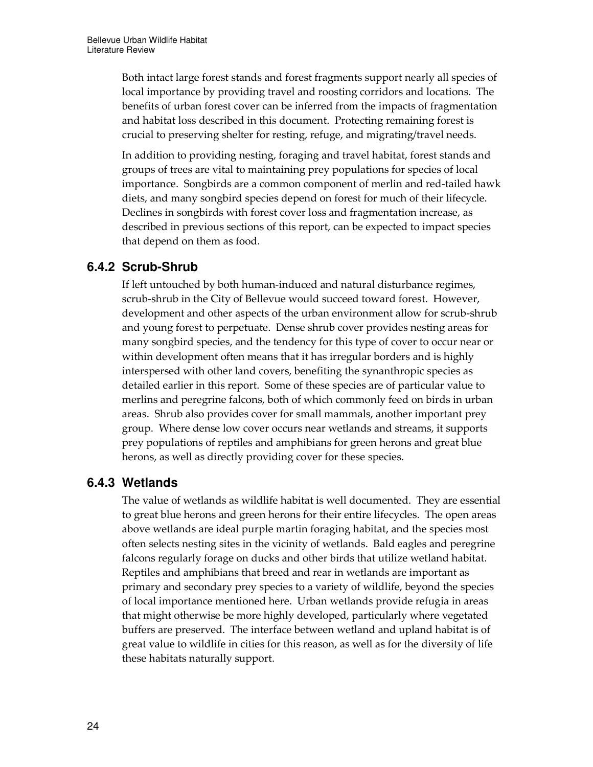Both intact large forest stands and forest fragments support nearly all species of local importance by providing travel and roosting corridors and locations. The benefits of urban forest cover can be inferred from the impacts of fragmentation and habitat loss described in this document. Protecting remaining forest is crucial to preserving shelter for resting, refuge, and migrating/travel needs.

In addition to providing nesting, foraging and travel habitat, forest stands and groups of trees are vital to maintaining prey populations for species of local importance. Songbirds are a common component of merlin and red-tailed hawk diets, and many songbird species depend on forest for much of their lifecycle. Declines in songbirds with forest cover loss and fragmentation increase, as described in previous sections of this report, can be expected to impact species that depend on them as food.

### 6.4.2 Scrub-Shrub

If left untouched by both human-induced and natural disturbance regimes, scrub-shrub in the City of Bellevue would succeed toward forest. However, development and other aspects of the urban environment allow for scrub-shrub and young forest to perpetuate. Dense shrub cover provides nesting areas for many songbird species, and the tendency for this type of cover to occur near or within development often means that it has irregular borders and is highly interspersed with other land covers, benefiting the synanthropic species as detailed earlier in this report. Some of these species are of particular value to merlins and peregrine falcons, both of which commonly feed on birds in urban areas. Shrub also provides cover for small mammals, another important prey group. Where dense low cover occurs near wetlands and streams, it supports prey populations of reptiles and amphibians for green herons and great blue herons, as well as directly providing cover for these species.

### 6.4.3 Wetlands

The value of wetlands as wildlife habitat is well documented. They are essential to great blue herons and green herons for their entire lifecycles. The open areas above wetlands are ideal purple martin foraging habitat, and the species most often selects nesting sites in the vicinity of wetlands. Bald eagles and peregrine falcons regularly forage on ducks and other birds that utilize wetland habitat. Reptiles and amphibians that breed and rear in wetlands are important as primary and secondary prey species to a variety of wildlife, beyond the species of local importance mentioned here. Urban wetlands provide refugia in areas that might otherwise be more highly developed, particularly where vegetated buffers are preserved. The interface between wetland and upland habitat is of great value to wildlife in cities for this reason, as well as for the diversity of life these habitats naturally support.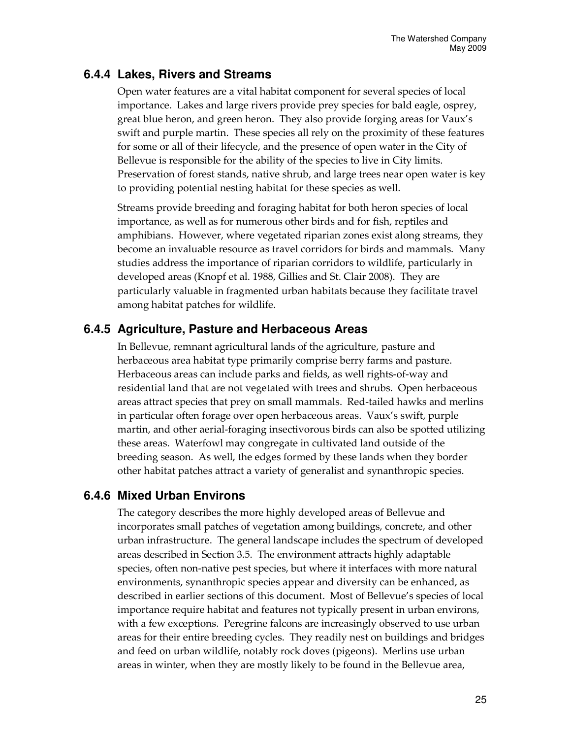### 6.4.4 Lakes, Rivers and Streams

Open water features are a vital habitat component for several species of local importance. Lakes and large rivers provide prey species for bald eagle, osprey, great blue heron, and green heron. They also provide forging areas for Vaux's swift and purple martin. These species all rely on the proximity of these features for some or all of their lifecycle, and the presence of open water in the City of Bellevue is responsible for the ability of the species to live in City limits. Preservation of forest stands, native shrub, and large trees near open water is key to providing potential nesting habitat for these species as well.

Streams provide breeding and foraging habitat for both heron species of local importance, as well as for numerous other birds and for fish, reptiles and amphibians. However, where vegetated riparian zones exist along streams, they become an invaluable resource as travel corridors for birds and mammals. Many studies address the importance of riparian corridors to wildlife, particularly in developed areas (Knopf et al. 1988, Gillies and St. Clair 2008). They are particularly valuable in fragmented urban habitats because they facilitate travel among habitat patches for wildlife.

### 6.4.5 Agriculture, Pasture and Herbaceous Areas

In Bellevue, remnant agricultural lands of the agriculture, pasture and herbaceous area habitat type primarily comprise berry farms and pasture. Herbaceous areas can include parks and fields, as well rights-of-way and residential land that are not vegetated with trees and shrubs. Open herbaceous areas attract species that prey on small mammals. Red-tailed hawks and merlins in particular often forage over open herbaceous areas. Vaux's swift, purple martin, and other aerial-foraging insectivorous birds can also be spotted utilizing these areas. Waterfowl may congregate in cultivated land outside of the breeding season. As well, the edges formed by these lands when they border other habitat patches attract a variety of generalist and synanthropic species.

### 6.4.6 Mixed Urban Environs

The category describes the more highly developed areas of Bellevue and incorporates small patches of vegetation among buildings, concrete, and other urban infrastructure. The general landscape includes the spectrum of developed areas described in Section 3.5. The environment attracts highly adaptable species, often non-native pest species, but where it interfaces with more natural environments, synanthropic species appear and diversity can be enhanced, as described in earlier sections of this document. Most of Bellevue's species of local importance require habitat and features not typically present in urban environs, with a few exceptions. Peregrine falcons are increasingly observed to use urban areas for their entire breeding cycles. They readily nest on buildings and bridges and feed on urban wildlife, notably rock doves (pigeons). Merlins use urban areas in winter, when they are mostly likely to be found in the Bellevue area,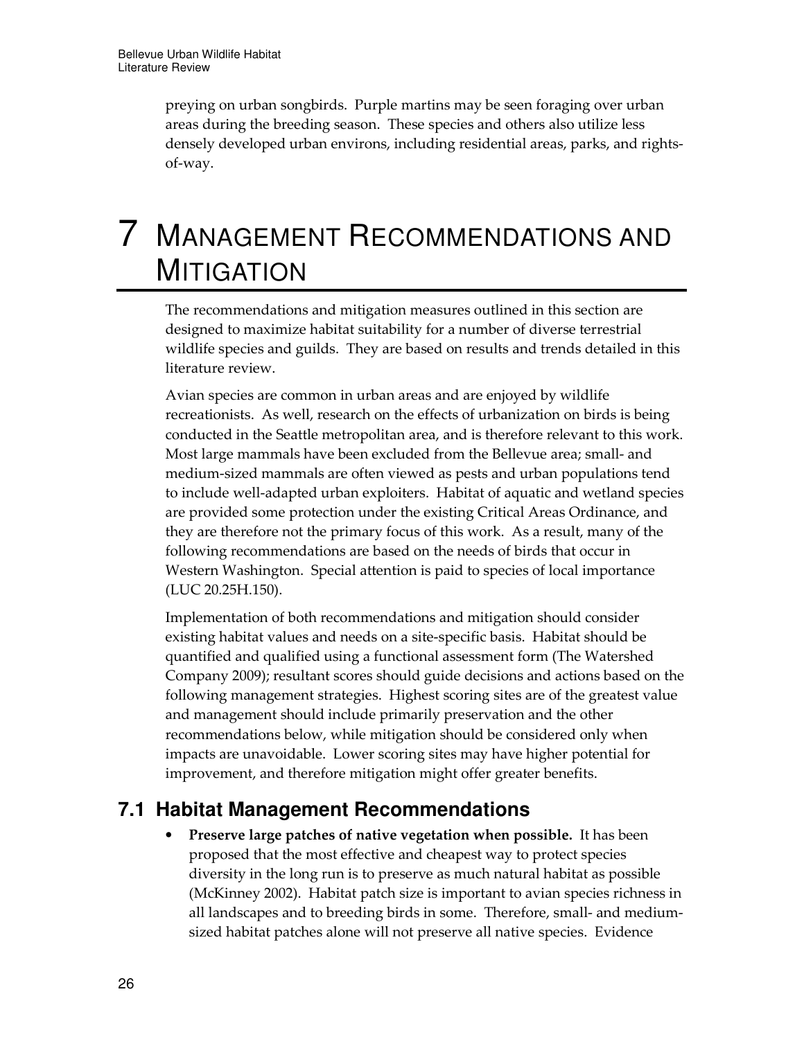preying on urban songbirds. Purple martins may be seen foraging over urban areas during the breeding season. These species and others also utilize less densely developed urban environs, including residential areas, parks, and rights-of-way.

# 7 Management Recommendations and Mitigation

The recommendations and mitigation measures outlined in this section are designed to maximize habitat suitability for a number of diverse terrestrial wildlife species and guilds. They are based on results and trends detailed in this literature review.

Avian species are common in urban areas and are enjoyed by wildlife recreationists. As well, research on the effects of urbanization on birds is being conducted in the Seattle metropolitan area, and is therefore relevant to this work. Most large mammals have been excluded from the Bellevue area; small- and medium-sized mammals are often viewed as pests and urban populations tend to include well-adapted urban exploiters. Habitat of aquatic and wetland species are provided some protection under the existing Critical Areas Ordinance, and they are therefore not the primary focus of this work. As a result, many of the following recommendations are based on the needs of birds that occur in Western Washington. Special attention is paid to species of local importance (LUC 20.25H.150).

Implementation of both recommendations and mitigation should consider existing habitat values and needs on a site-specific basis. Habitat should be quantified and qualified using a functional assessment form (The Watershed Company 2009); resultant scores should guide decisions and actions based on the following management strategies. Highest scoring sites are of the greatest value and management should include primarily preservation and the other recommendations below, while mitigation should be considered only when impacts are unavoidable. Lower scoring sites may have higher potential for improvement, and therefore mitigation might offer greater benefits.

## 7.1 Habitat Management Recommendations

- **Preserve large patches of native vegetation when possible.** It has been proposed that the most effective and cheapest way to protect species diversity in the long run is to preserve as much natural habitat as possible (McKinney 2002). Habitat patch size is important to avian species richness in all landscapes and to breeding birds in some. Therefore, small- and medium-sized habitat patches alone will not preserve all native species. Evidence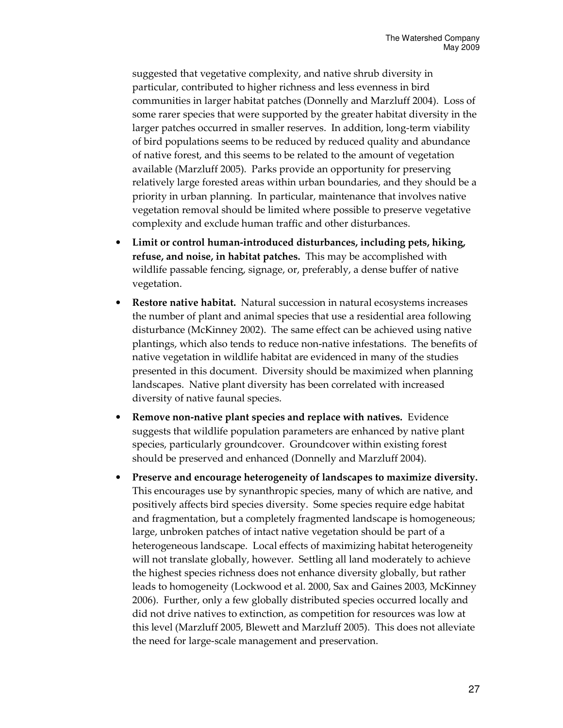suggested that vegetative complexity, and native shrub diversity in particular, contributed to higher richness and less evenness in bird communities in larger habitat patches (Donnelly and Marzluff 2004). Loss of some rarer species that were supported by the greater habitat diversity in the larger patches occurred in smaller reserves. In addition, long-term viability of bird populations seems to be reduced by reduced quality and abundance of native forest, and this seems to be related to the amount of vegetation available (Marzluff 2005). Parks provide an opportunity for preserving relatively large forested areas within urban boundaries, and they should be a priority in urban planning. In particular, maintenance that involves native vegetation removal should be limited where possible to preserve vegetative complexity and exclude human traffic and other disturbances.

- **Limit or control human-introduced disturbances, including pets, hiking, refuse, and noise, in habitat patches.** This may be accomplished with wildlife passable fencing, signage, or, preferably, a dense buffer of native vegetation.
- **Restore native habitat.** Natural succession in natural ecosystems increases the number of plant and animal species that use a residential area following disturbance (McKinney 2002). The same effect can be achieved using native plantings, which also tends to reduce non-native infestations. The benefits of native vegetation in wildlife habitat are evidenced in many of the studies presented in this document. Diversity should be maximized when planning landscapes. Native plant diversity has been correlated with increased diversity of native faunal species.
- **Remove non-native plant species and replace with natives.** Evidence suggests that wildlife population parameters are enhanced by native plant species, particularly groundcover. Groundcover within existing forest should be preserved and enhanced (Donnelly and Marzluff 2004).
- **Preserve and encourage heterogeneity of landscapes to maximize diversity.** This encourages use by synanthropic species, many of which are native, and positively affects bird species diversity. Some species require edge habitat and fragmentation, but a completely fragmented landscape is homogeneous; large, unbroken patches of intact native vegetation should be part of a heterogeneous landscape. Local effects of maximizing habitat heterogeneity will not translate globally, however. Settling all land moderately to achieve the highest species richness does not enhance diversity globally, but rather leads to homogeneity (Lockwood et al. 2000, Sax and Gaines 2003, McKinney 2006). Further, only a few globally distributed species occurred locally and did not drive natives to extinction, as competition for resources was low at this level (Marzluff 2005, Blewett and Marzluff 2005). This does not alleviate the need for large-scale management and preservation.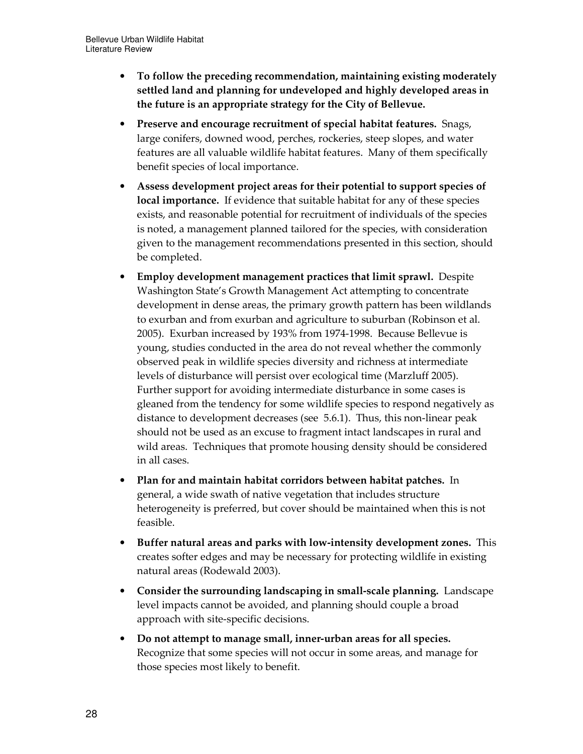- **To follow the preceding recommendation, maintaining existing moderately settled land and planning for undeveloped and highly developed areas in the future is an appropriate strategy for the City of Bellevue.**

- **Preserve and encourage recruitment of special habitat features.** Snags, large conifers, downed wood, perches, rockeries, steep slopes, and water features are all valuable wildlife habitat features. Many of them specifically benefit species of local importance.

- **Assess development project areas for their potential to support species of local importance.** If evidence that suitable habitat for any of these species exists, and reasonable potential for recruitment of individuals of the species is noted, a management planned tailored for the species, with consideration given to the management recommendations presented in this section, should be completed.

- **Employ development management practices that limit sprawl.** Despite Washington State's Growth Management Act attempting to concentrate development in dense areas, the primary growth pattern has been wildlands to exurban and from exurban and agriculture to suburban (Robinson et al. 2005). Exurban increased by 193% from 1974-1998. Because Bellevue is young, studies conducted in the area do not reveal whether the commonly observed peak in wildlife species diversity and richness at intermediate levels of disturbance will persist over ecological time (Marzluff 2005). Further support for avoiding intermediate disturbance in some cases is gleaned from the tendency for some wildlife species to respond negatively as distance to development decreases (see 5.6.1). Thus, this non-linear peak should not be used as an excuse to fragment intact landscapes in rural and wild areas. Techniques that promote housing density should be considered in all cases.

- **Plan for and maintain habitat corridors between habitat patches.** In general, a wide swath of native vegetation that includes structure heterogeneity is preferred, but cover should be maintained when this is not feasible.

- **Buffer natural areas and parks with low-intensity development zones.** This creates softer edges and may be necessary for protecting wildlife in existing natural areas (Rodewald 2003).

- **Consider the surrounding landscaping in small-scale planning.** Landscape level impacts cannot be avoided, and planning should couple a broad approach with site-specific decisions.

- **Do not attempt to manage small, inner-urban areas for all species.** Recognize that some species will not occur in some areas, and manage for those species most likely to benefit.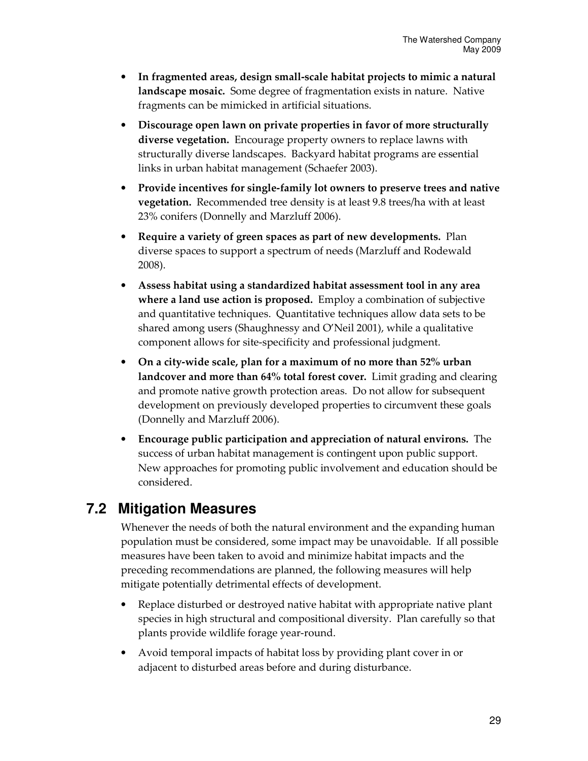- **In fragmented areas, design small-scale habitat projects to mimic a natural landscape mosaic.** Some degree of fragmentation exists in nature. Native fragments can be mimicked in artificial situations.
- **Discourage open lawn on private properties in favor of more structurally diverse vegetation.** Encourage property owners to replace lawns with structurally diverse landscapes. Backyard habitat programs are essential links in urban habitat management (Schaefer 2003).
- **Provide incentives for single-family lot owners to preserve trees and native vegetation.** Recommended tree density is at least 9.8 trees/ha with at least 23% conifers (Donnelly and Marzluff 2006).
- **Require a variety of green spaces as part of new developments.** Plan diverse spaces to support a spectrum of needs (Marzluff and Rodewald 2008).
- **Assess habitat using a standardized habitat assessment tool in any area where a land use action is proposed.** Employ a combination of subjective and quantitative techniques. Quantitative techniques allow data sets to be shared among users (Shaughnessy and O'Neil 2001), while a qualitative component allows for site-specificity and professional judgment.
- **On a city-wide scale, plan for a maximum of no more than 52% urban landcover and more than 64% total forest cover.** Limit grading and clearing and promote native growth protection areas. Do not allow for subsequent development on previously developed properties to circumvent these goals (Donnelly and Marzluff 2006).
- **Encourage public participation and appreciation of natural environs.** The success of urban habitat management is contingent upon public support. New approaches for promoting public involvement and education should be considered.

## 7.2 Mitigation Measures

Whenever the needs of both the natural environment and the expanding human population must be considered, some impact may be unavoidable. If all possible measures have been taken to avoid and minimize habitat impacts and the preceding recommendations are planned, the following measures will help mitigate potentially detrimental effects of development.

- Replace disturbed or destroyed native habitat with appropriate native plant species in high structural and compositional diversity. Plan carefully so that plants provide wildlife forage year-round.
- Avoid temporal impacts of habitat loss by providing plant cover in or adjacent to disturbed areas before and during disturbance.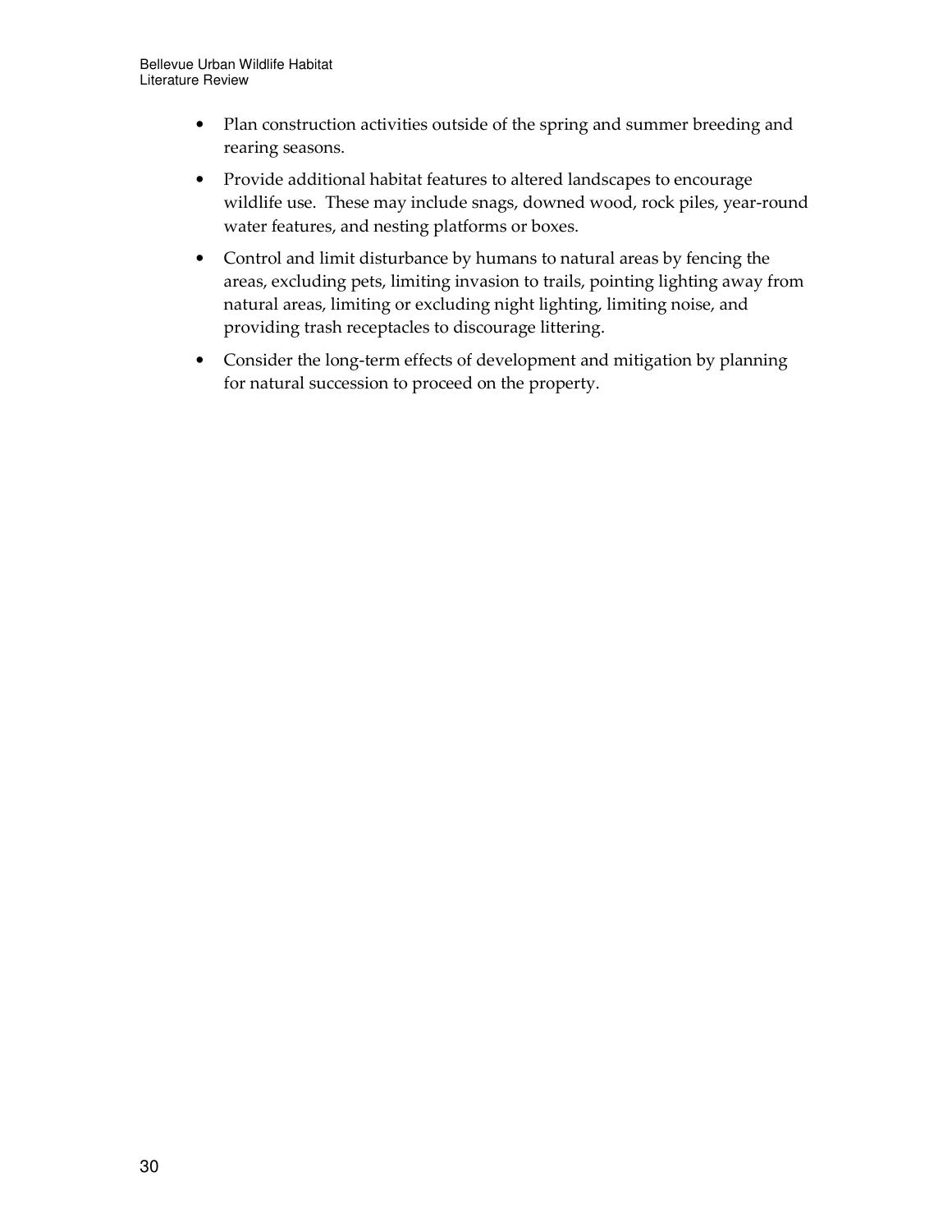- Plan construction activities outside of the spring and summer breeding and rearing seasons.
- Provide additional habitat features to altered landscapes to encourage wildlife use. These may include snags, downed wood, rock piles, year-round water features, and nesting platforms or boxes.
- Control and limit disturbance by humans to natural areas by fencing the areas, excluding pets, limiting invasion to trails, pointing lighting away from natural areas, limiting or excluding night lighting, limiting noise, and providing trash receptacles to discourage littering.
- Consider the long-term effects of development and mitigation by planning for natural succession to proceed on the property.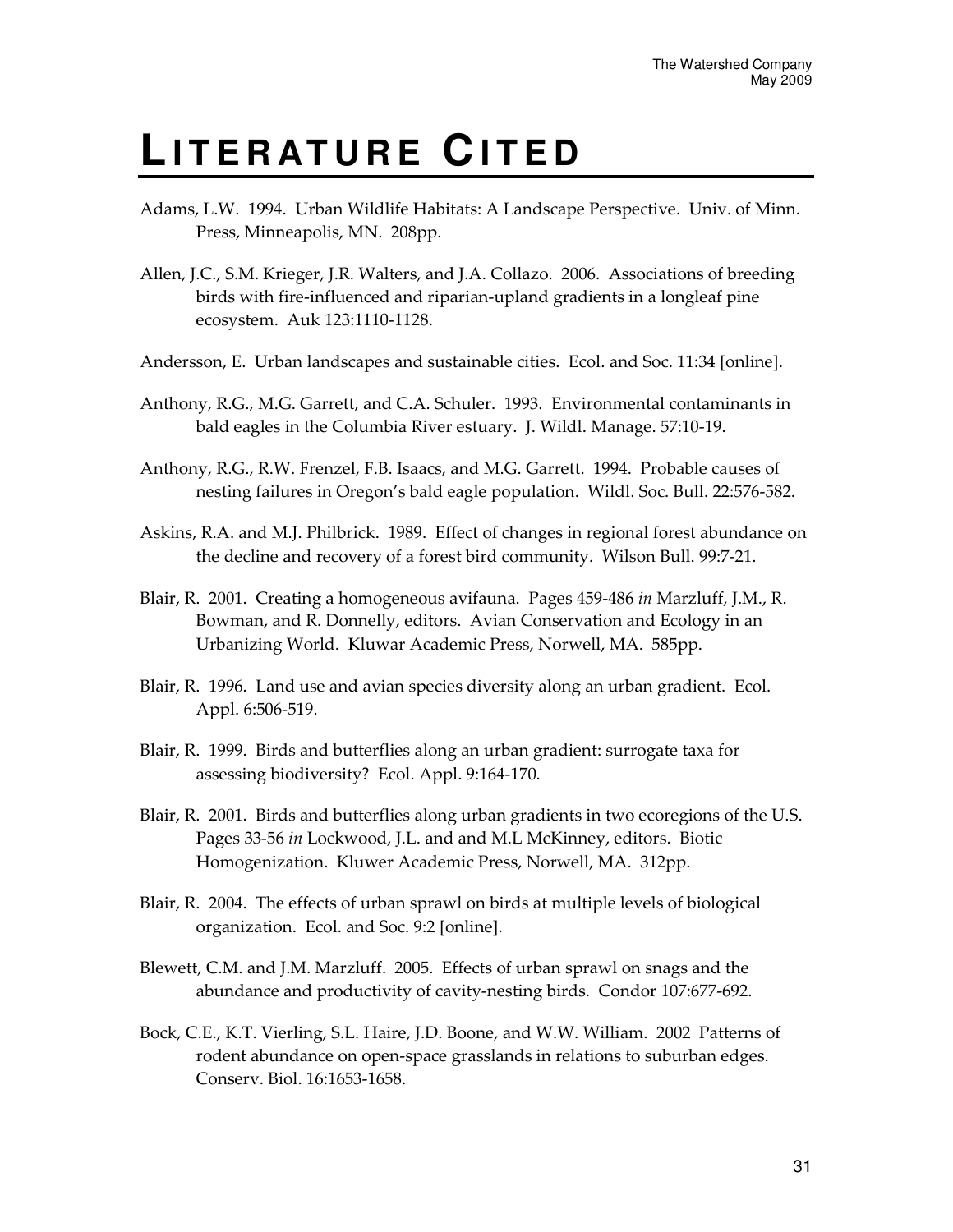# LITERATURE CITED

Adams, L.W. 1994. Urban Wildlife Habitats: A Landscape Perspective. Univ. of Minn. Press, Minneapolis, MN. 208pp.

Allen, J.C., S.M. Krieger, J.R. Walters, and J.A. Collazo. 2006. Associations of breeding birds with fire-influenced and riparian-upland gradients in a longleaf pine ecosystem. Auk 123:1110-1128.

Andersson, E. Urban landscapes and sustainable cities. Ecol. and Soc. 11:34 [online].

Anthony, R.G., M.G. Garrett, and C.A. Schuler. 1993. Environmental contaminants in bald eagles in the Columbia River estuary. J. Wildl. Manage. 57:10-19.

Anthony, R.G., R.W. Frenzel, F.B. Isaacs, and M.G. Garrett. 1994. Probable causes of nesting failures in Oregon's bald eagle population. Wildl. Soc. Bull. 22:576-582.

Askins, R.A. and M.J. Philbrick. 1989. Effect of changes in regional forest abundance on the decline and recovery of a forest bird community. Wilson Bull. 99:7-21.

Blair, R. 2001. Creating a homogeneous avifauna. Pages 459-486 *in* Marzluff, J.M., R. Bowman, and R. Donnelly, editors. Avian Conservation and Ecology in an Urbanizing World. Kluwar Academic Press, Norwell, MA. 585pp.

Blair, R. 1996. Land use and avian species diversity along an urban gradient. Ecol. Appl. 6:506-519.

Blair, R. 1999. Birds and butterflies along an urban gradient: surrogate taxa for assessing biodiversity? Ecol. Appl. 9:164-170.

Blair, R. 2001. Birds and butterflies along urban gradients in two ecoregions of the U.S. Pages 33-56 *in* Lockwood, J.L. and and M.L McKinney, editors. Biotic Homogenization. Kluwer Academic Press, Norwell, MA. 312pp.

Blair, R. 2004. The effects of urban sprawl on birds at multiple levels of biological organization. Ecol. and Soc. 9:2 [online].

Blewett, C.M. and J.M. Marzluff. 2005. Effects of urban sprawl on snags and the abundance and productivity of cavity-nesting birds. Condor 107:677-692.

Bock, C.E., K.T. Vierling, S.L. Haire, J.D. Boone, and W.W. William. 2002 Patterns of rodent abundance on open-space grasslands in relations to suburban edges. Conserv. Biol. 16:1653-1658.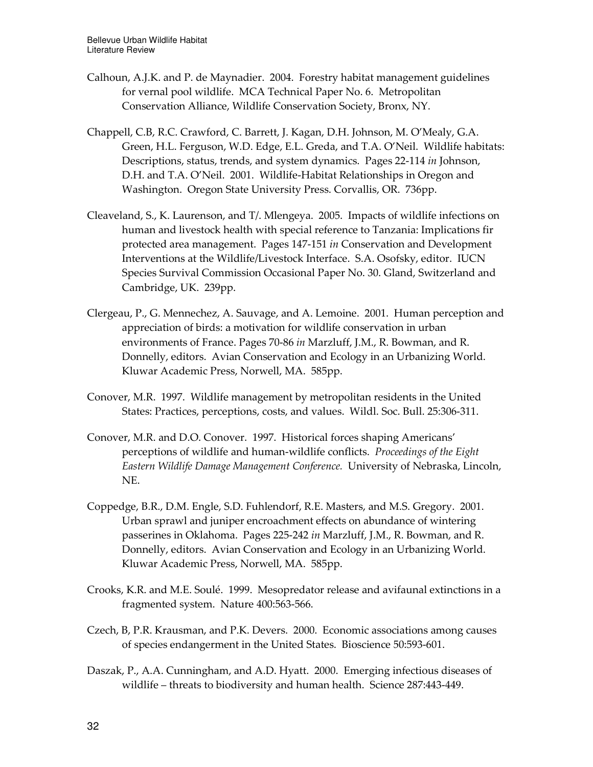Calhoun, A.J.K. and P. de Maynadier. 2004. Forestry habitat management guidelines for vernal pool wildlife. MCA Technical Paper No. 6. Metropolitan Conservation Alliance, Wildlife Conservation Society, Bronx, NY.

Chappell, C.B, R.C. Crawford, C. Barrett, J. Kagan, D.H. Johnson, M. O'Mealy, G.A. Green, H.L. Ferguson, W.D. Edge, E.L. Greda, and T.A. O'Neil. Wildlife habitats: Descriptions, status, trends, and system dynamics. Pages 22-114 *in* Johnson, D.H. and T.A. O'Neil. 2001. Wildlife-Habitat Relationships in Oregon and Washington. Oregon State University Press. Corvallis, OR. 736pp.

Cleaveland, S., K. Laurenson, and T/. Mlengeya. 2005. Impacts of wildlife infections on human and livestock health with special reference to Tanzania: Implications fir protected area management. Pages 147-151 *in* Conservation and Development Interventions at the Wildlife/Livestock Interface. S.A. Osofsky, editor. IUCN Species Survival Commission Occasional Paper No. 30. Gland, Switzerland and Cambridge, UK. 239pp.

Clergeau, P., G. Mennechez, A. Sauvage, and A. Lemoine. 2001. Human perception and appreciation of birds: a motivation for wildlife conservation in urban environments of France. Pages 70-86 *in* Marzluff, J.M., R. Bowman, and R. Donnelly, editors. Avian Conservation and Ecology in an Urbanizing World. Kluwar Academic Press, Norwell, MA. 585pp.

Conover, M.R. 1997. Wildlife management by metropolitan residents in the United States: Practices, perceptions, costs, and values. Wildl. Soc. Bull. 25:306-311.

Conover, M.R. and D.O. Conover. 1997. Historical forces shaping Americans' perceptions of wildlife and human-wildlife conflicts. *Proceedings of the Eight Eastern Wildlife Damage Management Conference.* University of Nebraska, Lincoln, NE.

Coppedge, B.R., D.M. Engle, S.D. Fuhlendorf, R.E. Masters, and M.S. Gregory. 2001. Urban sprawl and juniper encroachment effects on abundance of wintering passerines in Oklahoma. Pages 225-242 *in* Marzluff, J.M., R. Bowman, and R. Donnelly, editors. Avian Conservation and Ecology in an Urbanizing World. Kluwar Academic Press, Norwell, MA. 585pp.

Crooks, K.R. and M.E. Soulé. 1999. Mesopredator release and avifaunal extinctions in a fragmented system. Nature 400:563-566.

Czech, B, P.R. Krausman, and P.K. Devers. 2000. Economic associations among causes of species endangerment in the United States. Bioscience 50:593-601.

Daszak, P., A.A. Cunningham, and A.D. Hyatt. 2000. Emerging infectious diseases of wildlife – threats to biodiversity and human health. Science 287:443-449.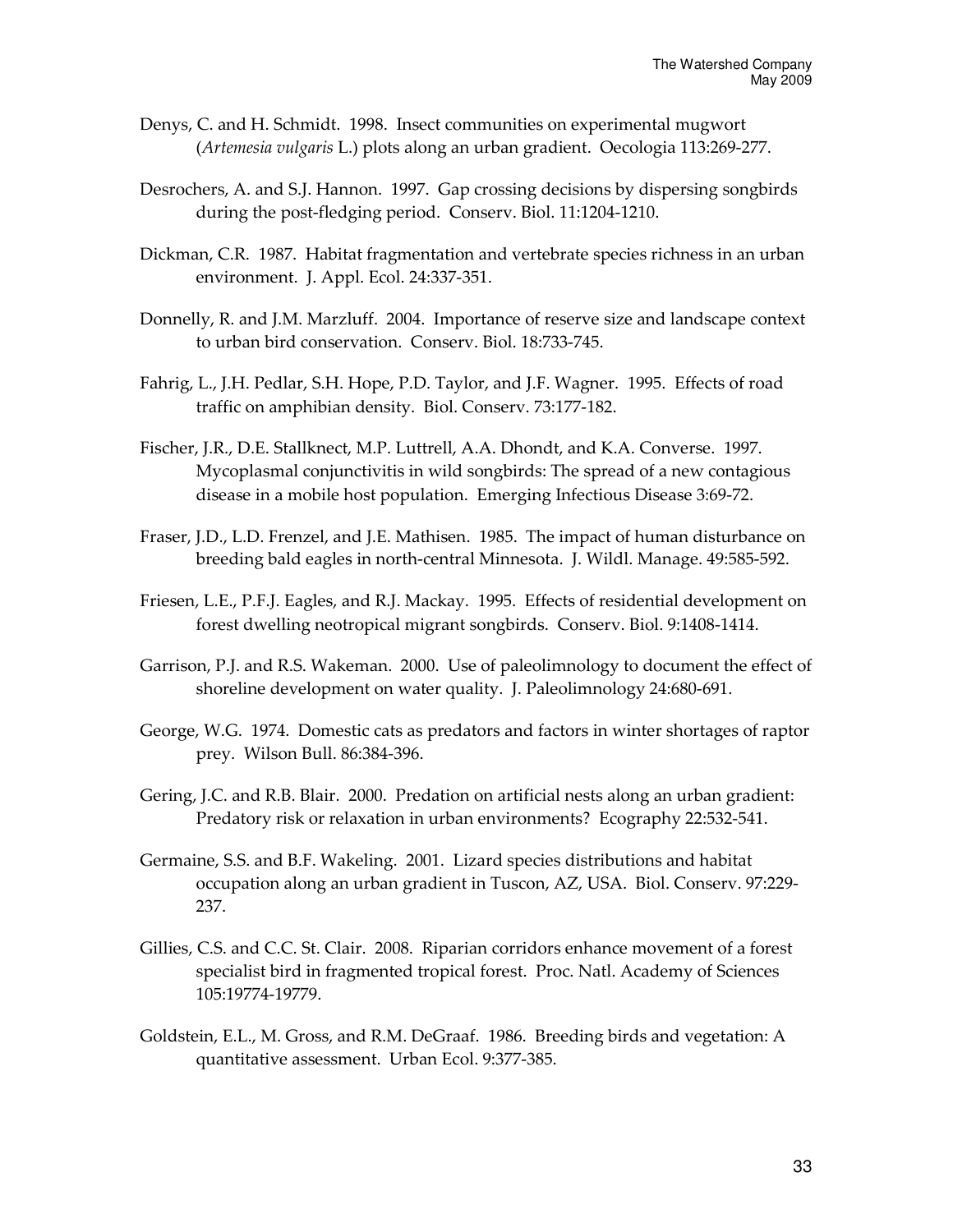Denys, C. and H. Schmidt. 1998. Insect communities on experimental mugwort (*Artemesia vulgaris* L.) plots along an urban gradient. Oecologia 113:269-277.

Desrochers, A. and S.J. Hannon. 1997. Gap crossing decisions by dispersing songbirds during the post-fledging period. Conserv. Biol. 11:1204-1210.

Dickman, C.R. 1987. Habitat fragmentation and vertebrate species richness in an urban environment. J. Appl. Ecol. 24:337-351.

Donnelly, R. and J.M. Marzluff. 2004. Importance of reserve size and landscape context to urban bird conservation. Conserv. Biol. 18:733-745.

Fahrig, L., J.H. Pedlar, S.H. Hope, P.D. Taylor, and J.F. Wagner. 1995. Effects of road traffic on amphibian density. Biol. Conserv. 73:177-182.

Fischer, J.R., D.E. Stallknect, M.P. Luttrell, A.A. Dhondt, and K.A. Converse. 1997. Mycoplasmal conjunctivitis in wild songbirds: The spread of a new contagious disease in a mobile host population. Emerging Infectious Disease 3:69-72.

Fraser, J.D., L.D. Frenzel, and J.E. Mathisen. 1985. The impact of human disturbance on breeding bald eagles in north-central Minnesota. J. Wildl. Manage. 49:585-592.

Friesen, L.E., P.F.J. Eagles, and R.J. Mackay. 1995. Effects of residential development on forest dwelling neotropical migrant songbirds. Conserv. Biol. 9:1408-1414.

Garrison, P.J. and R.S. Wakeman. 2000. Use of paleolimnology to document the effect of shoreline development on water quality. J. Paleolimnology 24:680-691.

George, W.G. 1974. Domestic cats as predators and factors in winter shortages of raptor prey. Wilson Bull. 86:384-396.

Gering, J.C. and R.B. Blair. 2000. Predation on artificial nests along an urban gradient: Predatory risk or relaxation in urban environments? Ecography 22:532-541.

Germaine, S.S. and B.F. Wakeling. 2001. Lizard species distributions and habitat occupation along an urban gradient in Tuscon, AZ, USA. Biol. Conserv. 97:229-237.

Gillies, C.S. and C.C. St. Clair. 2008. Riparian corridors enhance movement of a forest specialist bird in fragmented tropical forest. Proc. Natl. Academy of Sciences 105:19774-19779.

Goldstein, E.L., M. Gross, and R.M. DeGraaf. 1986. Breeding birds and vegetation: A quantitative assessment. Urban Ecol. 9:377-385.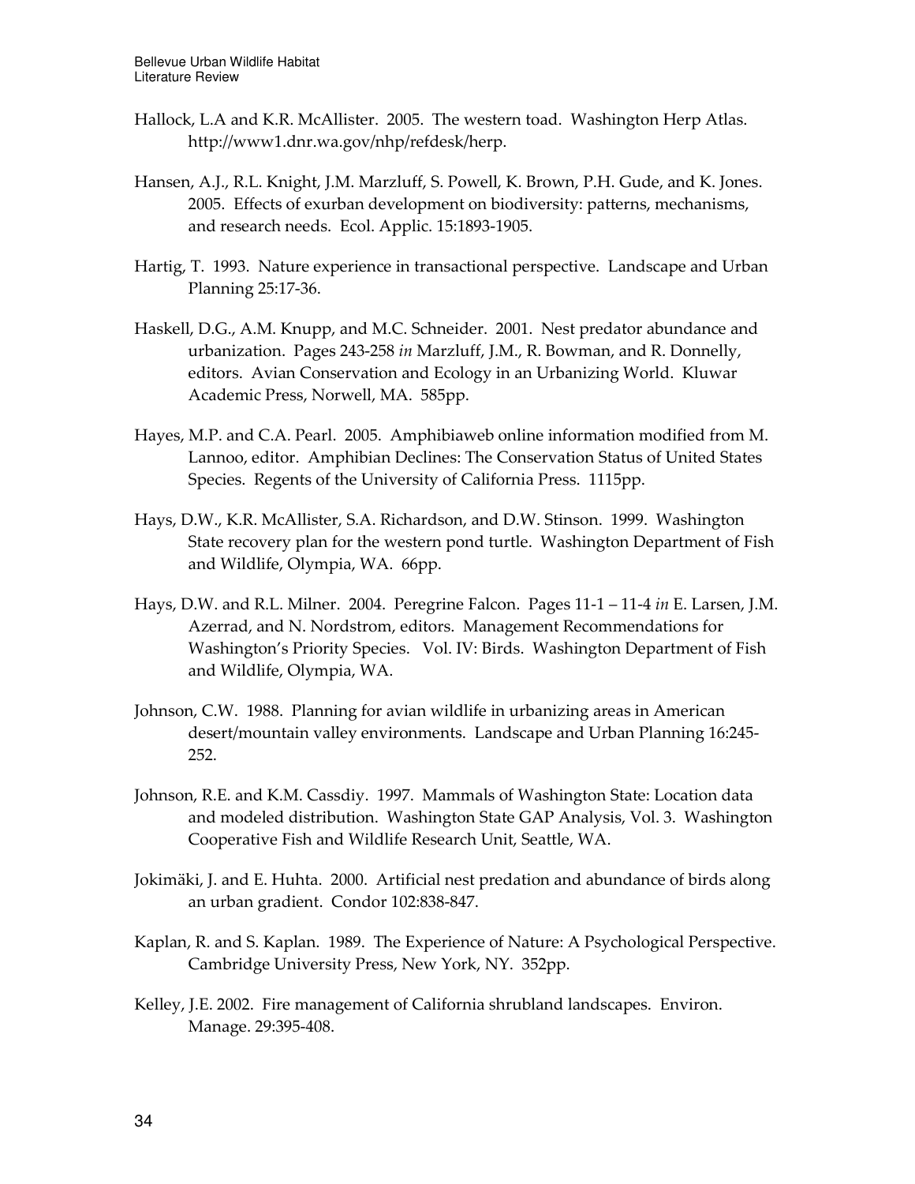Hallock, L.A and K.R. McAllister. 2005. The western toad. Washington Herp Atlas. http://www1.dnr.wa.gov/nhp/refdesk/herp.

Hansen, A.J., R.L. Knight, J.M. Marzluff, S. Powell, K. Brown, P.H. Gude, and K. Jones. 2005. Effects of exurban development on biodiversity: patterns, mechanisms, and research needs. Ecol. Applic. 15:1893-1905.

Hartig, T. 1993. Nature experience in transactional perspective. Landscape and Urban Planning 25:17-36.

Haskell, D.G., A.M. Knupp, and M.C. Schneider. 2001. Nest predator abundance and urbanization. Pages 243-258 *in* Marzluff, J.M., R. Bowman, and R. Donnelly, editors. Avian Conservation and Ecology in an Urbanizing World. Kluwar Academic Press, Norwell, MA. 585pp.

Hayes, M.P. and C.A. Pearl. 2005. Amphibiaweb online information modified from M. Lannoo, editor. Amphibian Declines: The Conservation Status of United States Species. Regents of the University of California Press. 1115pp.

Hays, D.W., K.R. McAllister, S.A. Richardson, and D.W. Stinson. 1999. Washington State recovery plan for the western pond turtle. Washington Department of Fish and Wildlife, Olympia, WA. 66pp.

Hays, D.W. and R.L. Milner. 2004. Peregrine Falcon. Pages 11-1 – 11-4 *in* E. Larsen, J.M. Azerrad, and N. Nordstrom, editors. Management Recommendations for Washington's Priority Species. Vol. IV: Birds. Washington Department of Fish and Wildlife, Olympia, WA.

Johnson, C.W. 1988. Planning for avian wildlife in urbanizing areas in American desert/mountain valley environments. Landscape and Urban Planning 16:245-252.

Johnson, R.E. and K.M. Cassdiy. 1997. Mammals of Washington State: Location data and modeled distribution. Washington State GAP Analysis, Vol. 3. Washington Cooperative Fish and Wildlife Research Unit, Seattle, WA.

Jokimäki, J. and E. Huhta. 2000. Artificial nest predation and abundance of birds along an urban gradient. Condor 102:838-847.

Kaplan, R. and S. Kaplan. 1989. The Experience of Nature: A Psychological Perspective. Cambridge University Press, New York, NY. 352pp.

Kelley, J.E. 2002. Fire management of California shrubland landscapes. Environ. Manage. 29:395-408.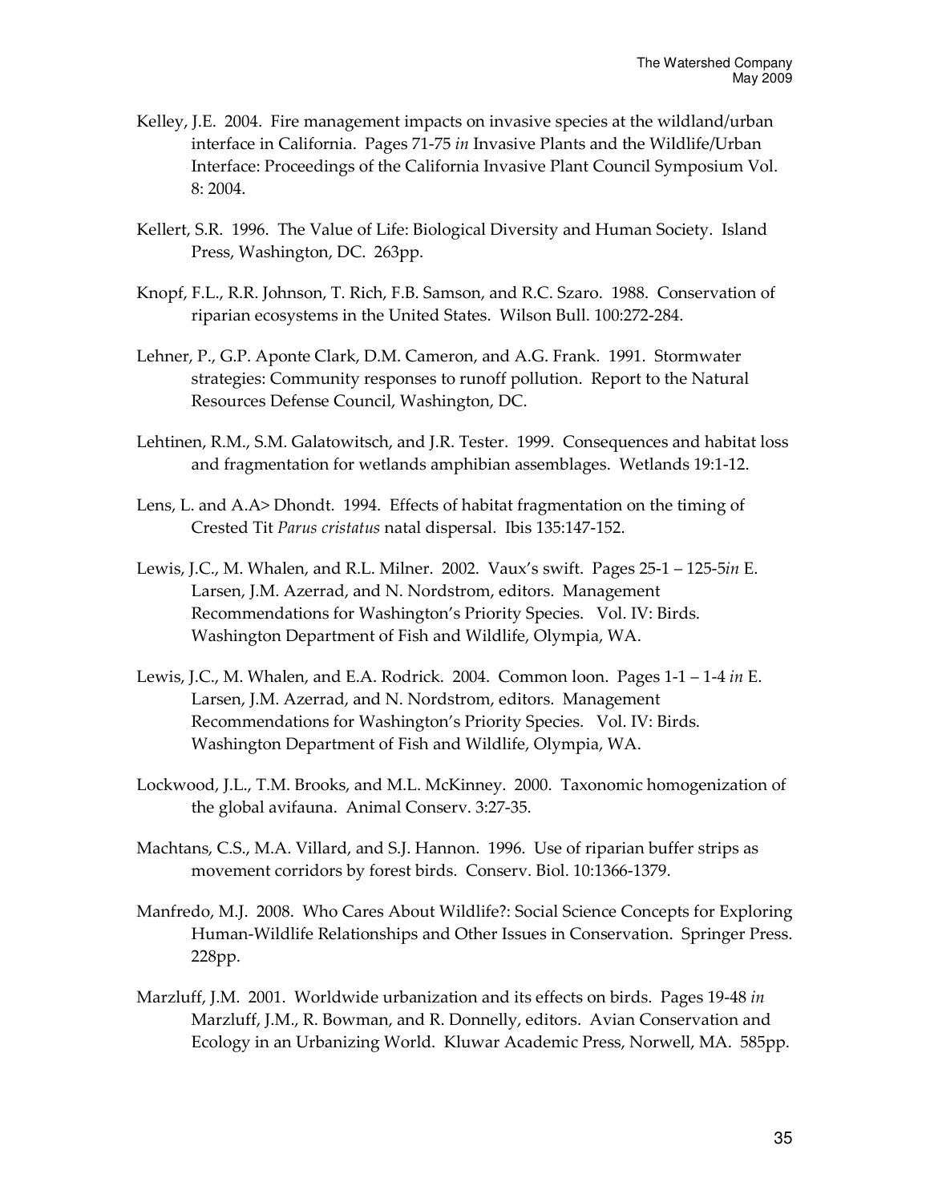Kelley, J.E. 2004. Fire management impacts on invasive species at the wildland/urban interface in California. Pages 71-75 *in* Invasive Plants and the Wildlife/Urban Interface: Proceedings of the California Invasive Plant Council Symposium Vol. 8: 2004.

Kellert, S.R. 1996. The Value of Life: Biological Diversity and Human Society. Island Press, Washington, DC. 263pp.

Knopf, F.L., R.R. Johnson, T. Rich, F.B. Samson, and R.C. Szaro. 1988. Conservation of riparian ecosystems in the United States. Wilson Bull. 100:272-284.

Lehner, P., G.P. Aponte Clark, D.M. Cameron, and A.G. Frank. 1991. Stormwater strategies: Community responses to runoff pollution. Report to the Natural Resources Defense Council, Washington, DC.

Lehtinen, R.M., S.M. Galatowitsch, and J.R. Tester. 1999. Consequences and habitat loss and fragmentation for wetlands amphibian assemblages. Wetlands 19:1-12.

Lens, L. and A.A> Dhondt. 1994. Effects of habitat fragmentation on the timing of Crested Tit *Parus cristatus* natal dispersal. Ibis 135:147-152.

Lewis, J.C., M. Whalen, and R.L. Milner. 2002. Vaux's swift. Pages 25-1 – 125-5*in* E. Larsen, J.M. Azerrad, and N. Nordstrom, editors. Management Recommendations for Washington's Priority Species. Vol. IV: Birds. Washington Department of Fish and Wildlife, Olympia, WA.

Lewis, J.C., M. Whalen, and E.A. Rodrick. 2004. Common loon. Pages 1-1 – 1-4 *in* E. Larsen, J.M. Azerrad, and N. Nordstrom, editors. Management Recommendations for Washington's Priority Species. Vol. IV: Birds. Washington Department of Fish and Wildlife, Olympia, WA.

Lockwood, J.L., T.M. Brooks, and M.L. McKinney. 2000. Taxonomic homogenization of the global avifauna. Animal Conserv. 3:27-35.

Machtans, C.S., M.A. Villard, and S.J. Hannon. 1996. Use of riparian buffer strips as movement corridors by forest birds. Conserv. Biol. 10:1366-1379.

Manfredo, M.J. 2008. Who Cares About Wildlife?: Social Science Concepts for Exploring Human-Wildlife Relationships and Other Issues in Conservation. Springer Press. 228pp.

Marzluff, J.M. 2001. Worldwide urbanization and its effects on birds. Pages 19-48 *in* Marzluff, J.M., R. Bowman, and R. Donnelly, editors. Avian Conservation and Ecology in an Urbanizing World. Kluwar Academic Press, Norwell, MA. 585pp.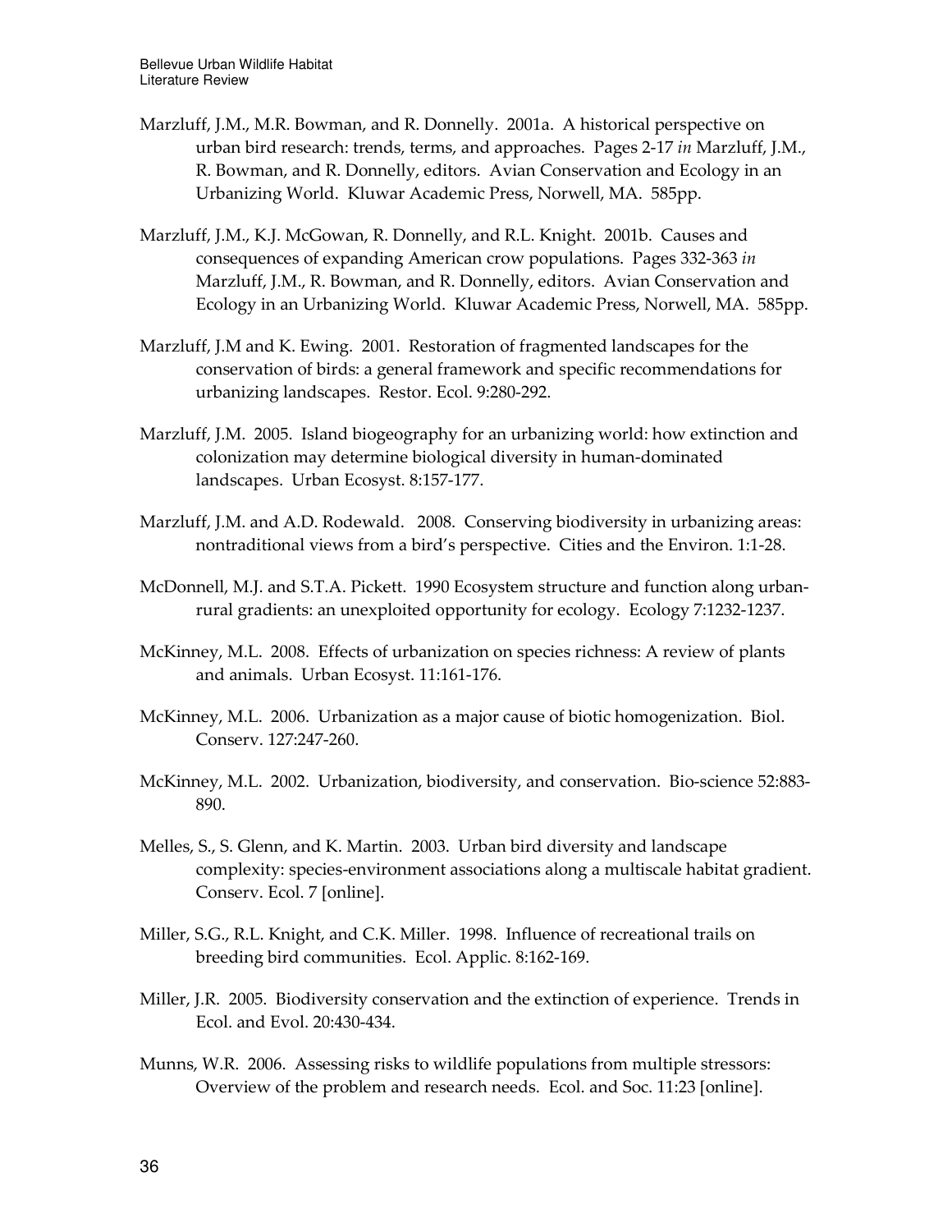Marzluff, J.M., M.R. Bowman, and R. Donnelly. 2001a. A historical perspective on urban bird research: trends, terms, and approaches. Pages 2-17 *in* Marzluff, J.M., R. Bowman, and R. Donnelly, editors. Avian Conservation and Ecology in an Urbanizing World. Kluwar Academic Press, Norwell, MA. 585pp.

Marzluff, J.M., K.J. McGowan, R. Donnelly, and R.L. Knight. 2001b. Causes and consequences of expanding American crow populations. Pages 332-363 *in* Marzluff, J.M., R. Bowman, and R. Donnelly, editors. Avian Conservation and Ecology in an Urbanizing World. Kluwar Academic Press, Norwell, MA. 585pp.

Marzluff, J.M and K. Ewing. 2001. Restoration of fragmented landscapes for the conservation of birds: a general framework and specific recommendations for urbanizing landscapes. Restor. Ecol. 9:280-292.

Marzluff, J.M. 2005. Island biogeography for an urbanizing world: how extinction and colonization may determine biological diversity in human-dominated landscapes. Urban Ecosyst. 8:157-177.

Marzluff, J.M. and A.D. Rodewald. 2008. Conserving biodiversity in urbanizing areas: nontraditional views from a bird's perspective. Cities and the Environ. 1:1-28.

McDonnell, M.J. and S.T.A. Pickett. 1990 Ecosystem structure and function along urban-rural gradients: an unexploited opportunity for ecology. Ecology 7:1232-1237.

McKinney, M.L. 2008. Effects of urbanization on species richness: A review of plants and animals. Urban Ecosyst. 11:161-176.

McKinney, M.L. 2006. Urbanization as a major cause of biotic homogenization. Biol. Conserv. 127:247-260.

McKinney, M.L. 2002. Urbanization, biodiversity, and conservation. Bio-science 52:883-890.

Melles, S., S. Glenn, and K. Martin. 2003. Urban bird diversity and landscape complexity: species-environment associations along a multiscale habitat gradient. Conserv. Ecol. 7 [online].

Miller, S.G., R.L. Knight, and C.K. Miller. 1998. Influence of recreational trails on breeding bird communities. Ecol. Applic. 8:162-169.

Miller, J.R. 2005. Biodiversity conservation and the extinction of experience. Trends in Ecol. and Evol. 20:430-434.

Munns, W.R. 2006. Assessing risks to wildlife populations from multiple stressors: Overview of the problem and research needs. Ecol. and Soc. 11:23 [online].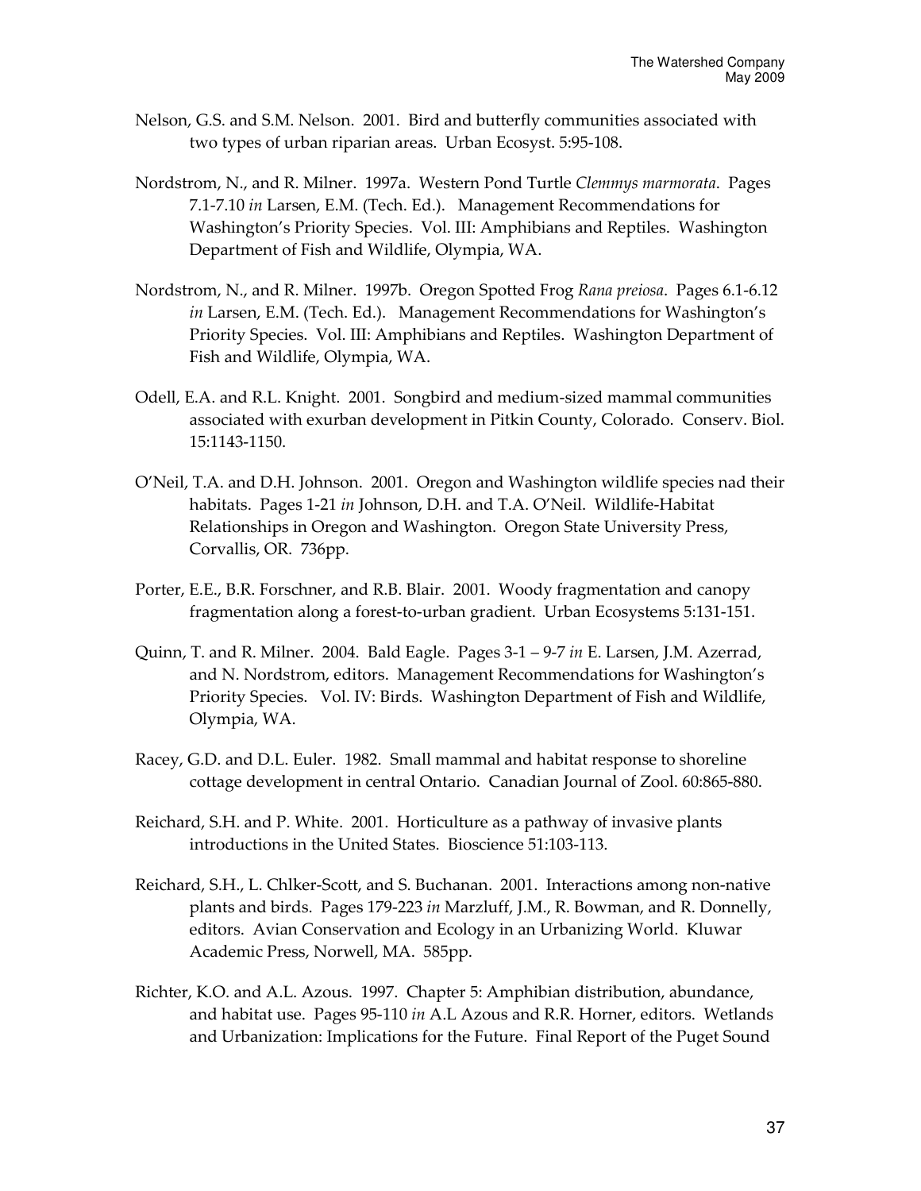Nelson, G.S. and S.M. Nelson. 2001. Bird and butterfly communities associated with two types of urban riparian areas. Urban Ecosyst. 5:95-108.

Nordstrom, N., and R. Milner. 1997a. Western Pond Turtle *Clemmys marmorata*. Pages 7.1-7.10 *in* Larsen, E.M. (Tech. Ed.). Management Recommendations for Washington's Priority Species. Vol. III: Amphibians and Reptiles. Washington Department of Fish and Wildlife, Olympia, WA.

Nordstrom, N., and R. Milner. 1997b. Oregon Spotted Frog *Rana preiosa*. Pages 6.1-6.12 *in* Larsen, E.M. (Tech. Ed.). Management Recommendations for Washington's Priority Species. Vol. III: Amphibians and Reptiles. Washington Department of Fish and Wildlife, Olympia, WA.

Odell, E.A. and R.L. Knight. 2001. Songbird and medium-sized mammal communities associated with exurban development in Pitkin County, Colorado. Conserv. Biol. 15:1143-1150.

O'Neil, T.A. and D.H. Johnson. 2001. Oregon and Washington wildlife species nad their habitats. Pages 1-21 *in* Johnson, D.H. and T.A. O'Neil. Wildlife-Habitat Relationships in Oregon and Washington. Oregon State University Press, Corvallis, OR. 736pp.

Porter, E.E., B.R. Forschner, and R.B. Blair. 2001. Woody fragmentation and canopy fragmentation along a forest-to-urban gradient. Urban Ecosystems 5:131-151.

Quinn, T. and R. Milner. 2004. Bald Eagle. Pages 3-1 – 9-7 *in* E. Larsen, J.M. Azerrad, and N. Nordstrom, editors. Management Recommendations for Washington's Priority Species. Vol. IV: Birds. Washington Department of Fish and Wildlife, Olympia, WA.

Racey, G.D. and D.L. Euler. 1982. Small mammal and habitat response to shoreline cottage development in central Ontario. Canadian Journal of Zool. 60:865-880.

Reichard, S.H. and P. White. 2001. Horticulture as a pathway of invasive plants introductions in the United States. Bioscience 51:103-113.

Reichard, S.H., L. Chlker-Scott, and S. Buchanan. 2001. Interactions among non-native plants and birds. Pages 179-223 *in* Marzluff, J.M., R. Bowman, and R. Donnelly, editors. Avian Conservation and Ecology in an Urbanizing World. Kluwar Academic Press, Norwell, MA. 585pp.

Richter, K.O. and A.L. Azous. 1997. Chapter 5: Amphibian distribution, abundance, and habitat use. Pages 95-110 *in* A.L Azous and R.R. Horner, editors. Wetlands and Urbanization: Implications for the Future. Final Report of the Puget Sound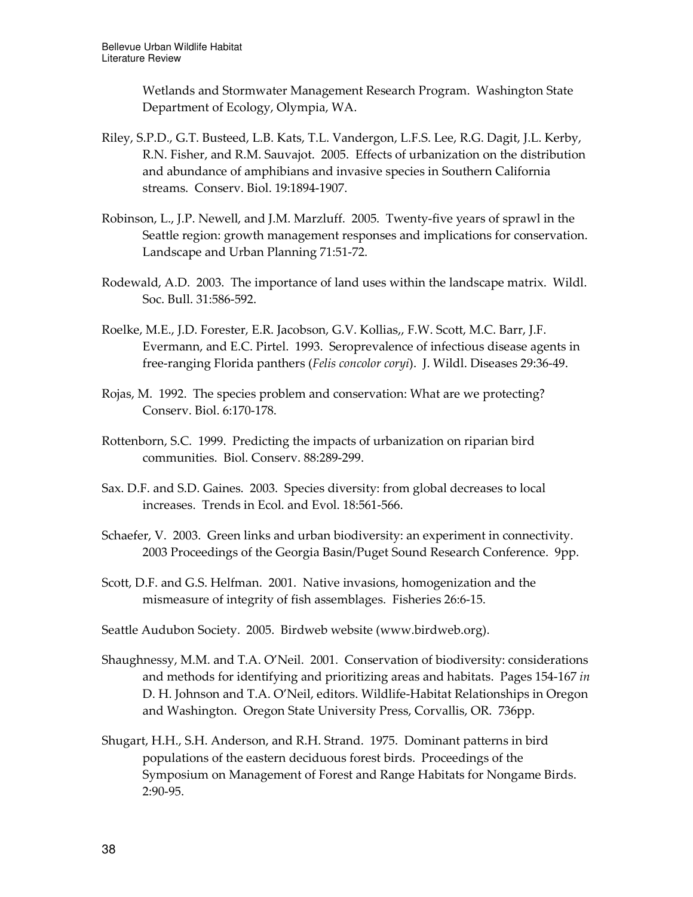Wetlands and Stormwater Management Research Program. Washington State Department of Ecology, Olympia, WA.

Riley, S.P.D., G.T. Busteed, L.B. Kats, T.L. Vandergon, L.F.S. Lee, R.G. Dagit, J.L. Kerby, R.N. Fisher, and R.M. Sauvajot. 2005. Effects of urbanization on the distribution and abundance of amphibians and invasive species in Southern California streams. Conserv. Biol. 19:1894-1907.

Robinson, L., J.P. Newell, and J.M. Marzluff. 2005. Twenty-five years of sprawl in the Seattle region: growth management responses and implications for conservation. Landscape and Urban Planning 71:51-72.

Rodewald, A.D. 2003. The importance of land uses within the landscape matrix. Wildl. Soc. Bull. 31:586-592.

Roelke, M.E., J.D. Forester, E.R. Jacobson, G.V. Kollias,, F.W. Scott, M.C. Barr, J.F. Evermann, and E.C. Pirtel. 1993. Seroprevalence of infectious disease agents in free-ranging Florida panthers (*Felis concolor coryi*). J. Wildl. Diseases 29:36-49.

Rojas, M. 1992. The species problem and conservation: What are we protecting? Conserv. Biol. 6:170-178.

Rottenborn, S.C. 1999. Predicting the impacts of urbanization on riparian bird communities. Biol. Conserv. 88:289-299.

Sax. D.F. and S.D. Gaines. 2003. Species diversity: from global decreases to local increases. Trends in Ecol. and Evol. 18:561-566.

Schaefer, V. 2003. Green links and urban biodiversity: an experiment in connectivity. 2003 Proceedings of the Georgia Basin/Puget Sound Research Conference. 9pp.

Scott, D.F. and G.S. Helfman. 2001. Native invasions, homogenization and the mismeasure of integrity of fish assemblages. Fisheries 26:6-15.

Seattle Audubon Society. 2005. Birdweb website (www.birdweb.org).

Shaughnessy, M.M. and T.A. O'Neil. 2001. Conservation of biodiversity: considerations and methods for identifying and prioritizing areas and habitats. Pages 154-167 *in* D. H. Johnson and T.A. O'Neil, editors. Wildlife-Habitat Relationships in Oregon and Washington. Oregon State University Press, Corvallis, OR. 736pp.

Shugart, H.H., S.H. Anderson, and R.H. Strand. 1975. Dominant patterns in bird populations of the eastern deciduous forest birds. Proceedings of the Symposium on Management of Forest and Range Habitats for Nongame Birds. 2:90-95.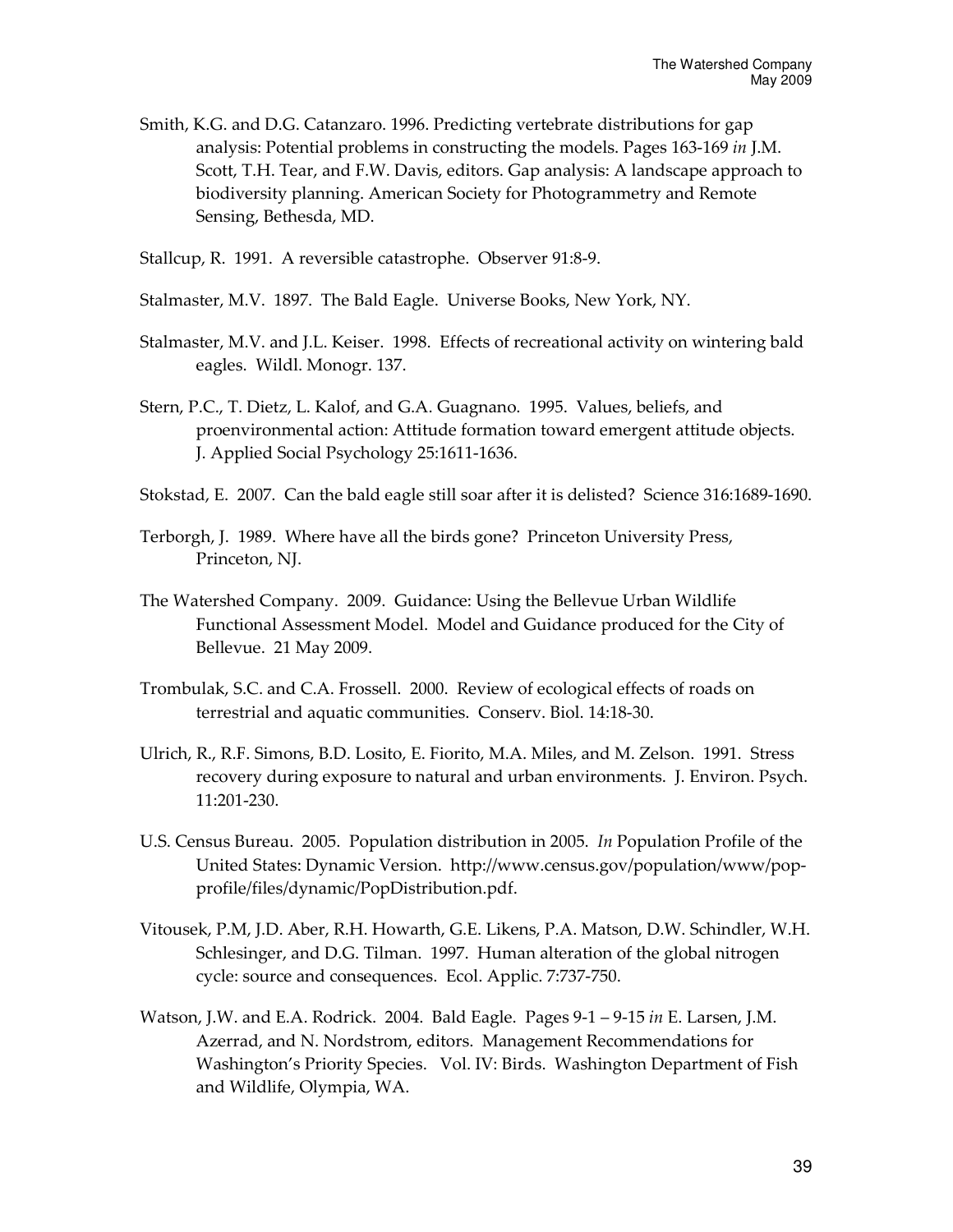Smith, K.G. and D.G. Catanzaro. 1996. Predicting vertebrate distributions for gap analysis: Potential problems in constructing the models. Pages 163-169 *in* J.M. Scott, T.H. Tear, and F.W. Davis, editors. Gap analysis: A landscape approach to biodiversity planning. American Society for Photogrammetry and Remote Sensing, Bethesda, MD.

Stallcup, R. 1991. A reversible catastrophe. Observer 91:8-9.

Stalmaster, M.V. 1897. The Bald Eagle. Universe Books, New York, NY.

Stalmaster, M.V. and J.L. Keiser. 1998. Effects of recreational activity on wintering bald eagles. Wildl. Monogr. 137.

Stern, P.C., T. Dietz, L. Kalof, and G.A. Guagnano. 1995. Values, beliefs, and proenvironmental action: Attitude formation toward emergent attitude objects. J. Applied Social Psychology 25:1611-1636.

Stokstad, E. 2007. Can the bald eagle still soar after it is delisted? Science 316:1689-1690.

Terborgh, J. 1989. Where have all the birds gone? Princeton University Press, Princeton, NJ.

The Watershed Company. 2009. Guidance: Using the Bellevue Urban Wildlife Functional Assessment Model. Model and Guidance produced for the City of Bellevue. 21 May 2009.

Trombulak, S.C. and C.A. Frossell. 2000. Review of ecological effects of roads on terrestrial and aquatic communities. Conserv. Biol. 14:18-30.

Ulrich, R., R.F. Simons, B.D. Losito, E. Fiorito, M.A. Miles, and M. Zelson. 1991. Stress recovery during exposure to natural and urban environments. J. Environ. Psych. 11:201-230.

U.S. Census Bureau. 2005. Population distribution in 2005. *In* Population Profile of the United States: Dynamic Version. http://www.census.gov/population/www/pop-profile/files/dynamic/PopDistribution.pdf.

Vitousek, P.M, J.D. Aber, R.H. Howarth, G.E. Likens, P.A. Matson, D.W. Schindler, W.H. Schlesinger, and D.G. Tilman. 1997. Human alteration of the global nitrogen cycle: source and consequences. Ecol. Applic. 7:737-750.

Watson, J.W. and E.A. Rodrick. 2004. Bald Eagle. Pages 9-1 – 9-15 *in* E. Larsen, J.M. Azerrad, and N. Nordstrom, editors. Management Recommendations for Washington's Priority Species. Vol. IV: Birds. Washington Department of Fish and Wildlife, Olympia, WA.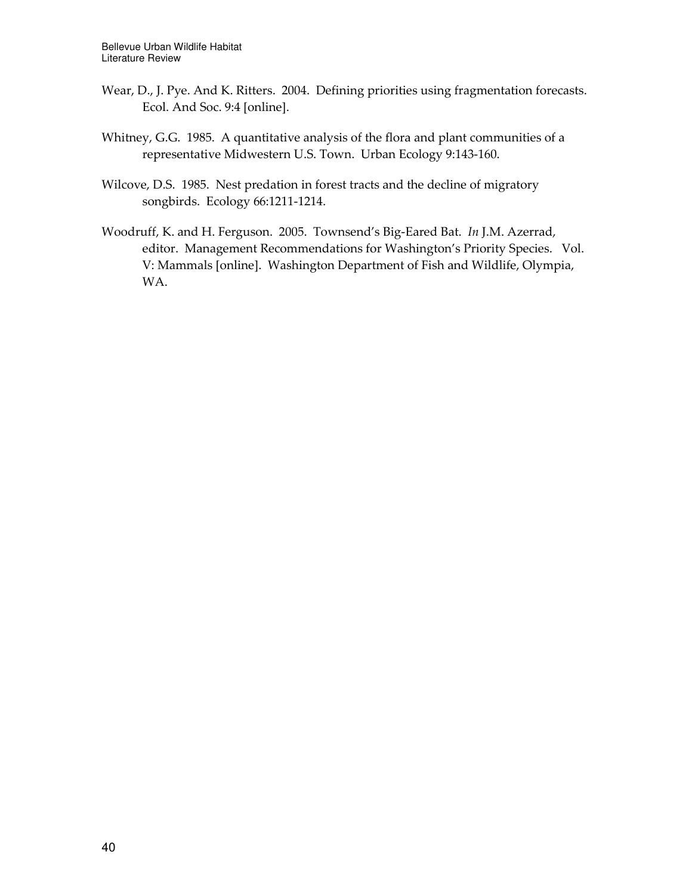Wear, D., J. Pye. And K. Ritters. 2004. Defining priorities using fragmentation forecasts. Ecol. And Soc. 9:4 [online].

Whitney, G.G. 1985. A quantitative analysis of the flora and plant communities of a representative Midwestern U.S. Town. Urban Ecology 9:143-160.

Wilcove, D.S. 1985. Nest predation in forest tracts and the decline of migratory songbirds. Ecology 66:1211-1214.

Woodruff, K. and H. Ferguson. 2005. Townsend's Big-Eared Bat. *In* J.M. Azerrad, editor. Management Recommendations for Washington's Priority Species. Vol. V: Mammals [online]. Washington Department of Fish and Wildlife, Olympia, WA.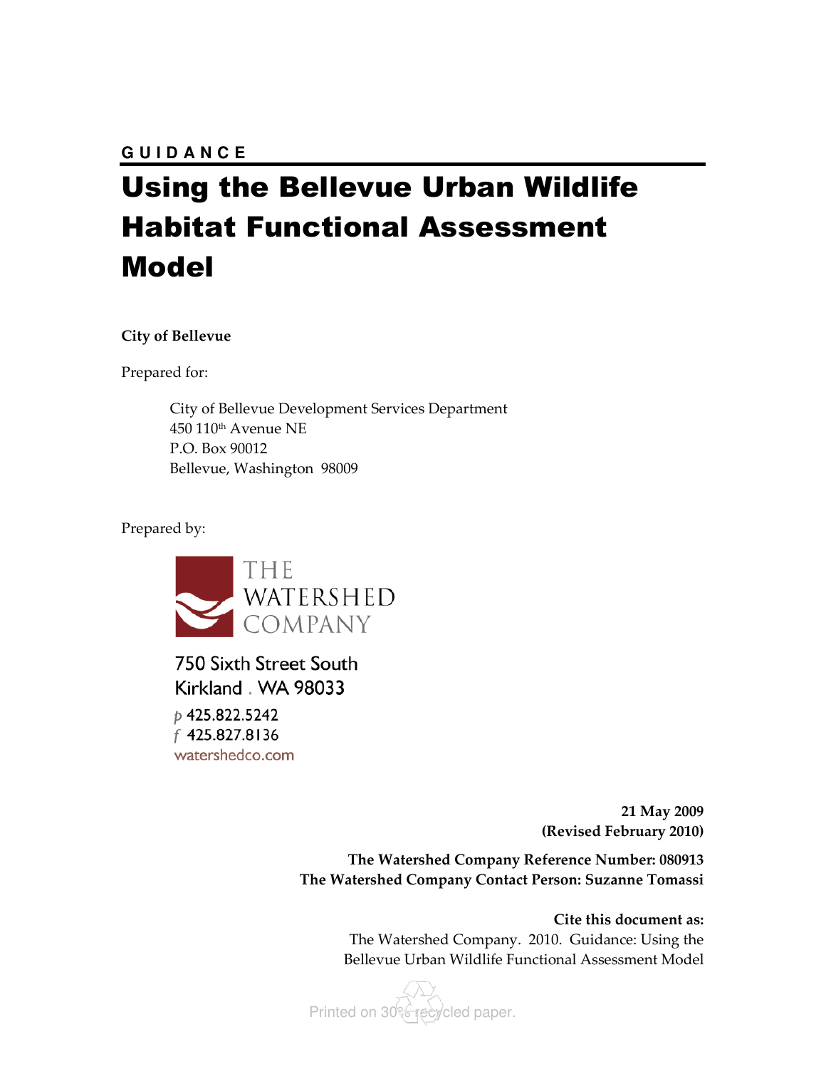**GUIDANCE**

# Using the Bellevue Urban Wildlife Habitat Functional Assessment Model

**City of Bellevue**

Prepared for:

> City of Bellevue Development Services Department
> 450 110th Avenue NE
> P.O. Box 90012
> Bellevue, Washington 98009

Prepared by:

THE WATERSHED COMPANY

750 Sixth Street South
Kirkland . WA 98033

p 425.822.5242
f 425.827.8136
watershedco.com

**21 May 2009**
**(Revised February 2010)**

**The Watershed Company Reference Number: 080913**
**The Watershed Company Contact Person: Suzanne Tomassi**

**Cite this document as:**
The Watershed Company. 2010. Guidance: Using the Bellevue Urban Wildlife Functional Assessment Model

Printed on 30% recycled paper.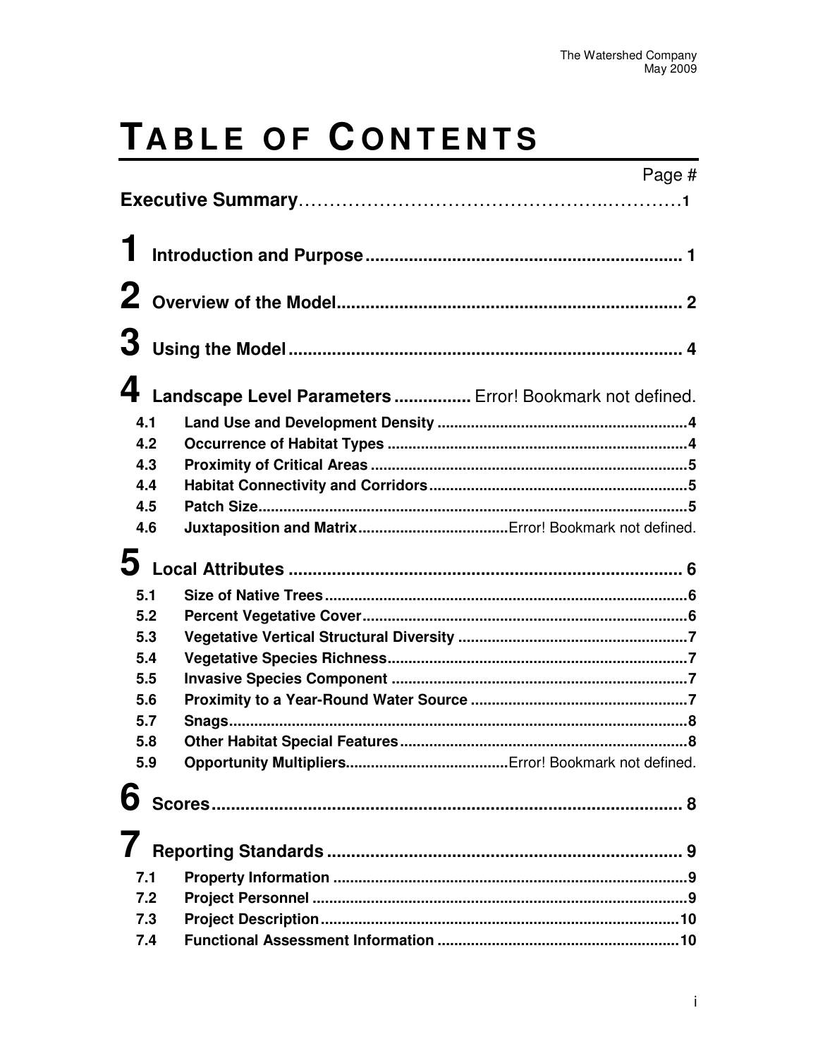# TABLE OF CONTENTS

| | Page # |
|---|---|
| **Executive Summary** | 1 |
| **1 Introduction and Purpose** | 1 |
| **2 Overview of the Model** | 2 |
| **3 Using the Model** | 4 |
| **4 Landscape Level Parameters** | Error! Bookmark not defined. |
| 4.1 Land Use and Development Density | 4 |
| 4.2 Occurrence of Habitat Types | 4 |
| 4.3 Proximity of Critical Areas | 5 |
| 4.4 Habitat Connectivity and Corridors | 5 |
| 4.5 Patch Size | 5 |
| 4.6 Juxtaposition and Matrix | Error! Bookmark not defined. |
| **5 Local Attributes** | 6 |
| 5.1 Size of Native Trees | 6 |
| 5.2 Percent Vegetative Cover | 6 |
| 5.3 Vegetative Vertical Structural Diversity | 7 |
| 5.4 Vegetative Species Richness | 7 |
| 5.5 Invasive Species Component | 7 |
| 5.6 Proximity to a Year-Round Water Source | 7 |
| 5.7 Snags | 8 |
| 5.8 Other Habitat Special Features | 8 |
| 5.9 Opportunity Multipliers | Error! Bookmark not defined. |
| **6 Scores** | 8 |
| **7 Reporting Standards** | 9 |
| 7.1 Property Information | 9 |
| 7.2 Project Personnel | 9 |
| 7.3 Project Description | 10 |
| 7.4 Functional Assessment Information | 10 |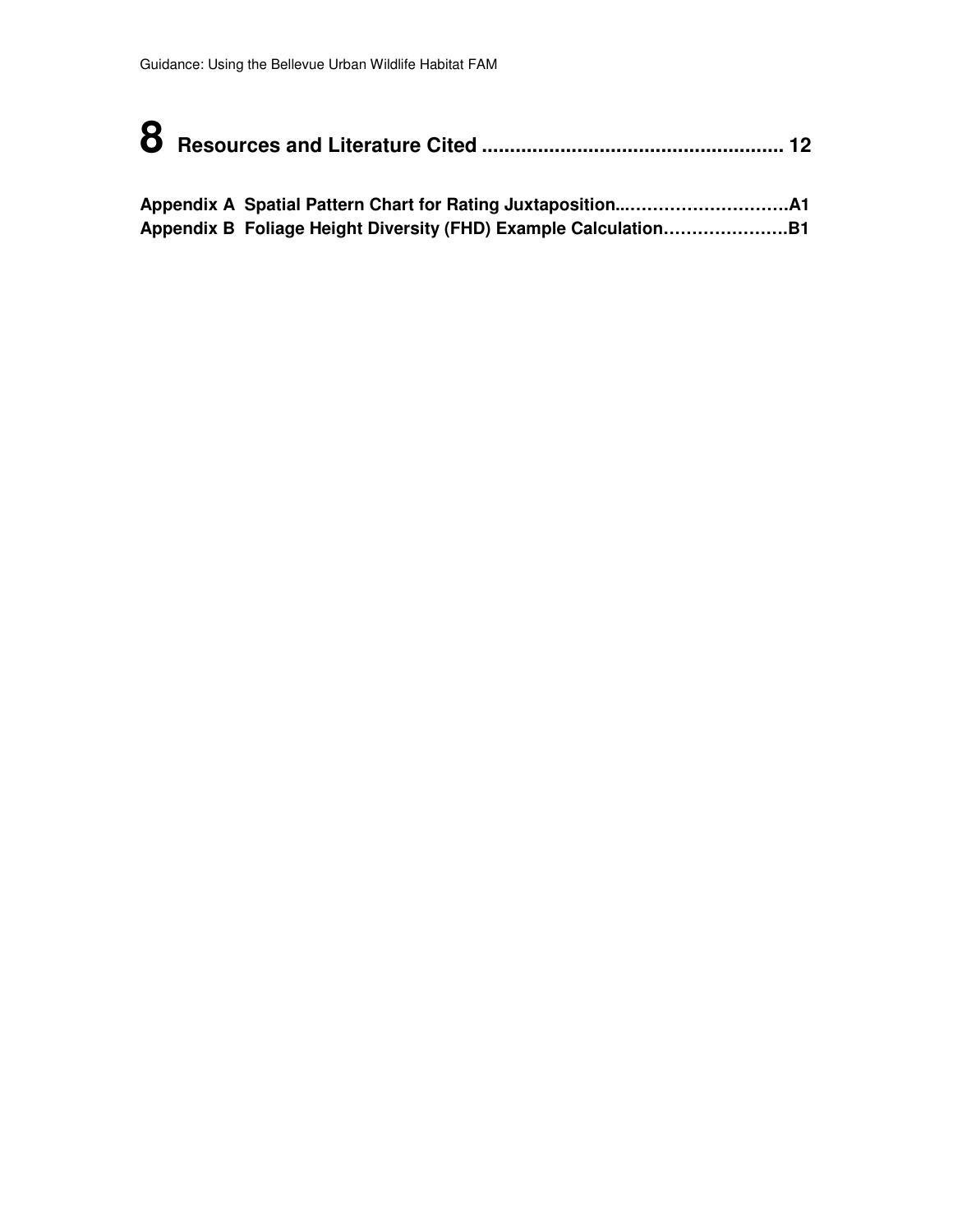# 8 Resources and Literature Cited ...................................................... 12

**Appendix A Spatial Pattern Chart for Rating Juxtaposition...…………………………A1**
**Appendix B Foliage Height Diversity (FHD) Example Calculation…………………B1**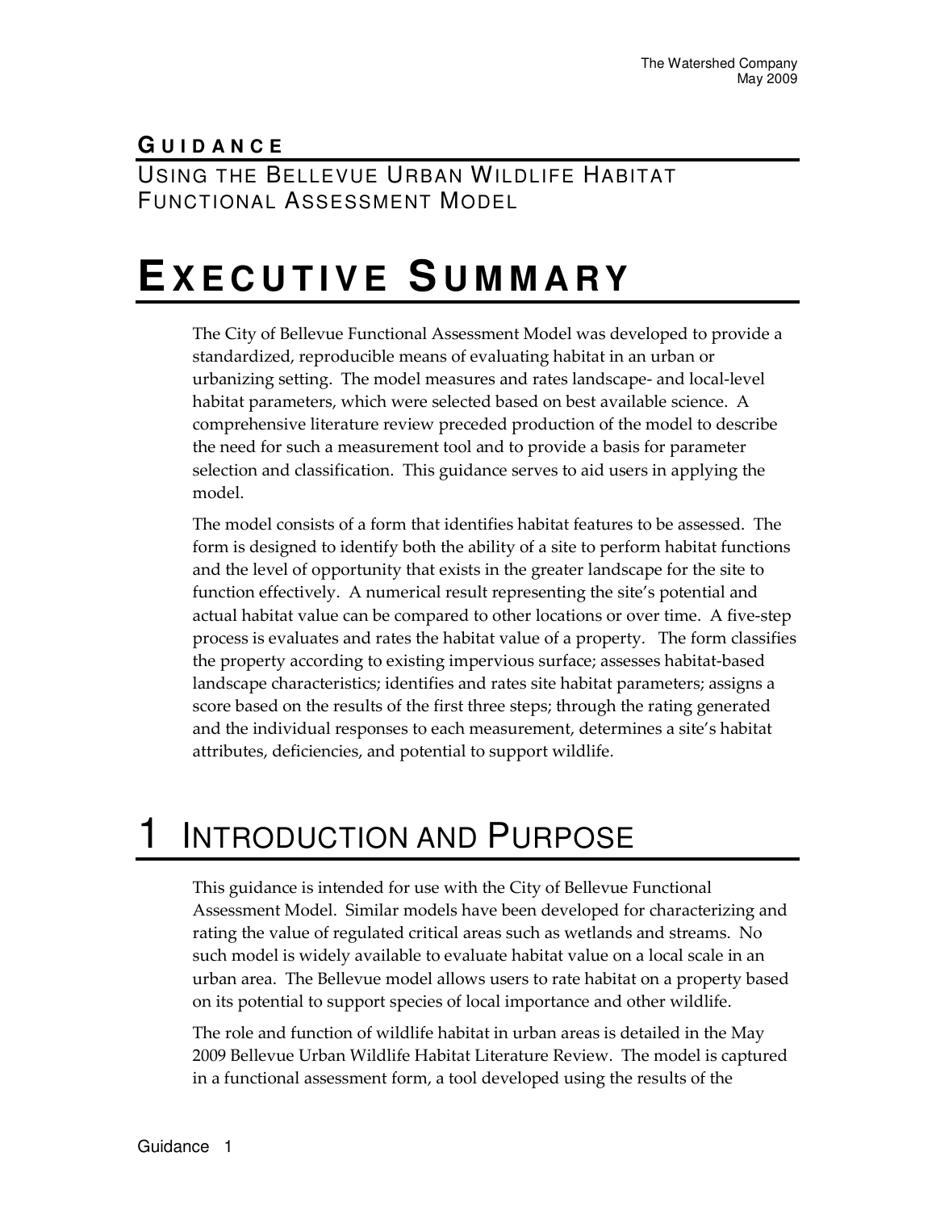## GUIDANCE

## USING THE BELLEVUE URBAN WILDLIFE HABITAT FUNCTIONAL ASSESSMENT MODEL

# EXECUTIVE SUMMARY

The City of Bellevue Functional Assessment Model was developed to provide a standardized, reproducible means of evaluating habitat in an urban or urbanizing setting. The model measures and rates landscape- and local-level habitat parameters, which were selected based on best available science. A comprehensive literature review preceded production of the model to describe the need for such a measurement tool and to provide a basis for parameter selection and classification. This guidance serves to aid users in applying the model.

The model consists of a form that identifies habitat features to be assessed. The form is designed to identify both the ability of a site to perform habitat functions and the level of opportunity that exists in the greater landscape for the site to function effectively. A numerical result representing the site's potential and actual habitat value can be compared to other locations or over time. A five-step process is evaluates and rates the habitat value of a property. The form classifies the property according to existing impervious surface; assesses habitat-based landscape characteristics; identifies and rates site habitat parameters; assigns a score based on the results of the first three steps; through the rating generated and the individual responses to each measurement, determines a site's habitat attributes, deficiencies, and potential to support wildlife.

# 1 INTRODUCTION AND PURPOSE

This guidance is intended for use with the City of Bellevue Functional Assessment Model. Similar models have been developed for characterizing and rating the value of regulated critical areas such as wetlands and streams. No such model is widely available to evaluate habitat value on a local scale in an urban area. The Bellevue model allows users to rate habitat on a property based on its potential to support species of local importance and other wildlife.

The role and function of wildlife habitat in urban areas is detailed in the May 2009 Bellevue Urban Wildlife Habitat Literature Review. The model is captured in a functional assessment form, a tool developed using the results of the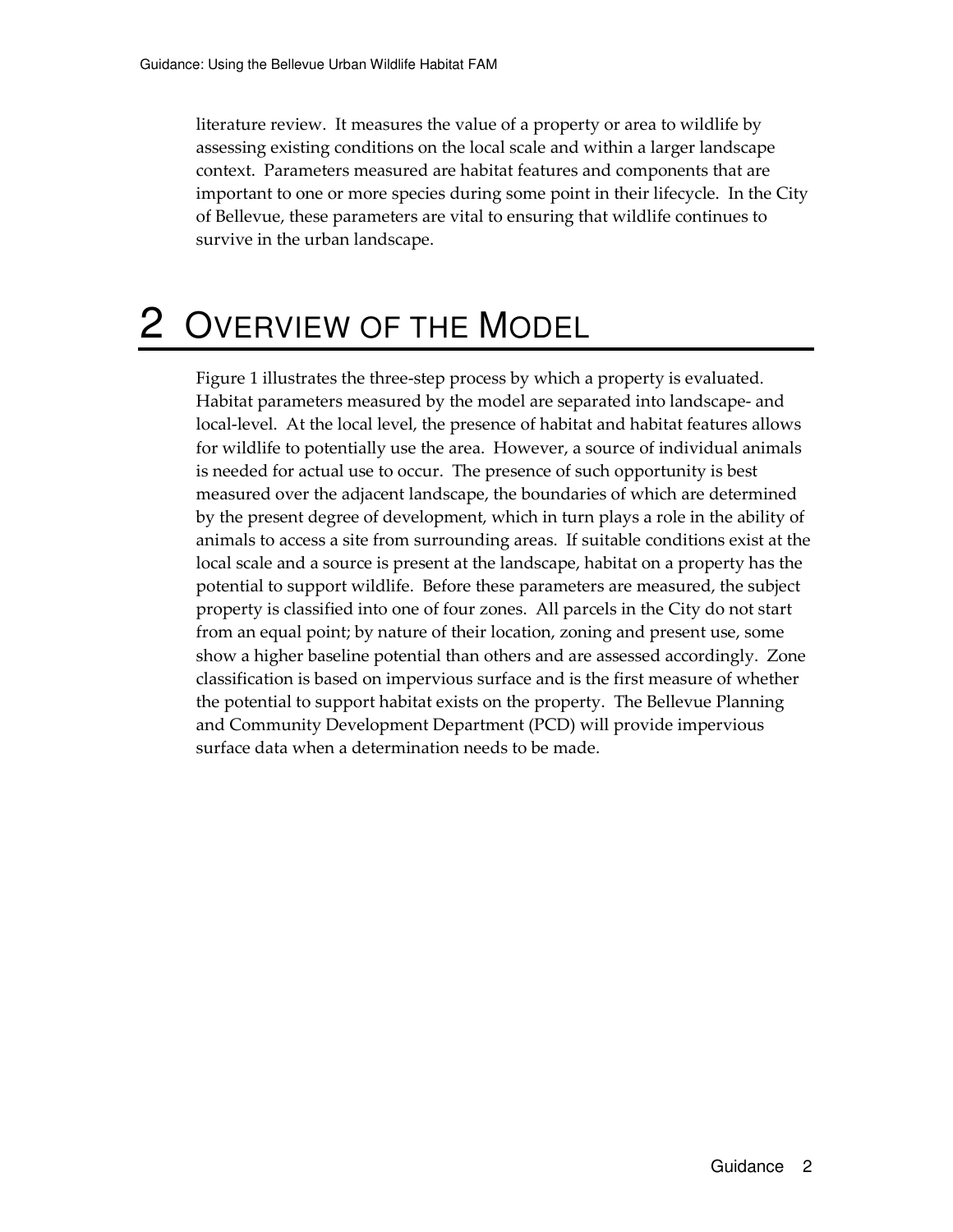literature review. It measures the value of a property or area to wildlife by assessing existing conditions on the local scale and within a larger landscape context. Parameters measured are habitat features and components that are important to one or more species during some point in their lifecycle. In the City of Bellevue, these parameters are vital to ensuring that wildlife continues to survive in the urban landscape.

# 2 Overview of the Model

Figure 1 illustrates the three-step process by which a property is evaluated. Habitat parameters measured by the model are separated into landscape- and local-level. At the local level, the presence of habitat and habitat features allows for wildlife to potentially use the area. However, a source of individual animals is needed for actual use to occur. The presence of such opportunity is best measured over the adjacent landscape, the boundaries of which are determined by the present degree of development, which in turn plays a role in the ability of animals to access a site from surrounding areas. If suitable conditions exist at the local scale and a source is present at the landscape, habitat on a property has the potential to support wildlife. Before these parameters are measured, the subject property is classified into one of four zones. All parcels in the City do not start from an equal point; by nature of their location, zoning and present use, some show a higher baseline potential than others and are assessed accordingly. Zone classification is based on impervious surface and is the first measure of whether the potential to support habitat exists on the property. The Bellevue Planning and Community Development Department (PCD) will provide impervious surface data when a determination needs to be made.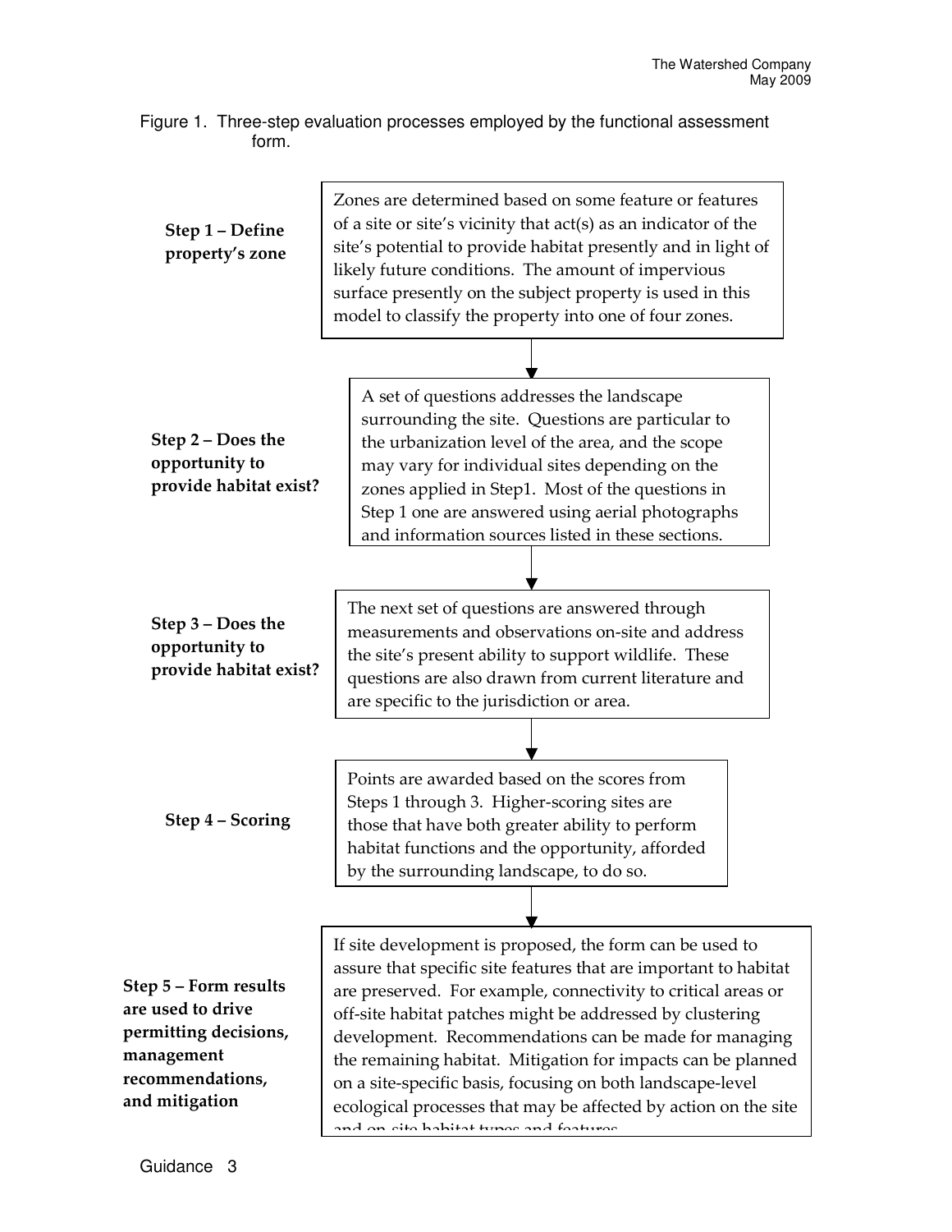Figure 1. Three-step evaluation processes employed by the functional assessment form.

**Step 1 – Define property's zone**

Zones are determined based on some feature or features of a site or site's vicinity that act(s) as an indicator of the site's potential to provide habitat presently and in light of likely future conditions. The amount of impervious surface presently on the subject property is used in this model to classify the property into one of four zones.

**Step 2 – Does the opportunity to provide habitat exist?**

A set of questions addresses the landscape surrounding the site. Questions are particular to the urbanization level of the area, and the scope may vary for individual sites depending on the zones applied in Step1. Most of the questions in Step 1 one are answered using aerial photographs and information sources listed in these sections.

**Step 3 – Does the opportunity to provide habitat exist?**

The next set of questions are answered through measurements and observations on-site and address the site's present ability to support wildlife. These questions are also drawn from current literature and are specific to the jurisdiction or area.

**Step 4 – Scoring**

Points are awarded based on the scores from Steps 1 through 3. Higher-scoring sites are those that have both greater ability to perform habitat functions and the opportunity, afforded by the surrounding landscape, to do so.

**Step 5 – Form results are used to drive permitting decisions, management recommendations, and mitigation**

If site development is proposed, the form can be used to assure that specific site features that are important to habitat are preserved. For example, connectivity to critical areas or off-site habitat patches might be addressed by clustering development. Recommendations can be made for managing the remaining habitat. Mitigation for impacts can be planned on a site-specific basis, focusing on both landscape-level ecological processes that may be affected by action on the site and on-site habitat types and features.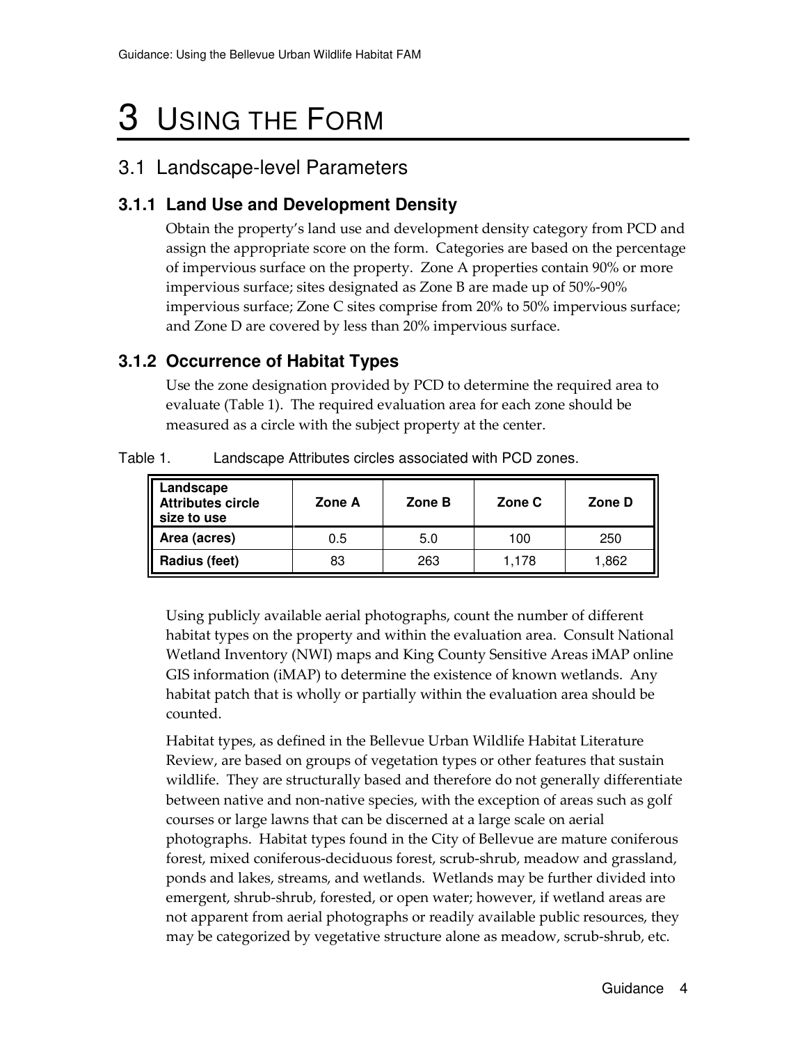# 3 USING THE FORM

## 3.1 Landscape-level Parameters

### 3.1.1 Land Use and Development Density

Obtain the property's land use and development density category from PCD and assign the appropriate score on the form. Categories are based on the percentage of impervious surface on the property. Zone A properties contain 90% or more impervious surface; sites designated as Zone B are made up of 50%-90% impervious surface; Zone C sites comprise from 20% to 50% impervious surface; and Zone D are covered by less than 20% impervious surface.

### 3.1.2 Occurrence of Habitat Types

Use the zone designation provided by PCD to determine the required area to evaluate (Table 1). The required evaluation area for each zone should be measured as a circle with the subject property at the center.

Table 1. Landscape Attributes circles associated with PCD zones.

| Landscape Attributes circle size to use | Zone A | Zone B | Zone C | Zone D |
|---|---|---|---|---|
| **Area (acres)** | 0.5 | 5.0 | 100 | 250 |
| **Radius (feet)** | 83 | 263 | 1,178 | 1,862 |

Using publicly available aerial photographs, count the number of different habitat types on the property and within the evaluation area. Consult National Wetland Inventory (NWI) maps and King County Sensitive Areas iMAP online GIS information (iMAP) to determine the existence of known wetlands. Any habitat patch that is wholly or partially within the evaluation area should be counted.

Habitat types, as defined in the Bellevue Urban Wildlife Habitat Literature Review, are based on groups of vegetation types or other features that sustain wildlife. They are structurally based and therefore do not generally differentiate between native and non-native species, with the exception of areas such as golf courses or large lawns that can be discerned at a large scale on aerial photographs. Habitat types found in the City of Bellevue are mature coniferous forest, mixed coniferous-deciduous forest, scrub-shrub, meadow and grassland, ponds and lakes, streams, and wetlands. Wetlands may be further divided into emergent, shrub-shrub, forested, or open water; however, if wetland areas are not apparent from aerial photographs or readily available public resources, they may be categorized by vegetative structure alone as meadow, scrub-shrub, etc.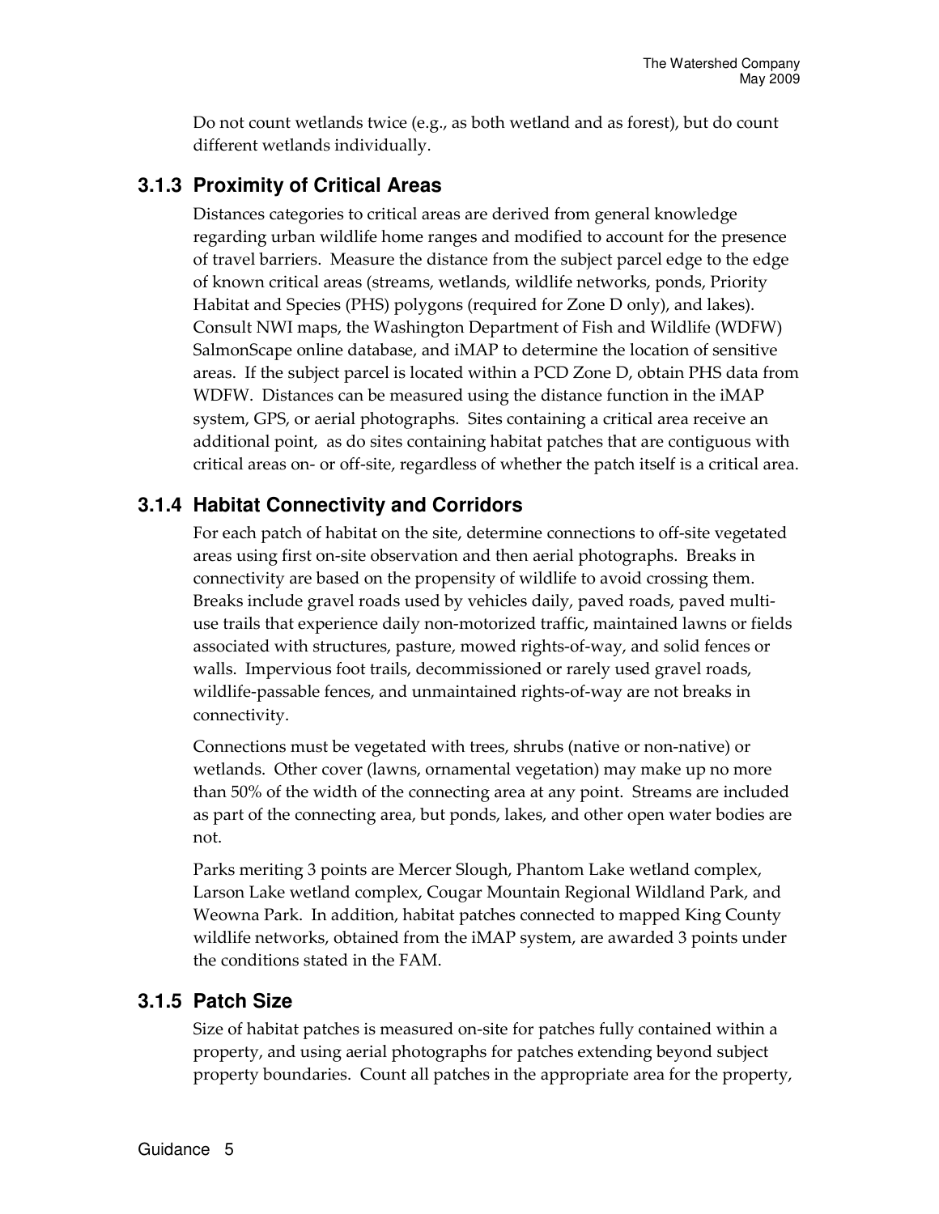Do not count wetlands twice (e.g., as both wetland and as forest), but do count different wetlands individually.

### 3.1.3 Proximity of Critical Areas

Distances categories to critical areas are derived from general knowledge regarding urban wildlife home ranges and modified to account for the presence of travel barriers. Measure the distance from the subject parcel edge to the edge of known critical areas (streams, wetlands, wildlife networks, ponds, Priority Habitat and Species (PHS) polygons (required for Zone D only), and lakes). Consult NWI maps, the Washington Department of Fish and Wildlife (WDFW) SalmonScape online database, and iMAP to determine the location of sensitive areas. If the subject parcel is located within a PCD Zone D, obtain PHS data from WDFW. Distances can be measured using the distance function in the iMAP system, GPS, or aerial photographs. Sites containing a critical area receive an additional point, as do sites containing habitat patches that are contiguous with critical areas on- or off-site, regardless of whether the patch itself is a critical area.

### 3.1.4 Habitat Connectivity and Corridors

For each patch of habitat on the site, determine connections to off-site vegetated areas using first on-site observation and then aerial photographs. Breaks in connectivity are based on the propensity of wildlife to avoid crossing them. Breaks include gravel roads used by vehicles daily, paved roads, paved multi-use trails that experience daily non-motorized traffic, maintained lawns or fields associated with structures, pasture, mowed rights-of-way, and solid fences or walls. Impervious foot trails, decommissioned or rarely used gravel roads, wildlife-passable fences, and unmaintained rights-of-way are not breaks in connectivity.

Connections must be vegetated with trees, shrubs (native or non-native) or wetlands. Other cover (lawns, ornamental vegetation) may make up no more than 50% of the width of the connecting area at any point. Streams are included as part of the connecting area, but ponds, lakes, and other open water bodies are not.

Parks meriting 3 points are Mercer Slough, Phantom Lake wetland complex, Larson Lake wetland complex, Cougar Mountain Regional Wildland Park, and Weowna Park. In addition, habitat patches connected to mapped King County wildlife networks, obtained from the iMAP system, are awarded 3 points under the conditions stated in the FAM.

### 3.1.5 Patch Size

Size of habitat patches is measured on-site for patches fully contained within a property, and using aerial photographs for patches extending beyond subject property boundaries. Count all patches in the appropriate area for the property,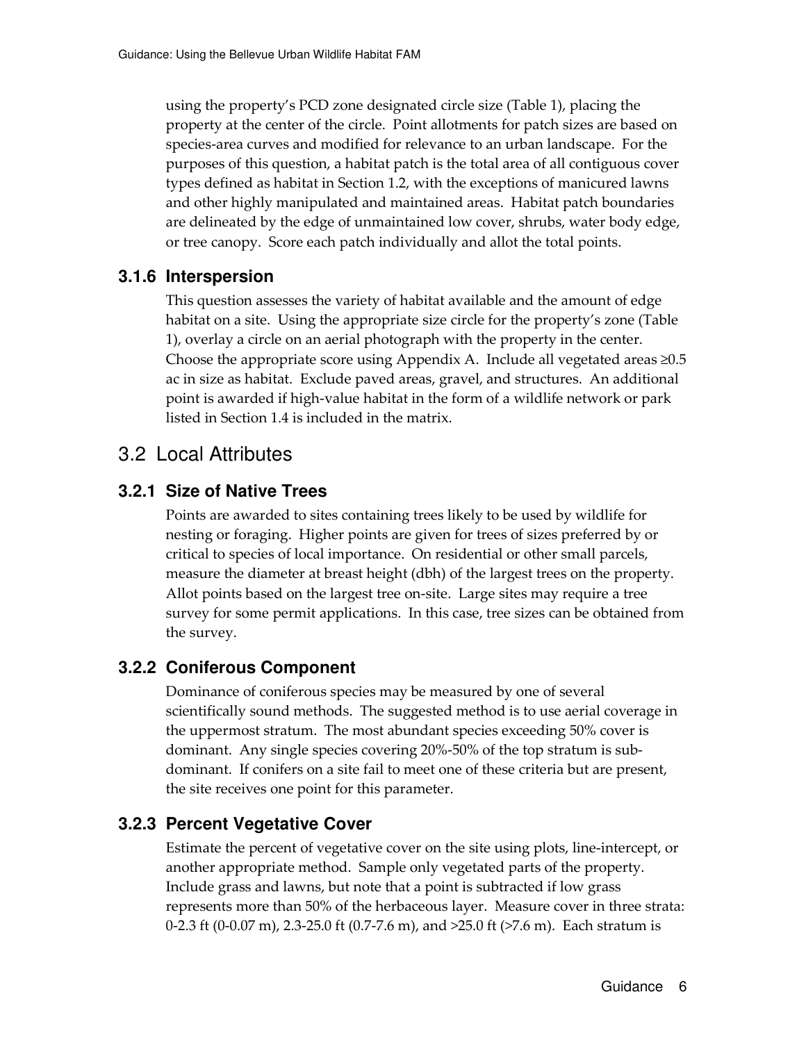using the property's PCD zone designated circle size (Table 1), placing the property at the center of the circle. Point allotments for patch sizes are based on species-area curves and modified for relevance to an urban landscape. For the purposes of this question, a habitat patch is the total area of all contiguous cover types defined as habitat in Section 1.2, with the exceptions of manicured lawns and other highly manipulated and maintained areas. Habitat patch boundaries are delineated by the edge of unmaintained low cover, shrubs, water body edge, or tree canopy. Score each patch individually and allot the total points.

### 3.1.6 Interspersion

This question assesses the variety of habitat available and the amount of edge habitat on a site. Using the appropriate size circle for the property's zone (Table 1), overlay a circle on an aerial photograph with the property in the center. Choose the appropriate score using Appendix A. Include all vegetated areas ≥0.5 ac in size as habitat. Exclude paved areas, gravel, and structures. An additional point is awarded if high-value habitat in the form of a wildlife network or park listed in Section 1.4 is included in the matrix.

## 3.2 Local Attributes

### 3.2.1 Size of Native Trees

Points are awarded to sites containing trees likely to be used by wildlife for nesting or foraging. Higher points are given for trees of sizes preferred by or critical to species of local importance. On residential or other small parcels, measure the diameter at breast height (dbh) of the largest trees on the property. Allot points based on the largest tree on-site. Large sites may require a tree survey for some permit applications. In this case, tree sizes can be obtained from the survey.

### 3.2.2 Coniferous Component

Dominance of coniferous species may be measured by one of several scientifically sound methods. The suggested method is to use aerial coverage in the uppermost stratum. The most abundant species exceeding 50% cover is dominant. Any single species covering 20%-50% of the top stratum is sub-dominant. If conifers on a site fail to meet one of these criteria but are present, the site receives one point for this parameter.

### 3.2.3 Percent Vegetative Cover

Estimate the percent of vegetative cover on the site using plots, line-intercept, or another appropriate method. Sample only vegetated parts of the property. Include grass and lawns, but note that a point is subtracted if low grass represents more than 50% of the herbaceous layer. Measure cover in three strata: 0-2.3 ft (0-0.07 m), 2.3-25.0 ft (0.7-7.6 m), and >25.0 ft (>7.6 m). Each stratum is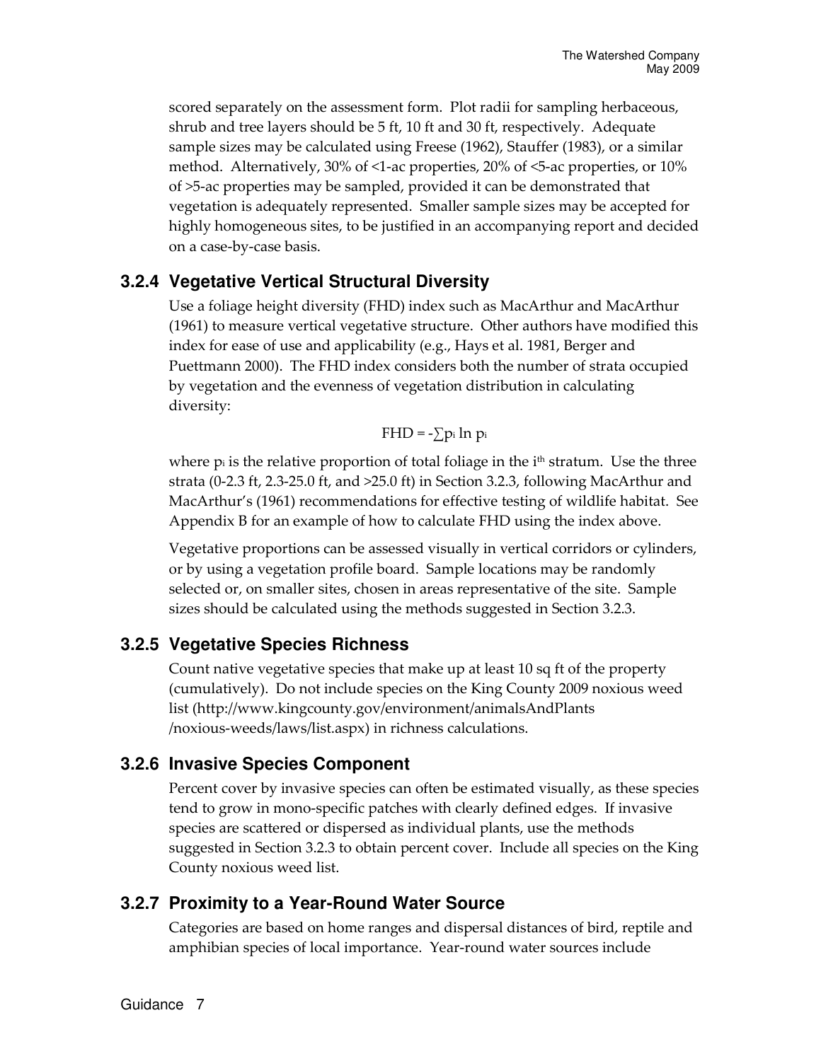scored separately on the assessment form. Plot radii for sampling herbaceous, shrub and tree layers should be 5 ft, 10 ft and 30 ft, respectively. Adequate sample sizes may be calculated using Freese (1962), Stauffer (1983), or a similar method. Alternatively, 30% of <1-ac properties, 20% of <5-ac properties, or 10% of >5-ac properties may be sampled, provided it can be demonstrated that vegetation is adequately represented. Smaller sample sizes may be accepted for highly homogeneous sites, to be justified in an accompanying report and decided on a case-by-case basis.

### 3.2.4 Vegetative Vertical Structural Diversity

Use a foliage height diversity (FHD) index such as MacArthur and MacArthur (1961) to measure vertical vegetative structure. Other authors have modified this index for ease of use and applicability (e.g., Hays et al. 1981, Berger and Puettmann 2000). The FHD index considers both the number of strata occupied by vegetation and the evenness of vegetation distribution in calculating diversity:

$$FHD = -\sum p_i \ln p_i$$

where $p_i$ is the relative proportion of total foliage in the $i^{th}$ stratum. Use the three strata (0-2.3 ft, 2.3-25.0 ft, and >25.0 ft) in Section 3.2.3, following MacArthur and MacArthur's (1961) recommendations for effective testing of wildlife habitat. See Appendix B for an example of how to calculate FHD using the index above.

Vegetative proportions can be assessed visually in vertical corridors or cylinders, or by using a vegetation profile board. Sample locations may be randomly selected or, on smaller sites, chosen in areas representative of the site. Sample sizes should be calculated using the methods suggested in Section 3.2.3.

### 3.2.5 Vegetative Species Richness

Count native vegetative species that make up at least 10 sq ft of the property (cumulatively). Do not include species on the King County 2009 noxious weed list (http://www.kingcounty.gov/environment/animalsAndPlants /noxious-weeds/laws/list.aspx) in richness calculations.

### 3.2.6 Invasive Species Component

Percent cover by invasive species can often be estimated visually, as these species tend to grow in mono-specific patches with clearly defined edges. If invasive species are scattered or dispersed as individual plants, use the methods suggested in Section 3.2.3 to obtain percent cover. Include all species on the King County noxious weed list.

### 3.2.7 Proximity to a Year-Round Water Source

Categories are based on home ranges and dispersal distances of bird, reptile and amphibian species of local importance. Year-round water sources include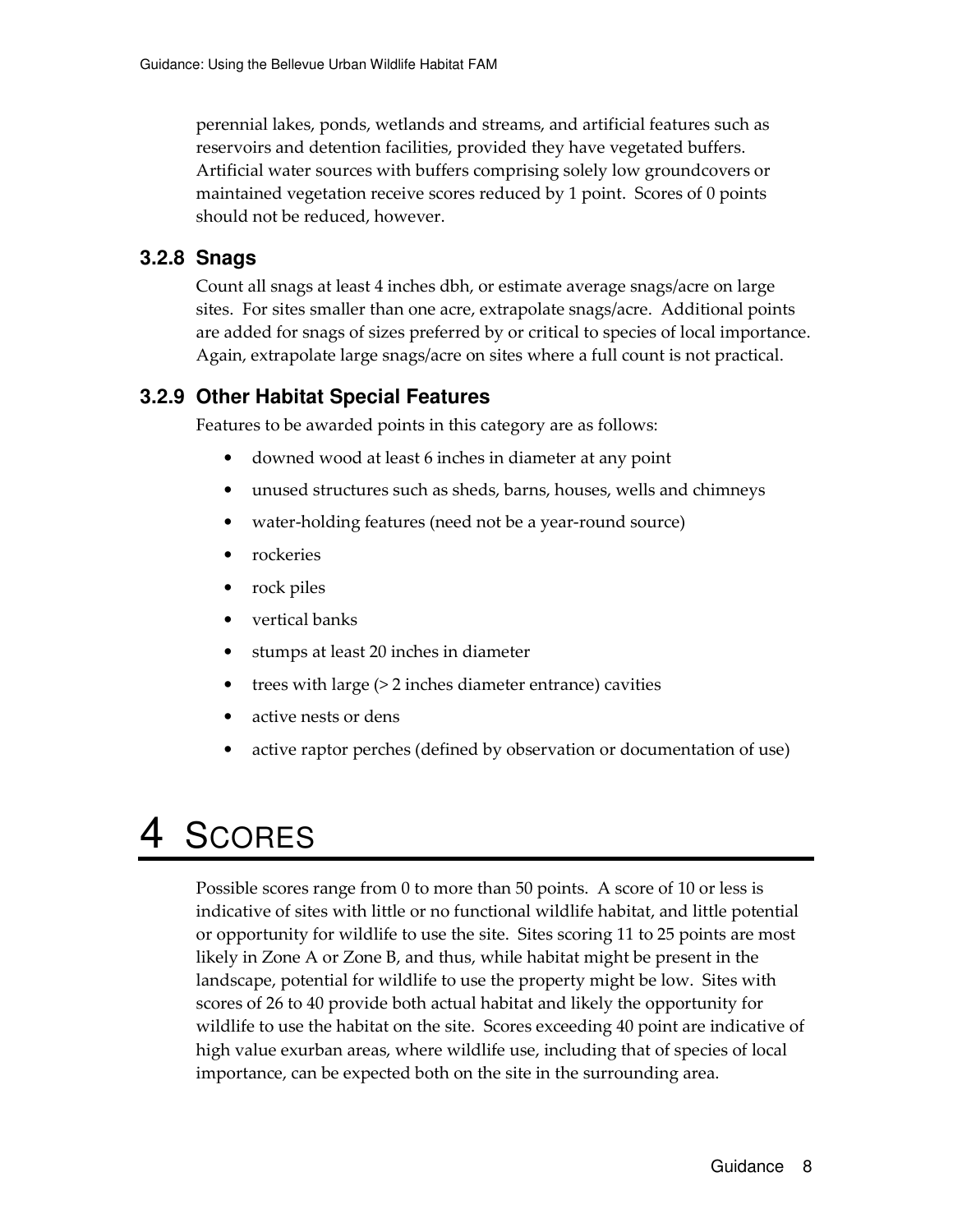perennial lakes, ponds, wetlands and streams, and artificial features such as reservoirs and detention facilities, provided they have vegetated buffers. Artificial water sources with buffers comprising solely low groundcovers or maintained vegetation receive scores reduced by 1 point. Scores of 0 points should not be reduced, however.

### 3.2.8 Snags

Count all snags at least 4 inches dbh, or estimate average snags/acre on large sites. For sites smaller than one acre, extrapolate snags/acre. Additional points are added for snags of sizes preferred by or critical to species of local importance. Again, extrapolate large snags/acre on sites where a full count is not practical.

### 3.2.9 Other Habitat Special Features

Features to be awarded points in this category are as follows:

- downed wood at least 6 inches in diameter at any point
- unused structures such as sheds, barns, houses, wells and chimneys
- water-holding features (need not be a year-round source)
- rockeries
- rock piles
- vertical banks
- stumps at least 20 inches in diameter
- trees with large (> 2 inches diameter entrance) cavities
- active nests or dens
- active raptor perches (defined by observation or documentation of use)

# 4 SCORES

Possible scores range from 0 to more than 50 points. A score of 10 or less is indicative of sites with little or no functional wildlife habitat, and little potential or opportunity for wildlife to use the site. Sites scoring 11 to 25 points are most likely in Zone A or Zone B, and thus, while habitat might be present in the landscape, potential for wildlife to use the property might be low. Sites with scores of 26 to 40 provide both actual habitat and likely the opportunity for wildlife to use the habitat on the site. Scores exceeding 40 point are indicative of high value exurban areas, where wildlife use, including that of species of local importance, can be expected both on the site in the surrounding area.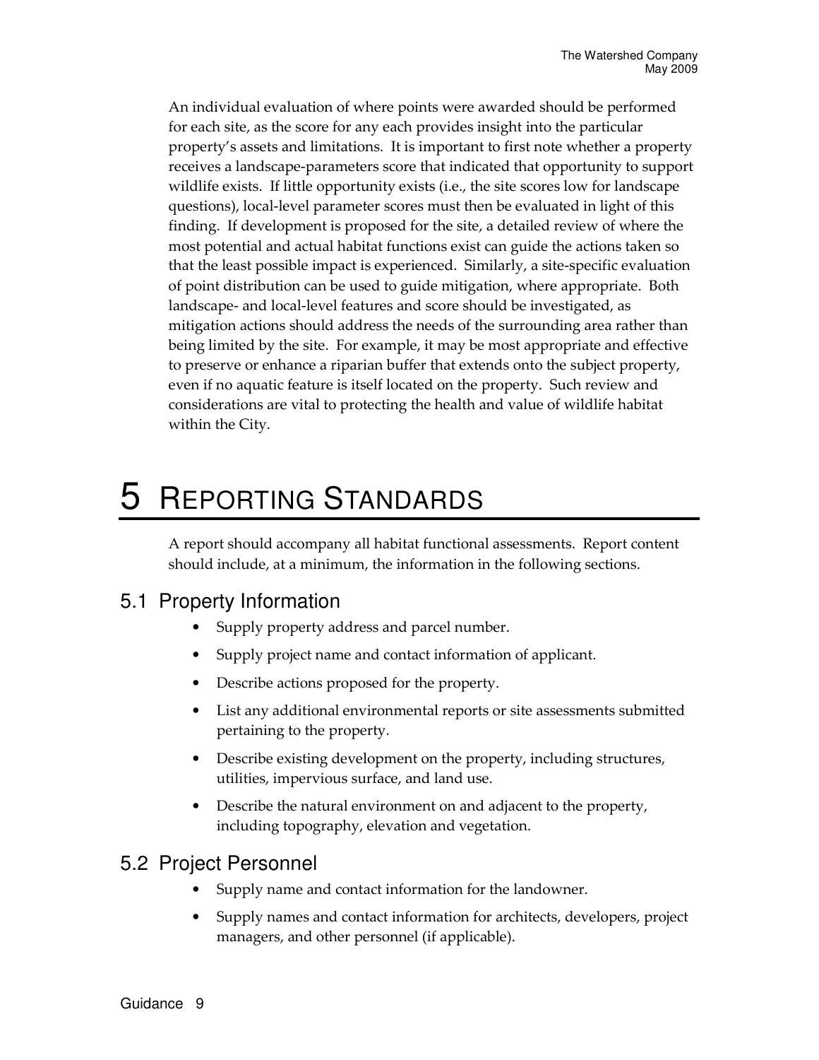An individual evaluation of where points were awarded should be performed for each site, as the score for any each provides insight into the particular property's assets and limitations. It is important to first note whether a property receives a landscape-parameters score that indicated that opportunity to support wildlife exists. If little opportunity exists (i.e., the site scores low for landscape questions), local-level parameter scores must then be evaluated in light of this finding. If development is proposed for the site, a detailed review of where the most potential and actual habitat functions exist can guide the actions taken so that the least possible impact is experienced. Similarly, a site-specific evaluation of point distribution can be used to guide mitigation, where appropriate. Both landscape- and local-level features and score should be investigated, as mitigation actions should address the needs of the surrounding area rather than being limited by the site. For example, it may be most appropriate and effective to preserve or enhance a riparian buffer that extends onto the subject property, even if no aquatic feature is itself located on the property. Such review and considerations are vital to protecting the health and value of wildlife habitat within the City.

# 5 Reporting Standards

A report should accompany all habitat functional assessments. Report content should include, at a minimum, the information in the following sections.

## 5.1 Property Information

- Supply property address and parcel number.
- Supply project name and contact information of applicant.
- Describe actions proposed for the property.
- List any additional environmental reports or site assessments submitted pertaining to the property.
- Describe existing development on the property, including structures, utilities, impervious surface, and land use.
- Describe the natural environment on and adjacent to the property, including topography, elevation and vegetation.

## 5.2 Project Personnel

- Supply name and contact information for the landowner.
- Supply names and contact information for architects, developers, project managers, and other personnel (if applicable).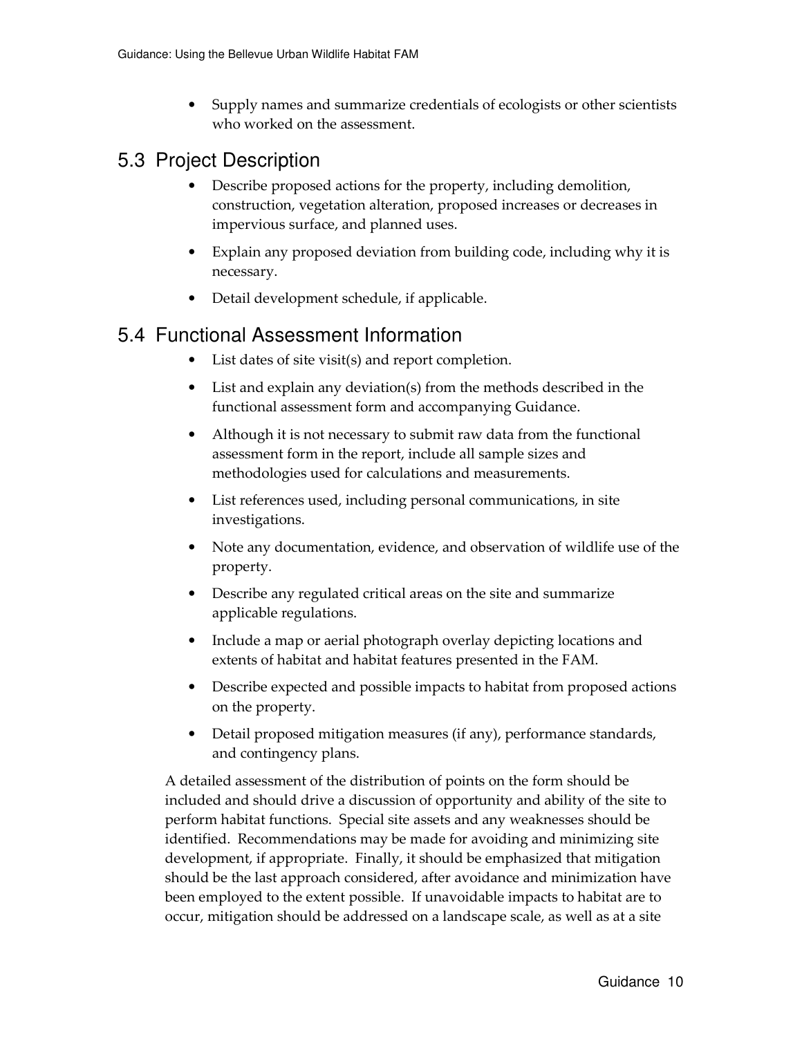- Supply names and summarize credentials of ecologists or other scientists who worked on the assessment.

## 5.3 Project Description

- Describe proposed actions for the property, including demolition, construction, vegetation alteration, proposed increases or decreases in impervious surface, and planned uses.
- Explain any proposed deviation from building code, including why it is necessary.
- Detail development schedule, if applicable.

## 5.4 Functional Assessment Information

- List dates of site visit(s) and report completion.
- List and explain any deviation(s) from the methods described in the functional assessment form and accompanying Guidance.
- Although it is not necessary to submit raw data from the functional assessment form in the report, include all sample sizes and methodologies used for calculations and measurements.
- List references used, including personal communications, in site investigations.
- Note any documentation, evidence, and observation of wildlife use of the property.
- Describe any regulated critical areas on the site and summarize applicable regulations.
- Include a map or aerial photograph overlay depicting locations and extents of habitat and habitat features presented in the FAM.
- Describe expected and possible impacts to habitat from proposed actions on the property.
- Detail proposed mitigation measures (if any), performance standards, and contingency plans.

A detailed assessment of the distribution of points on the form should be included and should drive a discussion of opportunity and ability of the site to perform habitat functions. Special site assets and any weaknesses should be identified. Recommendations may be made for avoiding and minimizing site development, if appropriate. Finally, it should be emphasized that mitigation should be the last approach considered, after avoidance and minimization have been employed to the extent possible. If unavoidable impacts to habitat are to occur, mitigation should be addressed on a landscape scale, as well as at a site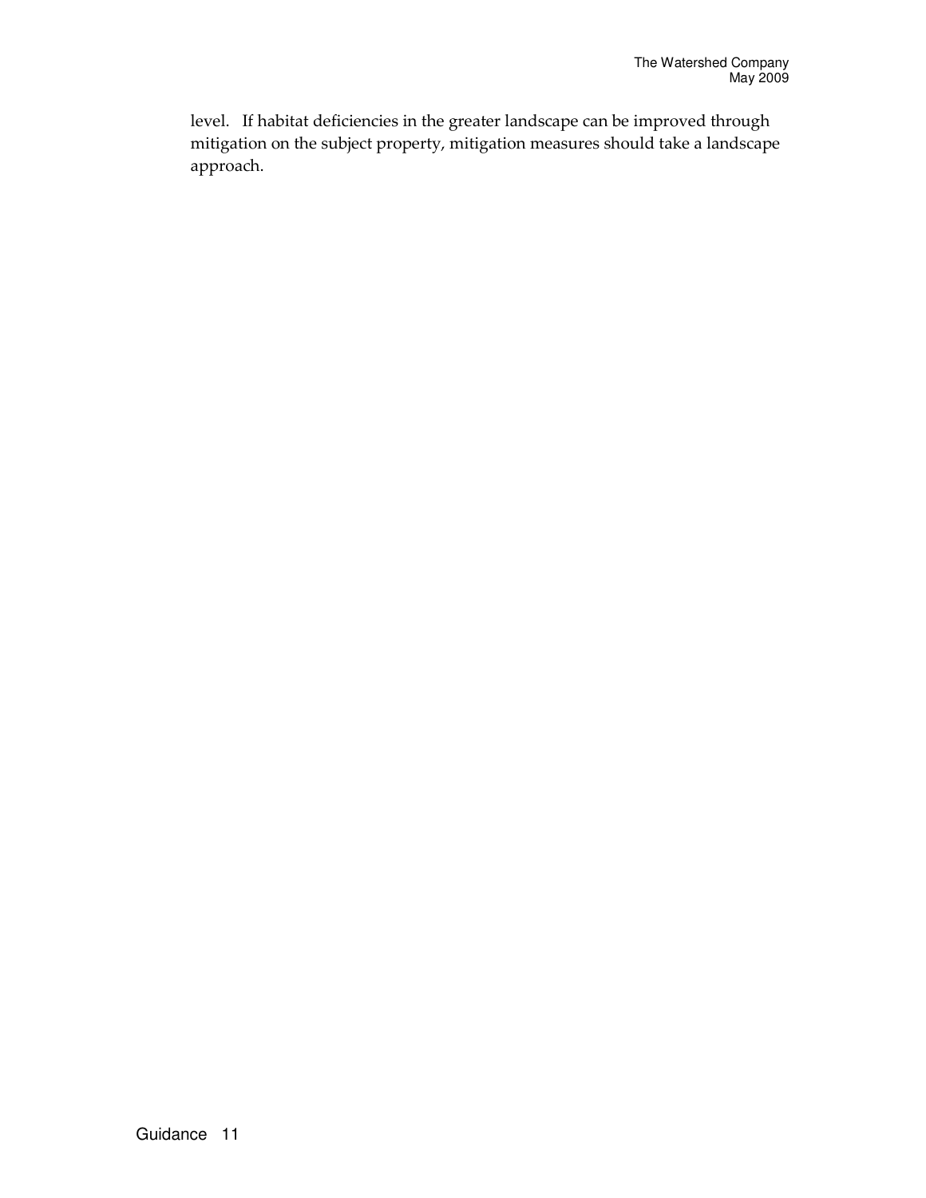level. If habitat deficiencies in the greater landscape can be improved through mitigation on the subject property, mitigation measures should take a landscape approach.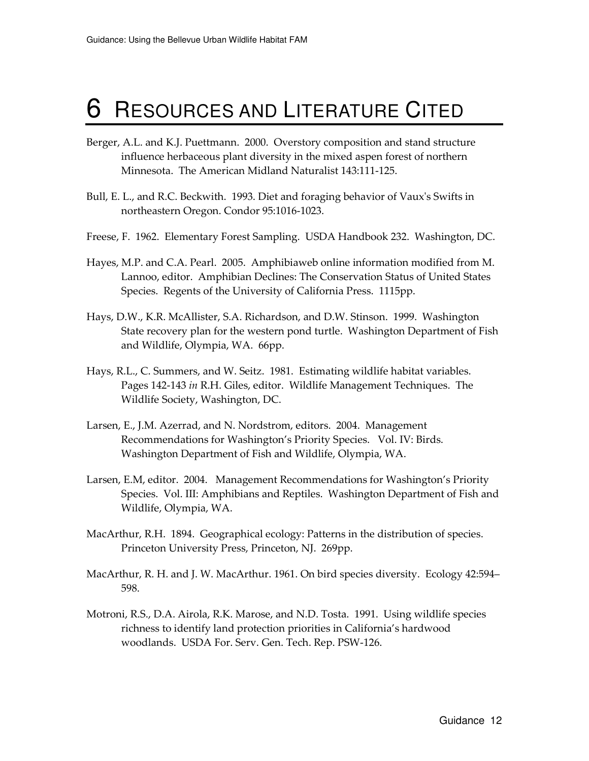# 6 RESOURCES AND LITERATURE CITED

Berger, A.L. and K.J. Puettmann. 2000. Overstory composition and stand structure influence herbaceous plant diversity in the mixed aspen forest of northern Minnesota. The American Midland Naturalist 143:111-125.

Bull, E. L., and R.C. Beckwith. 1993. Diet and foraging behavior of Vaux's Swifts in northeastern Oregon. Condor 95:1016-1023.

Freese, F. 1962. Elementary Forest Sampling. USDA Handbook 232. Washington, DC.

Hayes, M.P. and C.A. Pearl. 2005. Amphibiaweb online information modified from M. Lannoo, editor. Amphibian Declines: The Conservation Status of United States Species. Regents of the University of California Press. 1115pp.

Hays, D.W., K.R. McAllister, S.A. Richardson, and D.W. Stinson. 1999. Washington State recovery plan for the western pond turtle. Washington Department of Fish and Wildlife, Olympia, WA. 66pp.

Hays, R.L., C. Summers, and W. Seitz. 1981. Estimating wildlife habitat variables. Pages 142-143 *in* R.H. Giles, editor. Wildlife Management Techniques. The Wildlife Society, Washington, DC.

Larsen, E., J.M. Azerrad, and N. Nordstrom, editors. 2004. Management Recommendations for Washington's Priority Species. Vol. IV: Birds. Washington Department of Fish and Wildlife, Olympia, WA.

Larsen, E.M, editor. 2004. Management Recommendations for Washington's Priority Species. Vol. III: Amphibians and Reptiles. Washington Department of Fish and Wildlife, Olympia, WA.

MacArthur, R.H. 1894. Geographical ecology: Patterns in the distribution of species. Princeton University Press, Princeton, NJ. 269pp.

MacArthur, R. H. and J. W. MacArthur. 1961. On bird species diversity. Ecology 42:594–598.

Motroni, R.S., D.A. Airola, R.K. Marose, and N.D. Tosta. 1991. Using wildlife species richness to identify land protection priorities in California's hardwood woodlands. USDA For. Serv. Gen. Tech. Rep. PSW-126.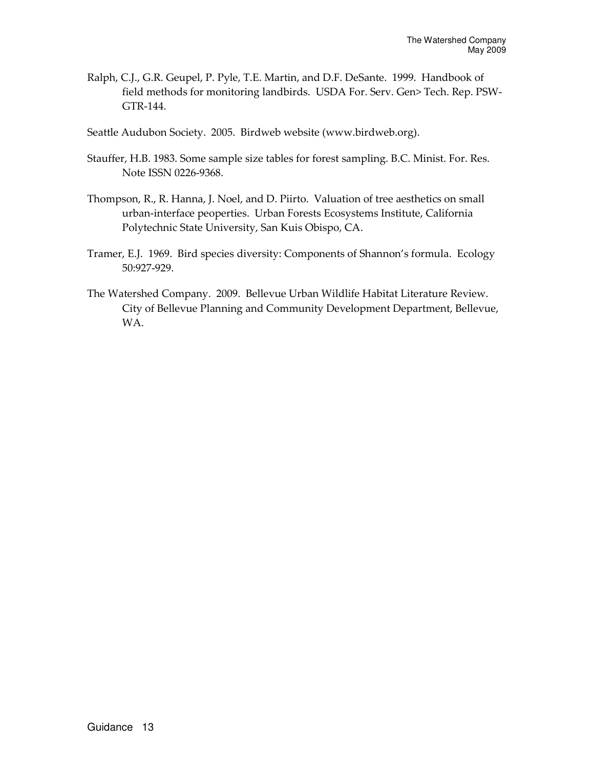Ralph, C.J., G.R. Geupel, P. Pyle, T.E. Martin, and D.F. DeSante. 1999. Handbook of field methods for monitoring landbirds. USDA For. Serv. Gen> Tech. Rep. PSW-GTR-144.

Seattle Audubon Society. 2005. Birdweb website (www.birdweb.org).

Stauffer, H.B. 1983. Some sample size tables for forest sampling. B.C. Minist. For. Res. Note ISSN 0226-9368.

Thompson, R., R. Hanna, J. Noel, and D. Piirto. Valuation of tree aesthetics on small urban-interface peoperties. Urban Forests Ecosystems Institute, California Polytechnic State University, San Kuis Obispo, CA.

Tramer, E.J. 1969. Bird species diversity: Components of Shannon's formula. Ecology 50:927-929.

The Watershed Company. 2009. Bellevue Urban Wildlife Habitat Literature Review. City of Bellevue Planning and Community Development Department, Bellevue, WA.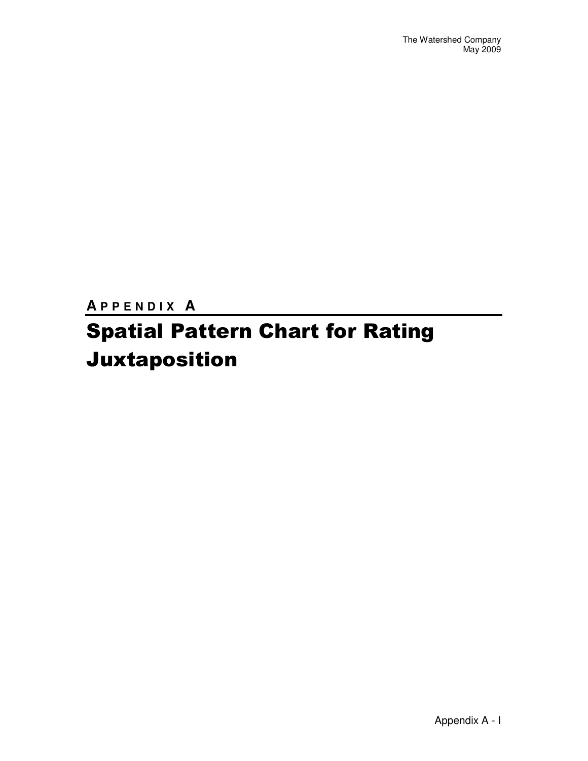## APPENDIX A

# Spatial Pattern Chart for Rating Juxtaposition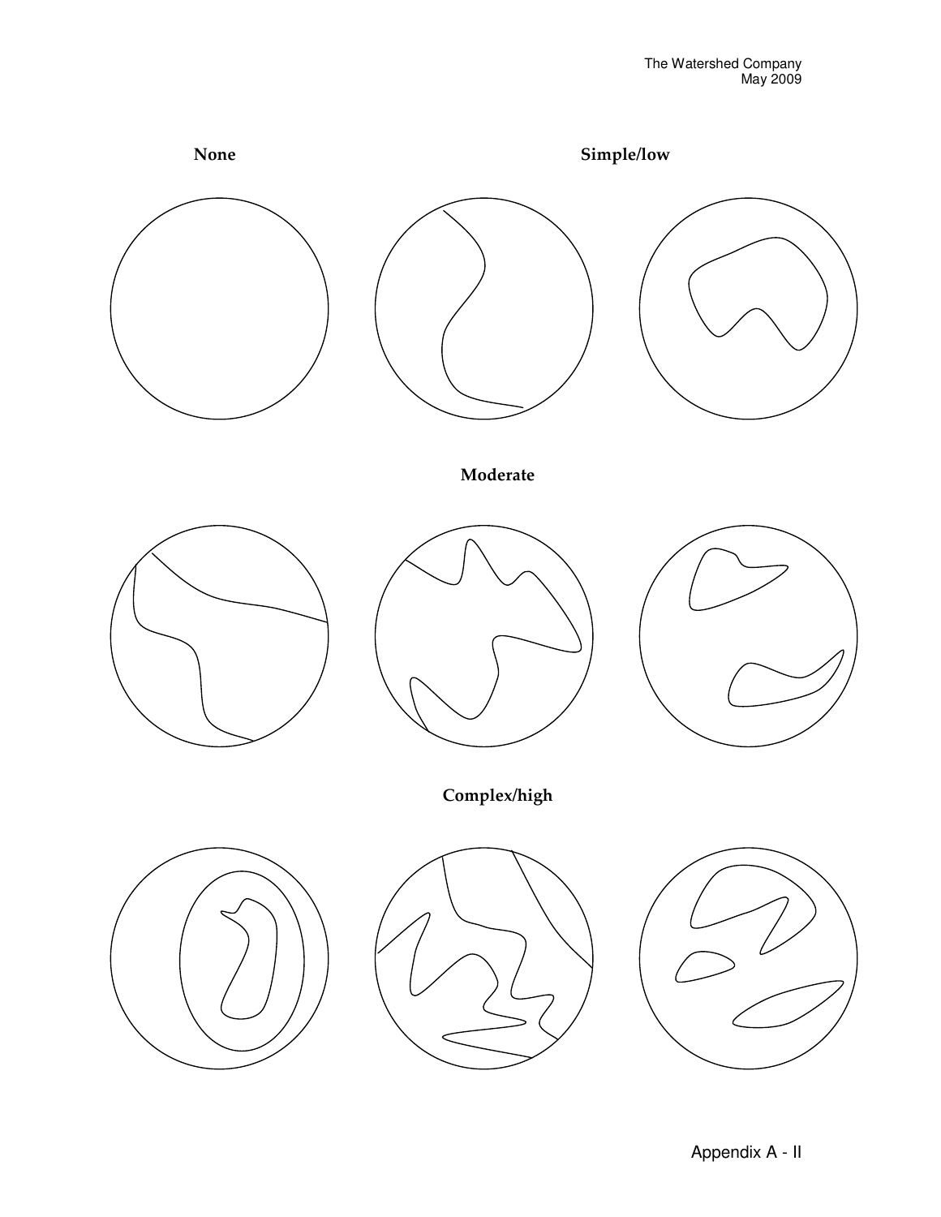None

Simple/low

Moderate

Complex/high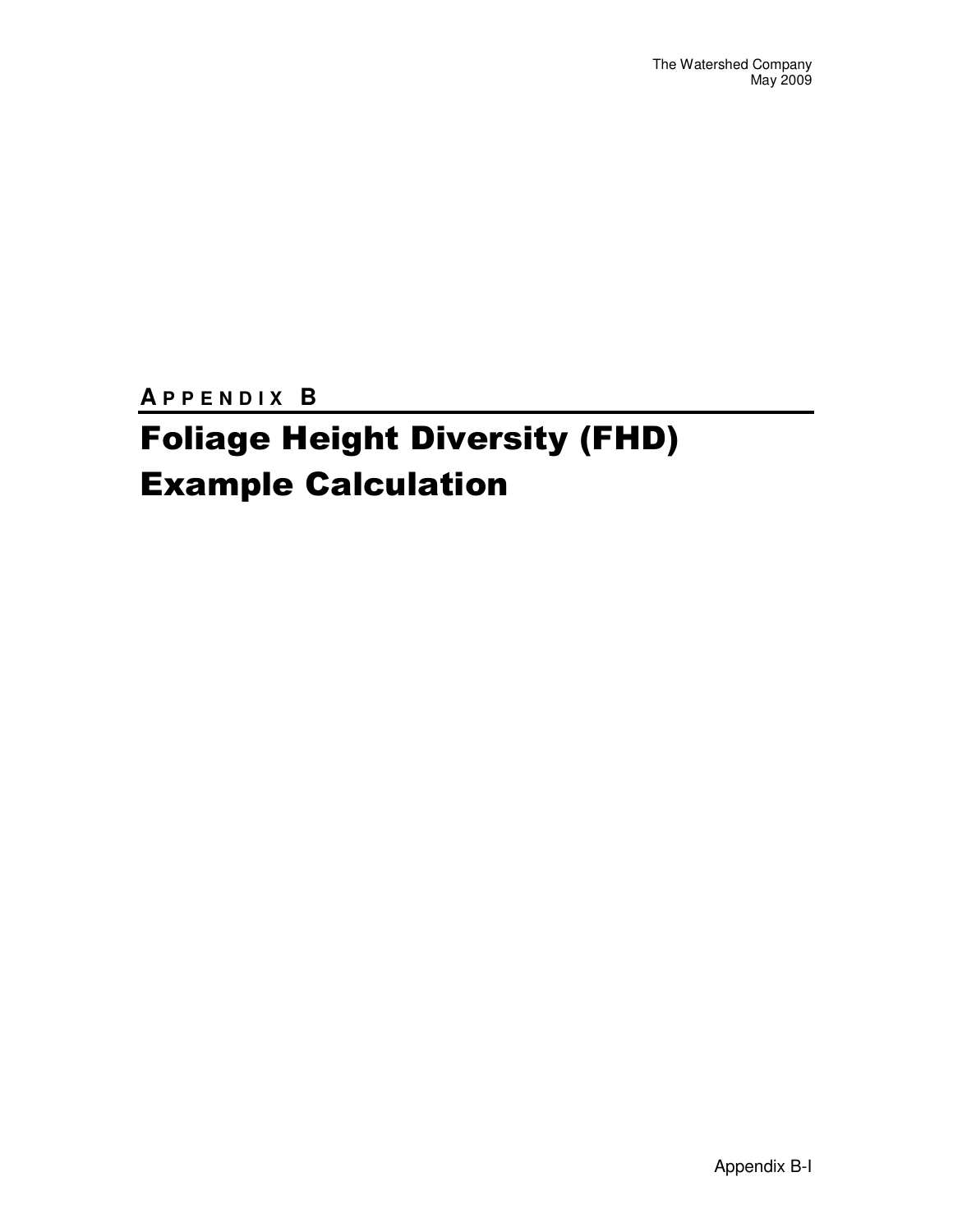## APPENDIX B

# Foliage Height Diversity (FHD) Example Calculation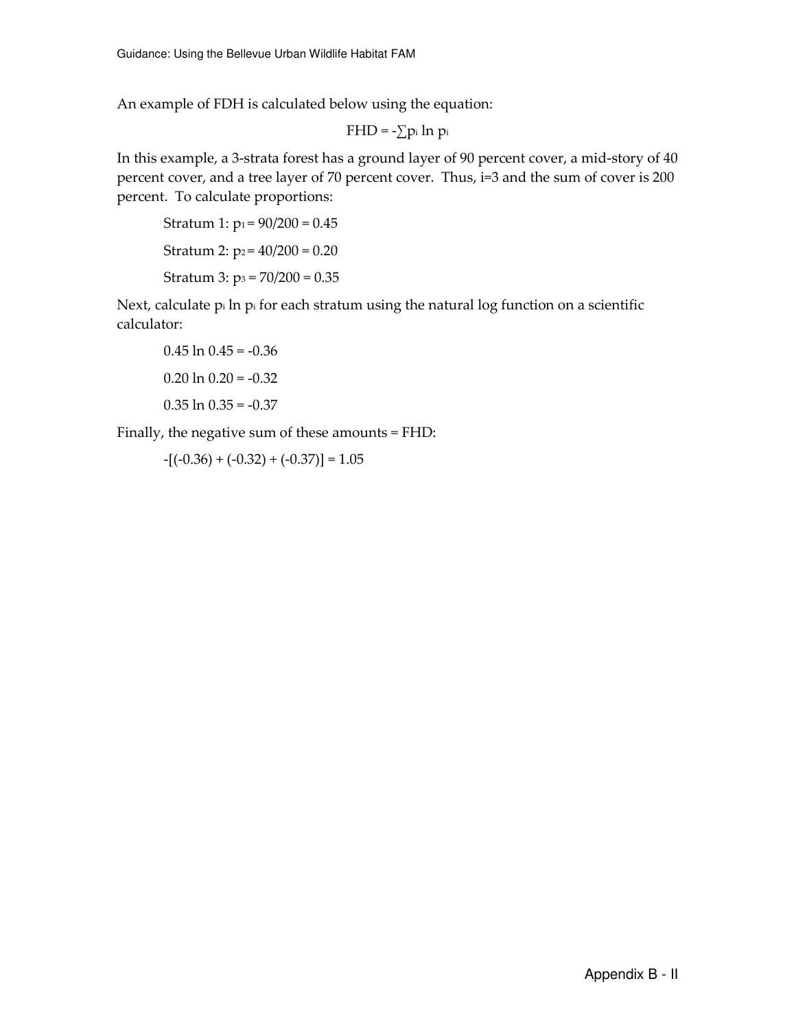An example of FDH is calculated below using the equation:

$$FHD = -\sum p_i \ln p_i$$

In this example, a 3-strata forest has a ground layer of 90 percent cover, a mid-story of 40 percent cover, and a tree layer of 70 percent cover. Thus, i=3 and the sum of cover is 200 percent. To calculate proportions:

Stratum 1: $p_1 = 90/200 = 0.45$

Stratum 2: $p_2 = 40/200 = 0.20$

Stratum 3: $p_3 = 70/200 = 0.35$

Next, calculate $p_i \ln p_i$ for each stratum using the natural log function on a scientific calculator:

$0.45 \ln 0.45 = -0.36$

$0.20 \ln 0.20 = -0.32$

$0.35 \ln 0.35 = -0.37$

Finally, the negative sum of these amounts = FHD:

$-[(-0.36) + (-0.32) + (-0.37)] = 1.05$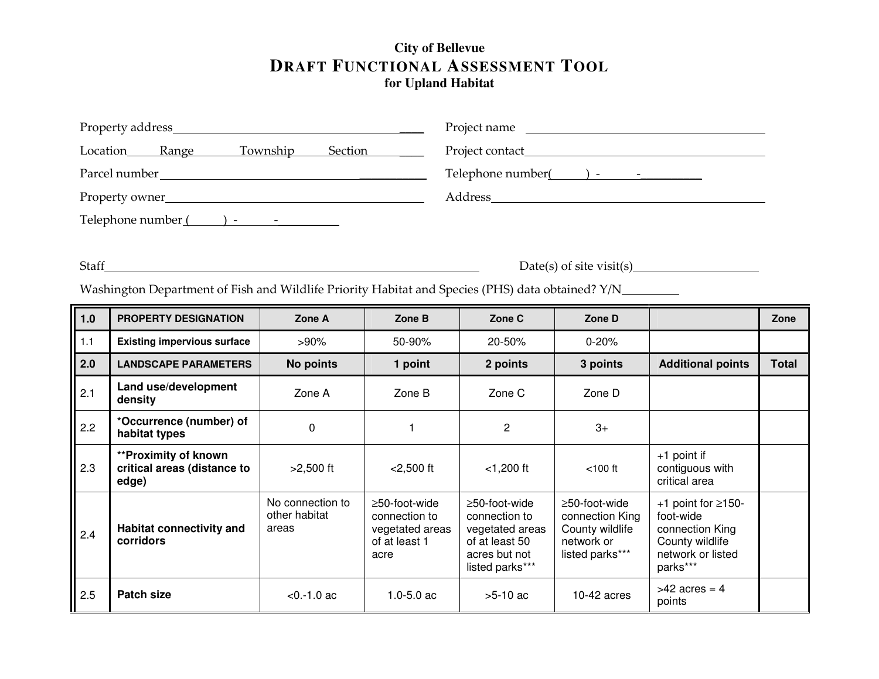# City of Bellevue

## DRAFT FUNCTIONAL ASSESSMENT TOOL

### for Upland Habitat

Property address________________________________________

Location______ Range ______ Township ______ Section ______

Parcel number________________________________________

Property owner________________________________________

Telephone number (______) - ______ - __________

Project name ________________________________________

Project contact________________________________________

Telephone number(______) - ______ - __________

Address________________________________________

Staff________________________________________ Date(s) of site visit(s)____________________

Washington Department of Fish and Wildlife Priority Habitat and Species (PHS) data obtained? Y/N_________

| 1.0 | PROPERTY DESIGNATION | Zone A | Zone B | Zone C | Zone D | | Zone |
|---|---|---|---|---|---|---|---|
| 1.1 | Existing impervious surface | >90% | 50-90% | 20-50% | 0-20% | | |
| **2.0** | **LANDSCAPE PARAMETERS** | **No points** | **1 point** | **2 points** | **3 points** | **Additional points** | **Total** |
| 2.1 | **Land use/development density** | Zone A | Zone B | Zone C | Zone D | | |
| 2.2 | **\*Occurrence (number) of habitat types** | 0 | 1 | 2 | 3+ | | |
| 2.3 | **\*\*Proximity of known critical areas (distance to edge)** | >2,500 ft | <2,500 ft | <1,200 ft | <100 ft | +1 point if contiguous with critical area | |
| 2.4 | **Habitat connectivity and corridors** | No connection to other habitat areas | ≥50-foot-wide connection to vegetated areas of at least 1 acre | ≥50-foot-wide connection to vegetated areas of at least 50 acres but not listed parks\*\*\* | ≥50-foot-wide connection King County wildlife network or listed parks\*\*\* | +1 point for ≥150-foot-wide connection King County wildlife network or listed parks\*\*\* | |
| 2.5 | **Patch size** | <0.-1.0 ac | 1.0-5.0 ac | >5-10 ac | 10-42 acres | >42 acres = 4 points | |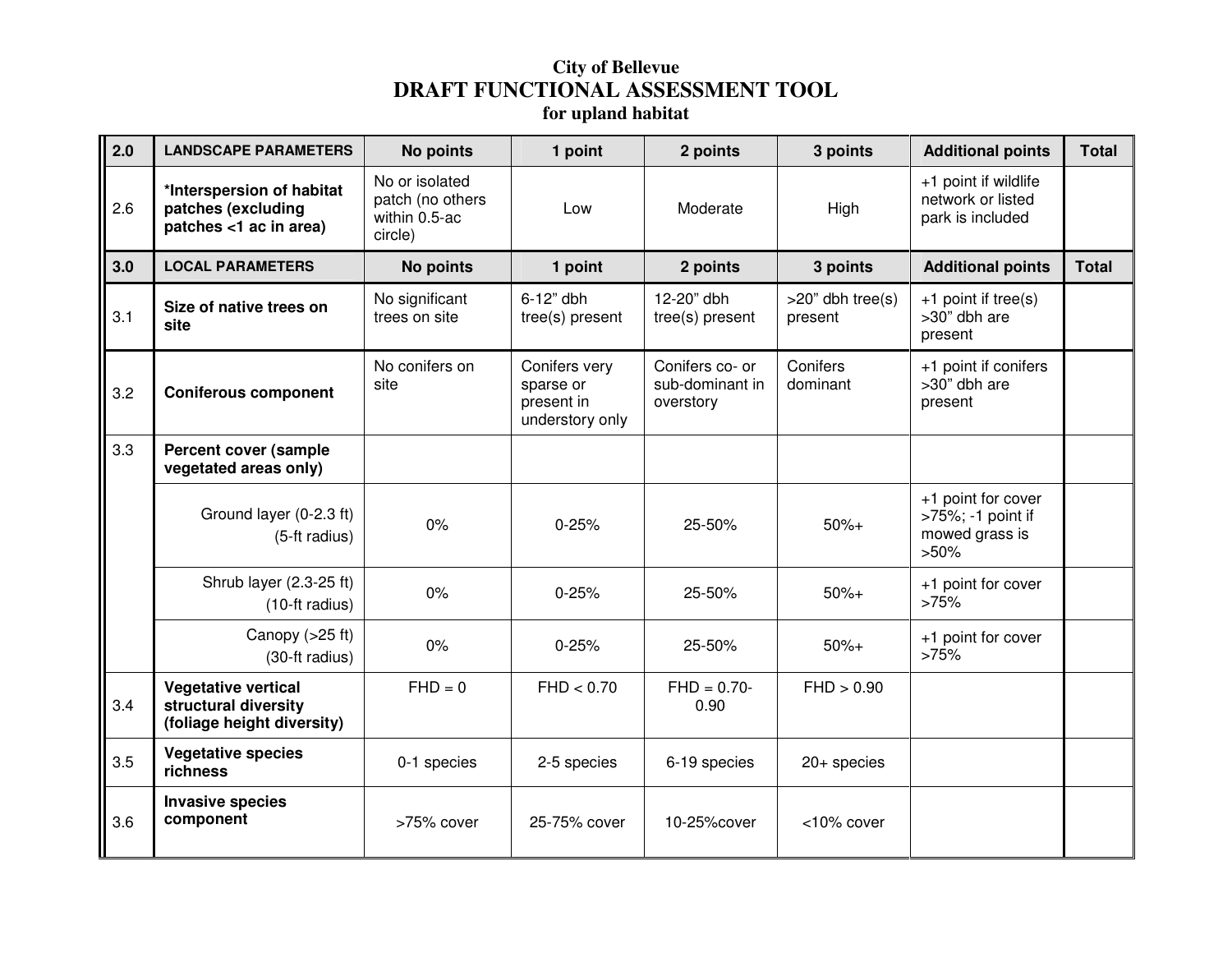**City of Bellevue**

# DRAFT FUNCTIONAL ASSESSMENT TOOL

**for upland habitat**

| 2.0 | LANDSCAPE PARAMETERS | No points | 1 point | 2 points | 3 points | Additional points | Total |
|---|---|---|---|---|---|---|---|
| 2.6 | ***Interspersion of habitat patches (excluding patches <1 ac in area)** | No or isolated patch (no others within 0.5-ac circle) | Low | Moderate | High | +1 point if wildlife network or listed park is included | |
| **3.0** | **LOCAL PARAMETERS** | **No points** | **1 point** | **2 points** | **3 points** | **Additional points** | **Total** |
| 3.1 | **Size of native trees on site** | No significant trees on site | 6-12" dbh tree(s) present | 12-20" dbh tree(s) present | >20" dbh tree(s) present | +1 point if tree(s) >30" dbh are present | |
| 3.2 | **Coniferous component** | No conifers on site | Conifers very sparse or present in understory only | Conifers co- or sub-dominant in overstory | Conifers dominant | +1 point if conifers >30" dbh are present | |
| 3.3 | **Percent cover (sample vegetated areas only)** | | | | | | |
| | Ground layer (0-2.3 ft) (5-ft radius) | 0% | 0-25% | 25-50% | 50%+ | +1 point for cover >75%; -1 point if mowed grass is >50% | |
| | Shrub layer (2.3-25 ft) (10-ft radius) | 0% | 0-25% | 25-50% | 50%+ | +1 point for cover >75% | |
| | Canopy (>25 ft) (30-ft radius) | 0% | 0-25% | 25-50% | 50%+ | +1 point for cover >75% | |
| 3.4 | **Vegetative vertical structural diversity (foliage height diversity)** | FHD = 0 | FHD < 0.70 | FHD = 0.70-0.90 | FHD > 0.90 | | |
| 3.5 | **Vegetative species richness** | 0-1 species | 2-5 species | 6-19 species | 20+ species | | |
| 3.6 | **Invasive species component** | >75% cover | 25-75% cover | 10-25%cover | <10% cover | | |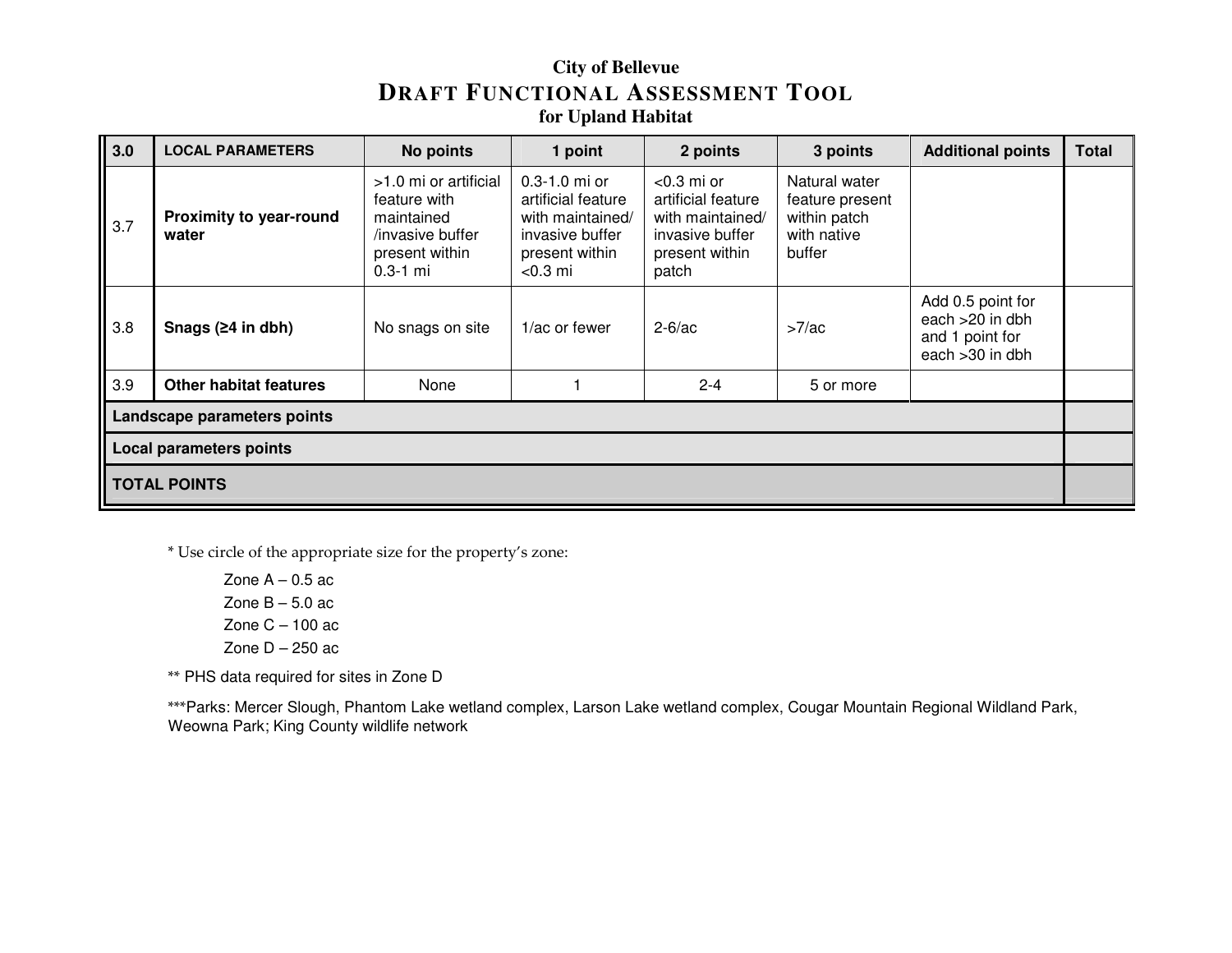City of Bellevue

# DRAFT FUNCTIONAL ASSESSMENT TOOL

**for Upland Habitat**

| 3.0 | LOCAL PARAMETERS | No points | 1 point | 2 points | 3 points | Additional points | Total |
|---|---|---|---|---|---|---|---|
| 3.7 | **Proximity to year-round water** | >1.0 mi or artificial feature with maintained /invasive buffer present within 0.3-1 mi | 0.3-1.0 mi or artificial feature with maintained/ invasive buffer present within <0.3 mi | <0.3 mi or artificial feature with maintained/ invasive buffer present within patch | Natural water feature present within patch with native buffer | | |
| 3.8 | **Snags (≥4 in dbh)** | No snags on site | 1/ac or fewer | 2-6/ac | >7/ac | Add 0.5 point for each >20 in dbh and 1 point for each >30 in dbh | |
| 3.9 | **Other habitat features** | None | 1 | 2-4 | 5 or more | | |
| **Landscape parameters points** | | | | | | | |
| **Local parameters points** | | | | | | | |
| **TOTAL POINTS** | | | | | | | |

* Use circle of the appropriate size for the property's zone:

Zone A – 0.5 ac
Zone B – 5.0 ac
Zone C – 100 ac
Zone D – 250 ac

** PHS data required for sites in Zone D

***Parks: Mercer Slough, Phantom Lake wetland complex, Larson Lake wetland complex, Cougar Mountain Regional Wildland Park, Weowna Park; King County wildlife network